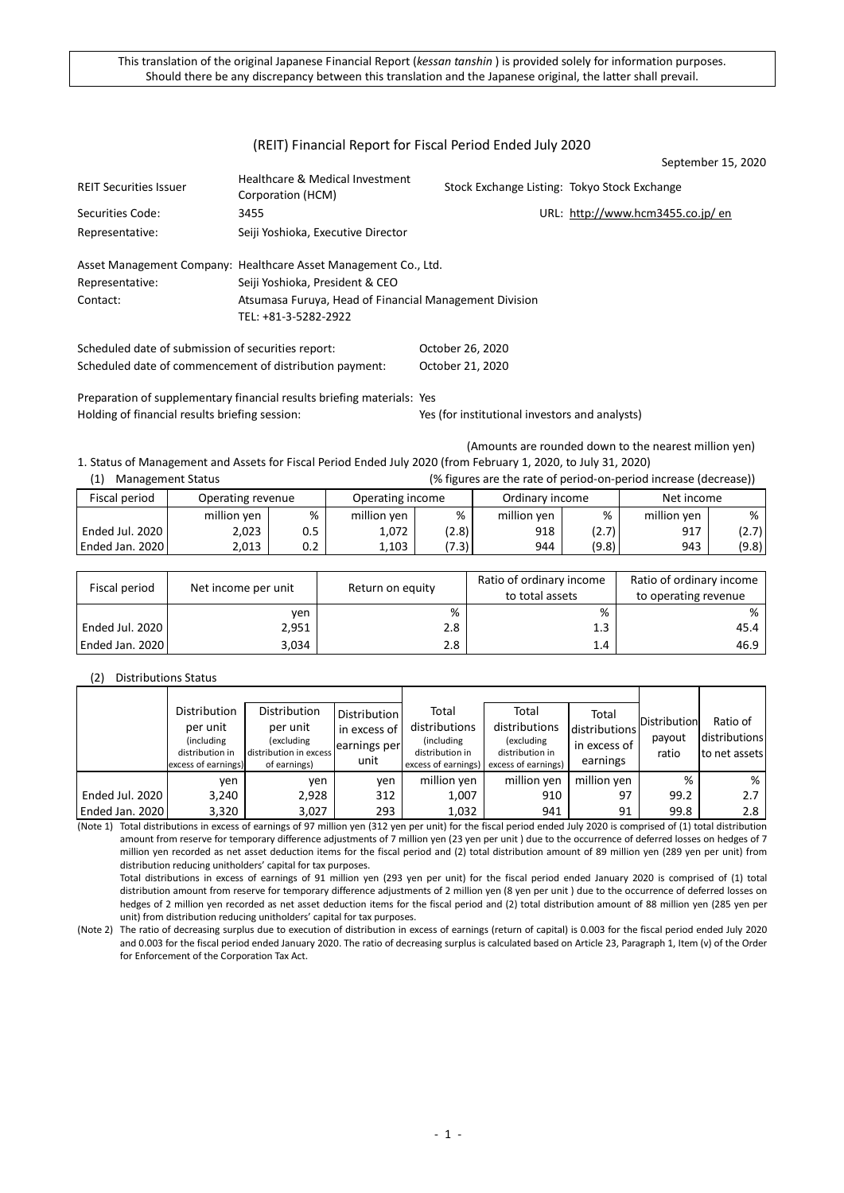This translation of the original Japanese Financial Report (*kessan tanshin* ) is provided solely for information purposes. Should there be any discrepancy between this translation and the Japanese original, the latter shall prevail.

# (REIT) Financial Report for Fiscal Period Ended July 2020

September 15, 2020

| | | | |
|---|---|---|---|
| REIT Securities Issuer | Healthcare & Medical Investment Corporation (HCM) | Stock Exchange Listing: | Tokyo Stock Exchange |
| Securities Code: | 3455 | URL: | http://www.hcm3455.co.jp/ en |
| Representative: | Seiji Yoshioka, Executive Director | | |

Asset Management Company: Healthcare Asset Management Co., Ltd.
Representative: Seiji Yoshioka, President & CEO
Contact: Atsumasa Furuya, Head of Financial Management Division
TEL: +81-3-5282-2922

Scheduled date of submission of securities report: October 26, 2020
Scheduled date of commencement of distribution payment: October 21, 2020

Preparation of supplementary financial results briefing materials: Yes
Holding of financial results briefing session: Yes (for institutional investors and analysts)

(Amounts are rounded down to the nearest million yen)

1. Status of Management and Assets for Fiscal Period Ended July 2020 (from February 1, 2020, to July 31, 2020)

(1) Management Status (% figures are the rate of period-on-period increase (decrease))

| Fiscal period | Operating revenue | | Operating income | | Ordinary income | | Net income | |
|---|---|---|---|---|---|---|---|---|
| | million yen | % | million yen | % | million yen | % | million yen | % |
| Ended Jul. 2020 | 2,023 | 0.5 | 1,072 | (2.8) | 918 | (2.7) | 917 | (2.7) |
| Ended Jan. 2020 | 2,013 | 0.2 | 1,103 | (7.3) | 944 | (9.8) | 943 | (9.8) |

| Fiscal period | Net income per unit | Return on equity | Ratio of ordinary income to total assets | Ratio of ordinary income to operating revenue |
|---|---|---|---|---|
| | yen | % | % | % |
| Ended Jul. 2020 | 2,951 | 2.8 | 1.3 | 45.4 |
| Ended Jan. 2020 | 3,034 | 2.8 | 1.4 | 46.9 |

(2) Distributions Status

| | Distribution per unit (including distribution in excess of earnings) | Distribution per unit (excluding distribution in excess of earnings) | Distribution in excess of earnings per unit | Total distributions (including distribution in excess of earnings) | Total distributions (excluding distribution in excess of earnings) | Total distributions in excess of earnings | Distribution payout ratio | Ratio of distributions to net assets |
|---|---|---|---|---|---|---|---|---|
| | yen | yen | yen | million yen | million yen | million yen | % | % |
| Ended Jul. 2020 | 3,240 | 2,928 | 312 | 1,007 | 910 | 97 | 99.2 | 2.7 |
| Ended Jan. 2020 | 3,320 | 3,027 | 293 | 1,032 | 941 | 91 | 99.8 | 2.8 |

(Note 1) Total distributions in excess of earnings of 97 million yen (312 yen per unit) for the fiscal period ended July 2020 is comprised of (1) total distribution amount from reserve for temporary difference adjustments of 7 million yen (23 yen per unit ) due to the occurrence of deferred losses on hedges of 7 million yen recorded as net asset deduction items for the fiscal period and (2) total distribution amount of 89 million yen (289 yen per unit) from distribution reducing unitholders' capital for tax purposes.

Total distributions in excess of earnings of 91 million yen (293 yen per unit) for the fiscal period ended January 2020 is comprised of (1) total distribution amount from reserve for temporary difference adjustments of 2 million yen (8 yen per unit ) due to the occurrence of deferred losses on hedges of 2 million yen recorded as net asset deduction items for the fiscal period and (2) total distribution amount of 88 million yen (285 yen per unit) from distribution reducing unitholders' capital for tax purposes.

(Note 2) The ratio of decreasing surplus due to execution of distribution in excess of earnings (return of capital) is 0.003 for the fiscal period ended July 2020 and 0.003 for the fiscal period ended January 2020. The ratio of decreasing surplus is calculated based on Article 23, Paragraph 1, Item (v) of the Order for Enforcement of the Corporation Tax Act.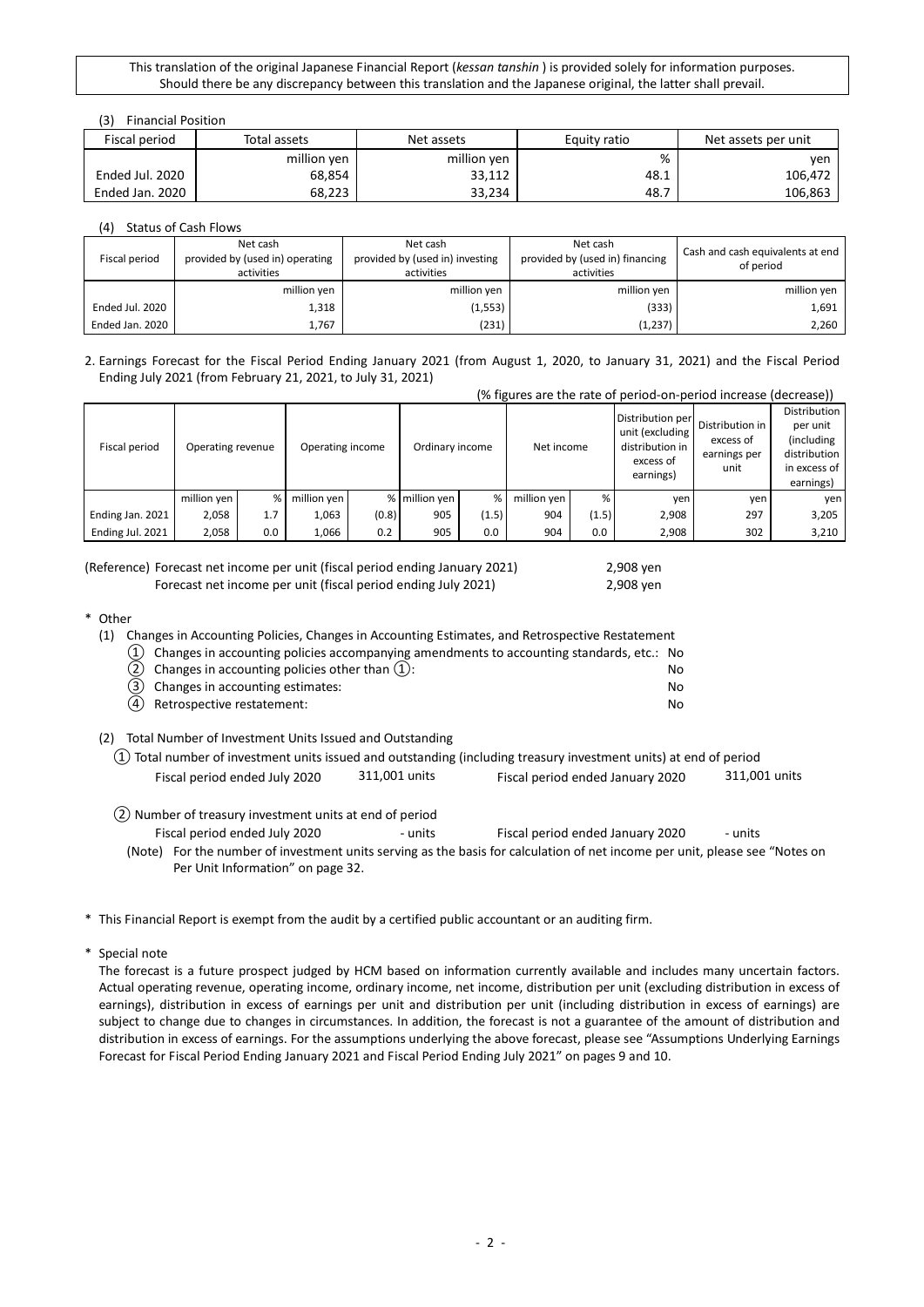This translation of the original Japanese Financial Report (*kessan tanshin* ) is provided solely for information purposes. Should there be any discrepancy between this translation and the Japanese original, the latter shall prevail.

(3) Financial Position

| Fiscal period | Total assets | Net assets | Equity ratio | Net assets per unit |
|---|---|---|---|---|
| | million yen | million yen | % | yen |
| Ended Jul. 2020 | 68,854 | 33,112 | 48.1 | 106,472 |
| Ended Jan. 2020 | 68,223 | 33,234 | 48.7 | 106,863 |

(4) Status of Cash Flows

| Fiscal period | Net cash provided by (used in) operating activities | Net cash provided by (used in) investing activities | Net cash provided by (used in) financing activities | Cash and cash equivalents at end of period |
|---|---|---|---|---|
| | million yen | million yen | million yen | million yen |
| Ended Jul. 2020 | 1,318 | (1,553) | (333) | 1,691 |
| Ended Jan. 2020 | 1,767 | (231) | (1,237) | 2,260 |

2. Earnings Forecast for the Fiscal Period Ending January 2021 (from August 1, 2020, to January 31, 2021) and the Fiscal Period Ending July 2021 (from February 21, 2021, to July 31, 2021)

(% figures are the rate of period-on-period increase (decrease))

| Fiscal period | Operating revenue | | Operating income | | Ordinary income | | Net income | | Distribution per unit (excluding distribution in excess of earnings) | Distribution in excess of earnings per unit | Distribution per unit (including distribution in excess of earnings) |
|---|---|---|---|---|---|---|---|---|---|---|---|
| | million yen | % | million yen | % | million yen | % | million yen | % | yen | yen | yen |
| Ending Jan. 2021 | 2,058 | 1.7 | 1,063 | (0.8) | 905 | (1.5) | 904 | (1.5) | 2,908 | 297 | 3,205 |
| Ending Jul. 2021 | 2,058 | 0.0 | 1,066 | 0.2 | 905 | 0.0 | 904 | 0.0 | 2,908 | 302 | 3,210 |

(Reference) Forecast net income per unit (fiscal period ending January 2021) 2,908 yen
Forecast net income per unit (fiscal period ending July 2021) 2,908 yen

\* Other

(1) Changes in Accounting Policies, Changes in Accounting Estimates, and Retrospective Restatement

① Changes in accounting policies accompanying amendments to accounting standards, etc.: No
② Changes in accounting policies other than ①: No
③ Changes in accounting estimates: No
④ Retrospective restatement: No

(2) Total Number of Investment Units Issued and Outstanding

① Total number of investment units issued and outstanding (including treasury investment units) at end of period
Fiscal period ended July 2020 311,001 units Fiscal period ended January 2020 311,001 units

② Number of treasury investment units at end of period
Fiscal period ended July 2020 - units Fiscal period ended January 2020 - units

(Note) For the number of investment units serving as the basis for calculation of net income per unit, please see "Notes on Per Unit Information" on page 32.

\* This Financial Report is exempt from the audit by a certified public accountant or an auditing firm.

\* Special note

The forecast is a future prospect judged by HCM based on information currently available and includes many uncertain factors. Actual operating revenue, operating income, ordinary income, net income, distribution per unit (excluding distribution in excess of earnings), distribution in excess of earnings per unit and distribution per unit (including distribution in excess of earnings) are subject to change due to changes in circumstances. In addition, the forecast is not a guarantee of the amount of distribution and distribution in excess of earnings. For the assumptions underlying the above forecast, please see "Assumptions Underlying Earnings Forecast for Fiscal Period Ending January 2021 and Fiscal Period Ending July 2021" on pages 9 and 10.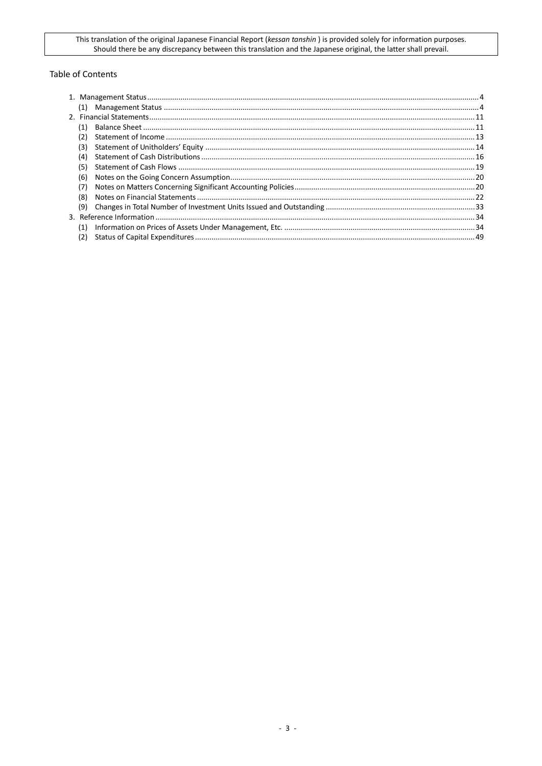This translation of the original Japanese Financial Report (*kessan tanshin* ) is provided solely for information purposes. Should there be any discrepancy between this translation and the Japanese original, the latter shall prevail.

## Table of Contents

1. Management Status .......... 4
   (1) Management Status .......... 4
2. Financial Statements .......... 11
   (1) Balance Sheet .......... 11
   (2) Statement of Income .......... 13
   (3) Statement of Unitholders' Equity .......... 14
   (4) Statement of Cash Distributions .......... 16
   (5) Statement of Cash Flows .......... 19
   (6) Notes on the Going Concern Assumption .......... 20
   (7) Notes on Matters Concerning Significant Accounting Policies .......... 20
   (8) Notes on Financial Statements .......... 22
   (9) Changes in Total Number of Investment Units Issued and Outstanding .......... 33
3. Reference Information .......... 34
   (1) Information on Prices of Assets Under Management, Etc. .......... 34
   (2) Status of Capital Expenditures .......... 49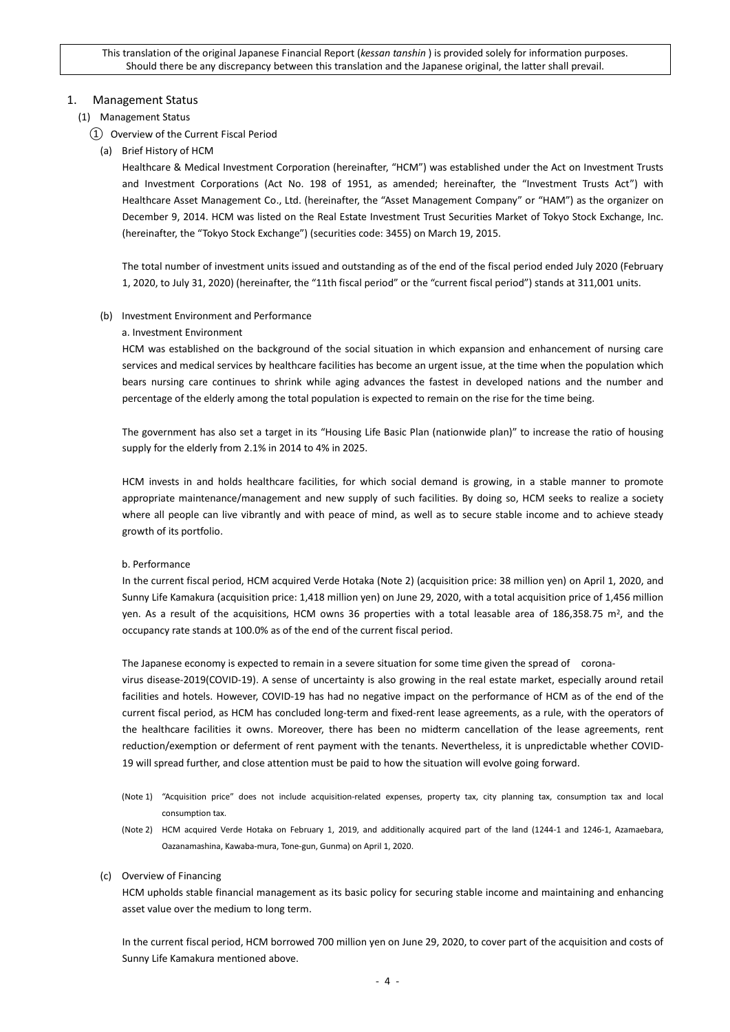This translation of the original Japanese Financial Report (*kessan tanshin* ) is provided solely for information purposes. Should there be any discrepancy between this translation and the Japanese original, the latter shall prevail.

# 1. Management Status

## (1) Management Status

### ① Overview of the Current Fiscal Period

#### (a) Brief History of HCM

Healthcare & Medical Investment Corporation (hereinafter, "HCM") was established under the Act on Investment Trusts and Investment Corporations (Act No. 198 of 1951, as amended; hereinafter, the "Investment Trusts Act") with Healthcare Asset Management Co., Ltd. (hereinafter, the "Asset Management Company" or "HAM") as the organizer on December 9, 2014. HCM was listed on the Real Estate Investment Trust Securities Market of Tokyo Stock Exchange, Inc. (hereinafter, the "Tokyo Stock Exchange") (securities code: 3455) on March 19, 2015.

The total number of investment units issued and outstanding as of the end of the fiscal period ended July 2020 (February 1, 2020, to July 31, 2020) (hereinafter, the "11th fiscal period" or the "current fiscal period") stands at 311,001 units.

#### (b) Investment Environment and Performance

a. Investment Environment

HCM was established on the background of the social situation in which expansion and enhancement of nursing care services and medical services by healthcare facilities has become an urgent issue, at the time when the population which bears nursing care continues to shrink while aging advances the fastest in developed nations and the number and percentage of the elderly among the total population is expected to remain on the rise for the time being.

The government has also set a target in its "Housing Life Basic Plan (nationwide plan)" to increase the ratio of housing supply for the elderly from 2.1% in 2014 to 4% in 2025.

HCM invests in and holds healthcare facilities, for which social demand is growing, in a stable manner to promote appropriate maintenance/management and new supply of such facilities. By doing so, HCM seeks to realize a society where all people can live vibrantly and with peace of mind, as well as to secure stable income and to achieve steady growth of its portfolio.

b. Performance

In the current fiscal period, HCM acquired Verde Hotaka (Note 2) (acquisition price: 38 million yen) on April 1, 2020, and Sunny Life Kamakura (acquisition price: 1,418 million yen) on June 29, 2020, with a total acquisition price of 1,456 million yen. As a result of the acquisitions, HCM owns 36 properties with a total leasable area of 186,358.75 m$^2$, and the occupancy rate stands at 100.0% as of the end of the current fiscal period.

The Japanese economy is expected to remain in a severe situation for some time given the spread of corona-virus disease-2019(COVID-19). A sense of uncertainty is also growing in the real estate market, especially around retail facilities and hotels. However, COVID-19 has had no negative impact on the performance of HCM as of the end of the current fiscal period, as HCM has concluded long-term and fixed-rent lease agreements, as a rule, with the operators of the healthcare facilities it owns. Moreover, there has been no midterm cancellation of the lease agreements, rent reduction/exemption or deferment of rent payment with the tenants. Nevertheless, it is unpredictable whether COVID-19 will spread further, and close attention must be paid to how the situation will evolve going forward.

(Note 1) "Acquisition price" does not include acquisition-related expenses, property tax, city planning tax, consumption tax and local consumption tax.

(Note 2) HCM acquired Verde Hotaka on February 1, 2019, and additionally acquired part of the land (1244-1 and 1246-1, Azamaebara, Oazanamashina, Kawaba-mura, Tone-gun, Gunma) on April 1, 2020.

#### (c) Overview of Financing

HCM upholds stable financial management as its basic policy for securing stable income and maintaining and enhancing asset value over the medium to long term.

In the current fiscal period, HCM borrowed 700 million yen on June 29, 2020, to cover part of the acquisition and costs of Sunny Life Kamakura mentioned above.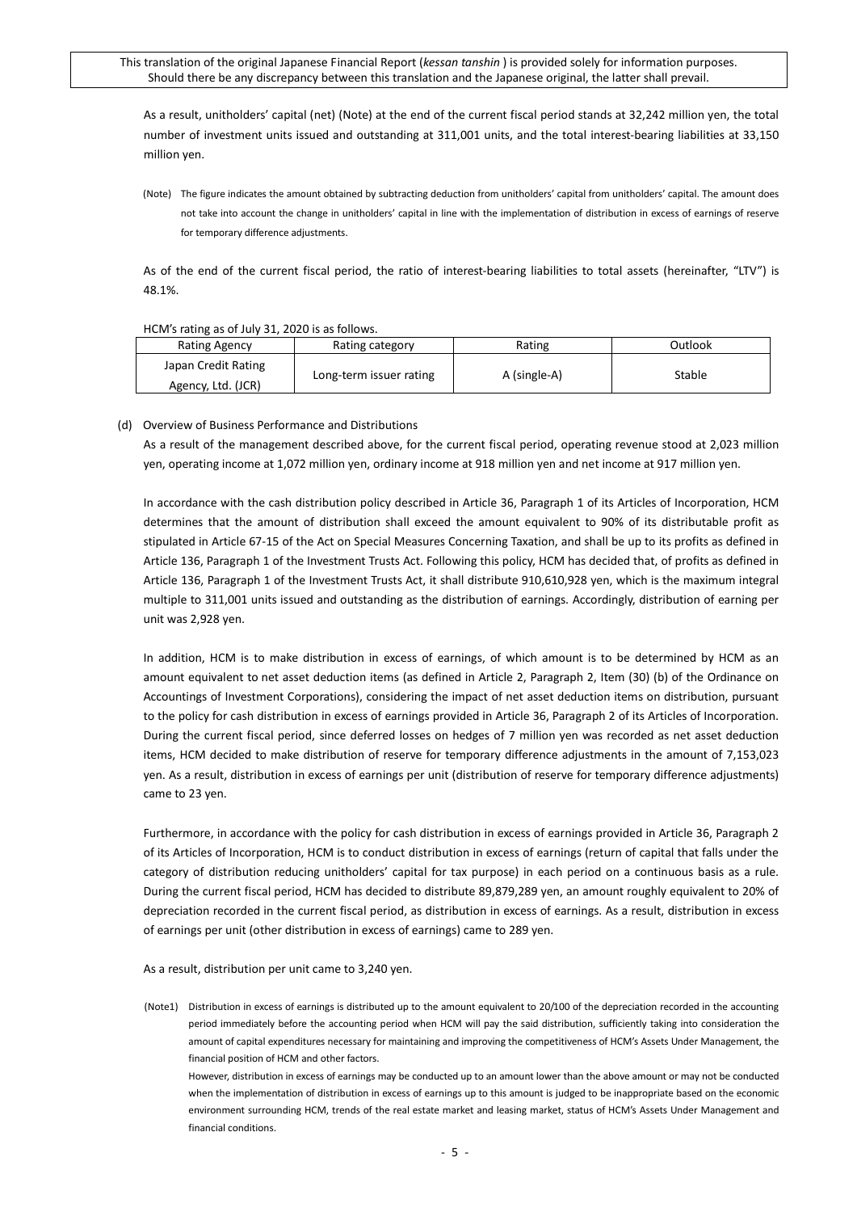This translation of the original Japanese Financial Report (*kessan tanshin* ) is provided solely for information purposes. Should there be any discrepancy between this translation and the Japanese original, the latter shall prevail.

As a result, unitholders' capital (net) (Note) at the end of the current fiscal period stands at 32,242 million yen, the total number of investment units issued and outstanding at 311,001 units, and the total interest-bearing liabilities at 33,150 million yen.

(Note) The figure indicates the amount obtained by subtracting deduction from unitholders' capital from unitholders' capital. The amount does not take into account the change in unitholders' capital in line with the implementation of distribution in excess of earnings of reserve for temporary difference adjustments.

As of the end of the current fiscal period, the ratio of interest-bearing liabilities to total assets (hereinafter, "LTV") is 48.1%.

HCM's rating as of July 31, 2020 is as follows.

| Rating Agency | Rating category | Rating | Outlook |
|---|---|---|---|
| Japan Credit Rating Agency, Ltd. (JCR) | Long-term issuer rating | A (single-A) | Stable |

(d) Overview of Business Performance and Distributions

As a result of the management described above, for the current fiscal period, operating revenue stood at 2,023 million yen, operating income at 1,072 million yen, ordinary income at 918 million yen and net income at 917 million yen.

In accordance with the cash distribution policy described in Article 36, Paragraph 1 of its Articles of Incorporation, HCM determines that the amount of distribution shall exceed the amount equivalent to 90% of its distributable profit as stipulated in Article 67-15 of the Act on Special Measures Concerning Taxation, and shall be up to its profits as defined in Article 136, Paragraph 1 of the Investment Trusts Act. Following this policy, HCM has decided that, of profits as defined in Article 136, Paragraph 1 of the Investment Trusts Act, it shall distribute 910,610,928 yen, which is the maximum integral multiple to 311,001 units issued and outstanding as the distribution of earnings. Accordingly, distribution of earning per unit was 2,928 yen.

In addition, HCM is to make distribution in excess of earnings, of which amount is to be determined by HCM as an amount equivalent to net asset deduction items (as defined in Article 2, Paragraph 2, Item (30) (b) of the Ordinance on Accountings of Investment Corporations), considering the impact of net asset deduction items on distribution, pursuant to the policy for cash distribution in excess of earnings provided in Article 36, Paragraph 2 of its Articles of Incorporation. During the current fiscal period, since deferred losses on hedges of 7 million yen was recorded as net asset deduction items, HCM decided to make distribution of reserve for temporary difference adjustments in the amount of 7,153,023 yen. As a result, distribution in excess of earnings per unit (distribution of reserve for temporary difference adjustments) came to 23 yen.

Furthermore, in accordance with the policy for cash distribution in excess of earnings provided in Article 36, Paragraph 2 of its Articles of Incorporation, HCM is to conduct distribution in excess of earnings (return of capital that falls under the category of distribution reducing unitholders' capital for tax purpose) in each period on a continuous basis as a rule. During the current fiscal period, HCM has decided to distribute 89,879,289 yen, an amount roughly equivalent to 20% of depreciation recorded in the current fiscal period, as distribution in excess of earnings. As a result, distribution in excess of earnings per unit (other distribution in excess of earnings) came to 289 yen.

As a result, distribution per unit came to 3,240 yen.

(Note1) Distribution in excess of earnings is distributed up to the amount equivalent to 20/100 of the depreciation recorded in the accounting period immediately before the accounting period when HCM will pay the said distribution, sufficiently taking into consideration the amount of capital expenditures necessary for maintaining and improving the competitiveness of HCM's Assets Under Management, the financial position of HCM and other factors.

However, distribution in excess of earnings may be conducted up to an amount lower than the above amount or may not be conducted when the implementation of distribution in excess of earnings up to this amount is judged to be inappropriate based on the economic environment surrounding HCM, trends of the real estate market and leasing market, status of HCM's Assets Under Management and financial conditions.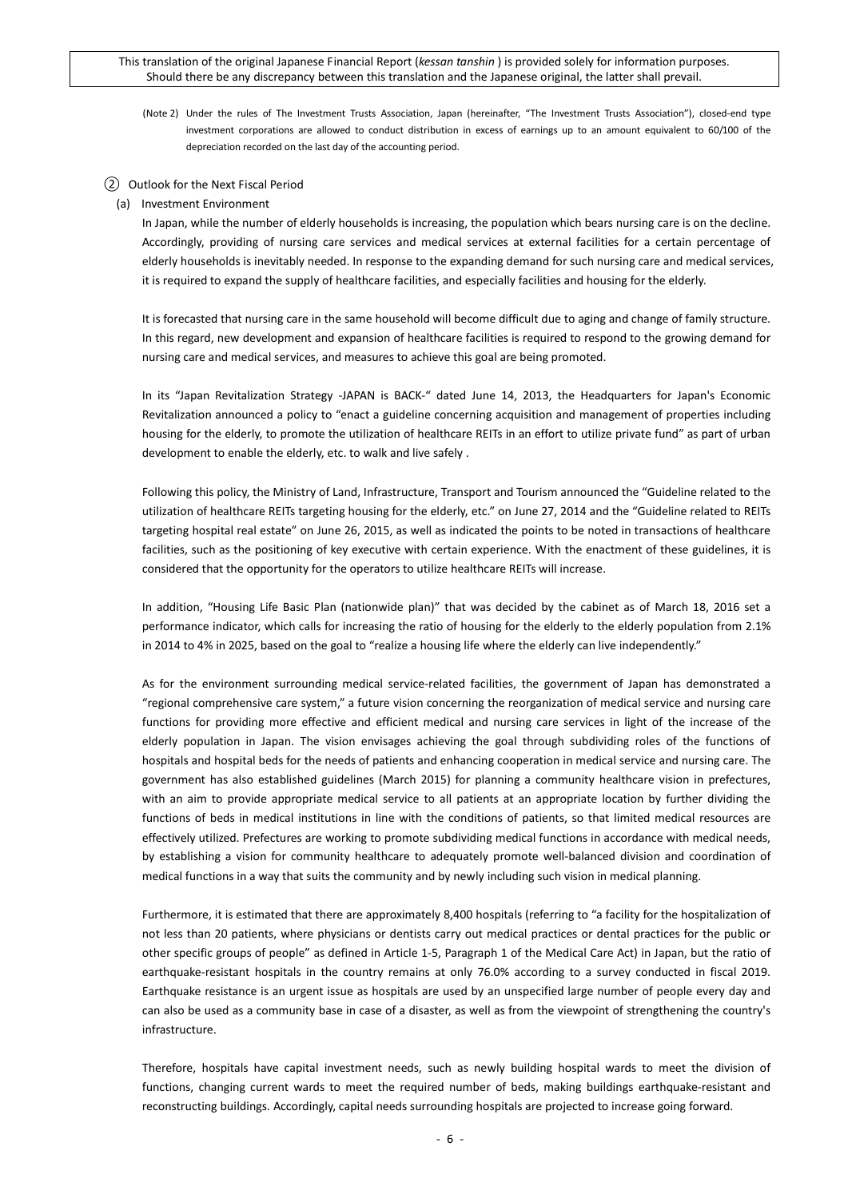(Note 2) Under the rules of The Investment Trusts Association, Japan (hereinafter, "The Investment Trusts Association"), closed-end type investment corporations are allowed to conduct distribution in excess of earnings up to an amount equivalent to 60/100 of the depreciation recorded on the last day of the accounting period.

② Outlook for the Next Fiscal Period

(a) Investment Environment

In Japan, while the number of elderly households is increasing, the population which bears nursing care is on the decline. Accordingly, providing of nursing care services and medical services at external facilities for a certain percentage of elderly households is inevitably needed. In response to the expanding demand for such nursing care and medical services, it is required to expand the supply of healthcare facilities, and especially facilities and housing for the elderly.

It is forecasted that nursing care in the same household will become difficult due to aging and change of family structure. In this regard, new development and expansion of healthcare facilities is required to respond to the growing demand for nursing care and medical services, and measures to achieve this goal are being promoted.

In its "Japan Revitalization Strategy -JAPAN is BACK-" dated June 14, 2013, the Headquarters for Japan's Economic Revitalization announced a policy to "enact a guideline concerning acquisition and management of properties including housing for the elderly, to promote the utilization of healthcare REITs in an effort to utilize private fund" as part of urban development to enable the elderly, etc. to walk and live safely .

Following this policy, the Ministry of Land, Infrastructure, Transport and Tourism announced the "Guideline related to the utilization of healthcare REITs targeting housing for the elderly, etc." on June 27, 2014 and the "Guideline related to REITs targeting hospital real estate" on June 26, 2015, as well as indicated the points to be noted in transactions of healthcare facilities, such as the positioning of key executive with certain experience. With the enactment of these guidelines, it is considered that the opportunity for the operators to utilize healthcare REITs will increase.

In addition, "Housing Life Basic Plan (nationwide plan)" that was decided by the cabinet as of March 18, 2016 set a performance indicator, which calls for increasing the ratio of housing for the elderly to the elderly population from 2.1% in 2014 to 4% in 2025, based on the goal to "realize a housing life where the elderly can live independently."

As for the environment surrounding medical service-related facilities, the government of Japan has demonstrated a "regional comprehensive care system," a future vision concerning the reorganization of medical service and nursing care functions for providing more effective and efficient medical and nursing care services in light of the increase of the elderly population in Japan. The vision envisages achieving the goal through subdividing roles of the functions of hospitals and hospital beds for the needs of patients and enhancing cooperation in medical service and nursing care. The government has also established guidelines (March 2015) for planning a community healthcare vision in prefectures, with an aim to provide appropriate medical service to all patients at an appropriate location by further dividing the functions of beds in medical institutions in line with the conditions of patients, so that limited medical resources are effectively utilized. Prefectures are working to promote subdividing medical functions in accordance with medical needs, by establishing a vision for community healthcare to adequately promote well-balanced division and coordination of medical functions in a way that suits the community and by newly including such vision in medical planning.

Furthermore, it is estimated that there are approximately 8,400 hospitals (referring to "a facility for the hospitalization of not less than 20 patients, where physicians or dentists carry out medical practices or dental practices for the public or other specific groups of people" as defined in Article 1-5, Paragraph 1 of the Medical Care Act) in Japan, but the ratio of earthquake-resistant hospitals in the country remains at only 76.0% according to a survey conducted in fiscal 2019. Earthquake resistance is an urgent issue as hospitals are used by an unspecified large number of people every day and can also be used as a community base in case of a disaster, as well as from the viewpoint of strengthening the country's infrastructure.

Therefore, hospitals have capital investment needs, such as newly building hospital wards to meet the division of functions, changing current wards to meet the required number of beds, making buildings earthquake-resistant and reconstructing buildings. Accordingly, capital needs surrounding hospitals are projected to increase going forward.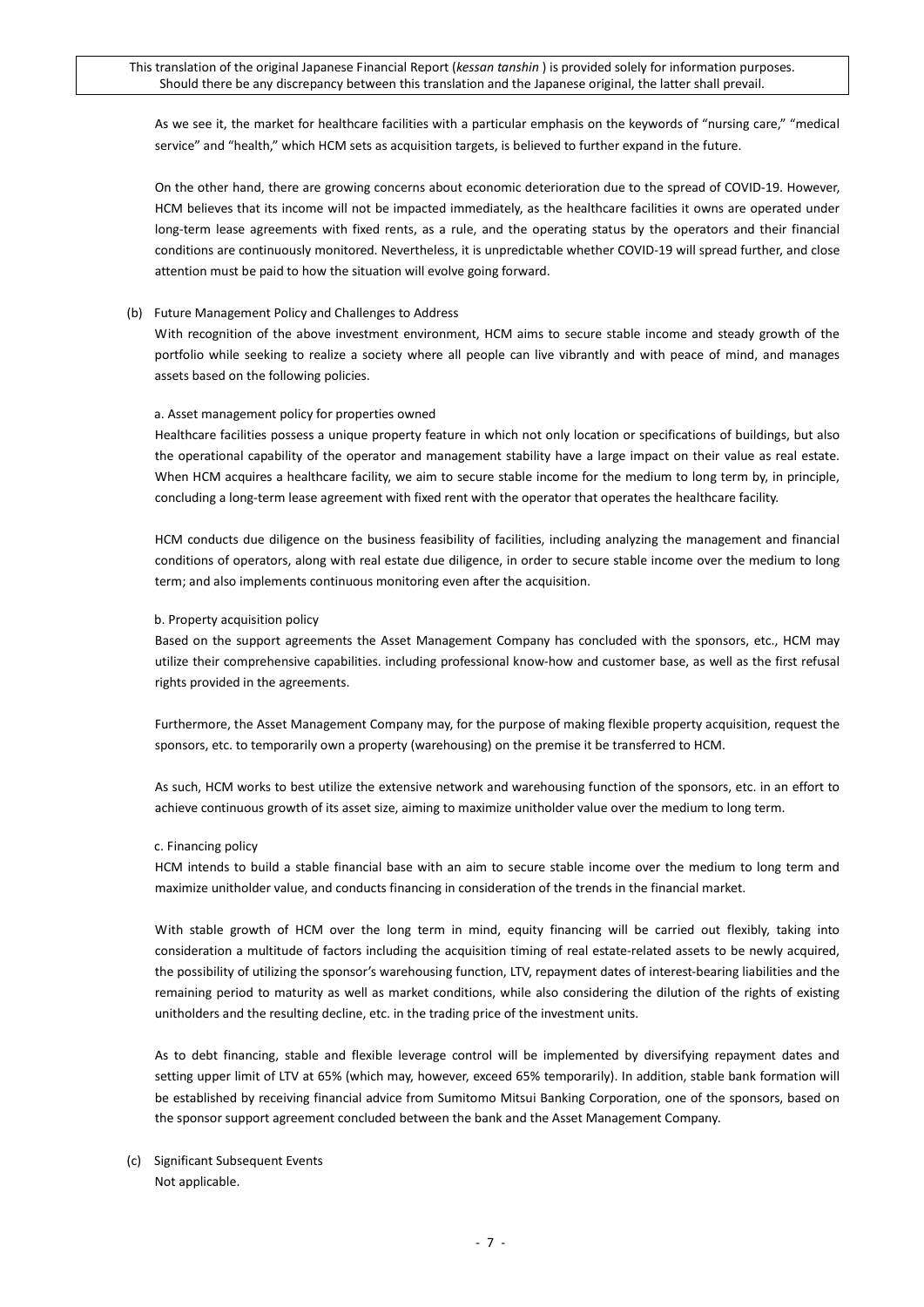As we see it, the market for healthcare facilities with a particular emphasis on the keywords of "nursing care," "medical service" and "health," which HCM sets as acquisition targets, is believed to further expand in the future.

On the other hand, there are growing concerns about economic deterioration due to the spread of COVID-19. However, HCM believes that its income will not be impacted immediately, as the healthcare facilities it owns are operated under long-term lease agreements with fixed rents, as a rule, and the operating status by the operators and their financial conditions are continuously monitored. Nevertheless, it is unpredictable whether COVID-19 will spread further, and close attention must be paid to how the situation will evolve going forward.

(b) Future Management Policy and Challenges to Address

With recognition of the above investment environment, HCM aims to secure stable income and steady growth of the portfolio while seeking to realize a society where all people can live vibrantly and with peace of mind, and manages assets based on the following policies.

a. Asset management policy for properties owned

Healthcare facilities possess a unique property feature in which not only location or specifications of buildings, but also the operational capability of the operator and management stability have a large impact on their value as real estate. When HCM acquires a healthcare facility, we aim to secure stable income for the medium to long term by, in principle, concluding a long-term lease agreement with fixed rent with the operator that operates the healthcare facility.

HCM conducts due diligence on the business feasibility of facilities, including analyzing the management and financial conditions of operators, along with real estate due diligence, in order to secure stable income over the medium to long term; and also implements continuous monitoring even after the acquisition.

b. Property acquisition policy

Based on the support agreements the Asset Management Company has concluded with the sponsors, etc., HCM may utilize their comprehensive capabilities. including professional know-how and customer base, as well as the first refusal rights provided in the agreements.

Furthermore, the Asset Management Company may, for the purpose of making flexible property acquisition, request the sponsors, etc. to temporarily own a property (warehousing) on the premise it be transferred to HCM.

As such, HCM works to best utilize the extensive network and warehousing function of the sponsors, etc. in an effort to achieve continuous growth of its asset size, aiming to maximize unitholder value over the medium to long term.

c. Financing policy

HCM intends to build a stable financial base with an aim to secure stable income over the medium to long term and maximize unitholder value, and conducts financing in consideration of the trends in the financial market.

With stable growth of HCM over the long term in mind, equity financing will be carried out flexibly, taking into consideration a multitude of factors including the acquisition timing of real estate-related assets to be newly acquired, the possibility of utilizing the sponsor's warehousing function, LTV, repayment dates of interest-bearing liabilities and the remaining period to maturity as well as market conditions, while also considering the dilution of the rights of existing unitholders and the resulting decline, etc. in the trading price of the investment units.

As to debt financing, stable and flexible leverage control will be implemented by diversifying repayment dates and setting upper limit of LTV at 65% (which may, however, exceed 65% temporarily). In addition, stable bank formation will be established by receiving financial advice from Sumitomo Mitsui Banking Corporation, one of the sponsors, based on the sponsor support agreement concluded between the bank and the Asset Management Company.

(c) Significant Subsequent Events

Not applicable.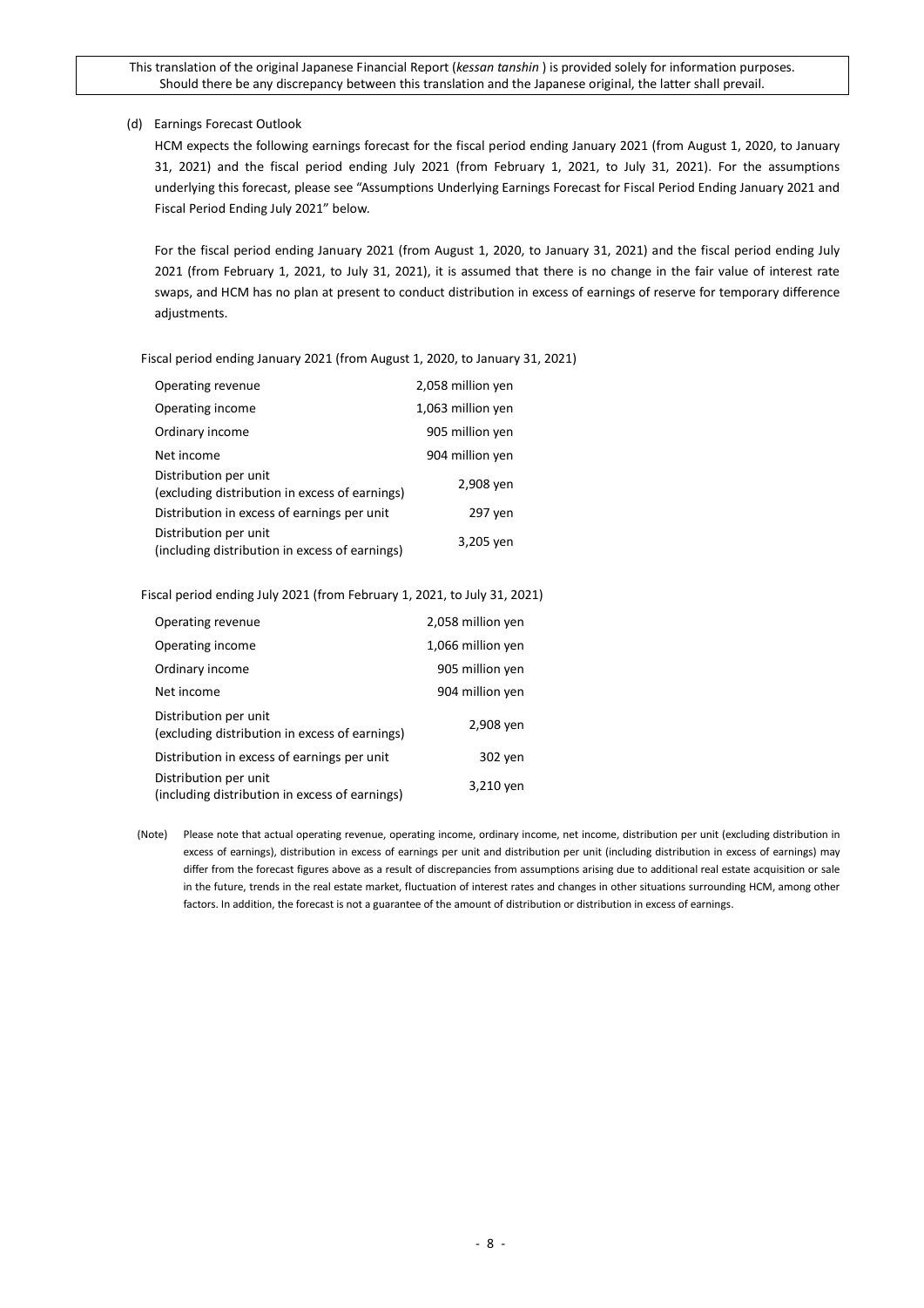(d) Earnings Forecast Outlook

HCM expects the following earnings forecast for the fiscal period ending January 2021 (from August 1, 2020, to January 31, 2021) and the fiscal period ending July 2021 (from February 1, 2021, to July 31, 2021). For the assumptions underlying this forecast, please see "Assumptions Underlying Earnings Forecast for Fiscal Period Ending January 2021 and Fiscal Period Ending July 2021" below.

For the fiscal period ending January 2021 (from August 1, 2020, to January 31, 2021) and the fiscal period ending July 2021 (from February 1, 2021, to July 31, 2021), it is assumed that there is no change in the fair value of interest rate swaps, and HCM has no plan at present to conduct distribution in excess of earnings of reserve for temporary difference adjustments.

Fiscal period ending January 2021 (from August 1, 2020, to January 31, 2021)

| | |
|---|---|
| Operating revenue | 2,058 million yen |
| Operating income | 1,063 million yen |
| Ordinary income | 905 million yen |
| Net income | 904 million yen |
| Distribution per unit (excluding distribution in excess of earnings) | 2,908 yen |
| Distribution in excess of earnings per unit | 297 yen |
| Distribution per unit (including distribution in excess of earnings) | 3,205 yen |

Fiscal period ending July 2021 (from February 1, 2021, to July 31, 2021)

| | |
|---|---|
| Operating revenue | 2,058 million yen |
| Operating income | 1,066 million yen |
| Ordinary income | 905 million yen |
| Net income | 904 million yen |
| Distribution per unit (excluding distribution in excess of earnings) | 2,908 yen |
| Distribution in excess of earnings per unit | 302 yen |
| Distribution per unit (including distribution in excess of earnings) | 3,210 yen |

(Note) Please note that actual operating revenue, operating income, ordinary income, net income, distribution per unit (excluding distribution in excess of earnings), distribution in excess of earnings per unit and distribution per unit (including distribution in excess of earnings) may differ from the forecast figures above as a result of discrepancies from assumptions arising due to additional real estate acquisition or sale in the future, trends in the real estate market, fluctuation of interest rates and changes in other situations surrounding HCM, among other factors. In addition, the forecast is not a guarantee of the amount of distribution or distribution in excess of earnings.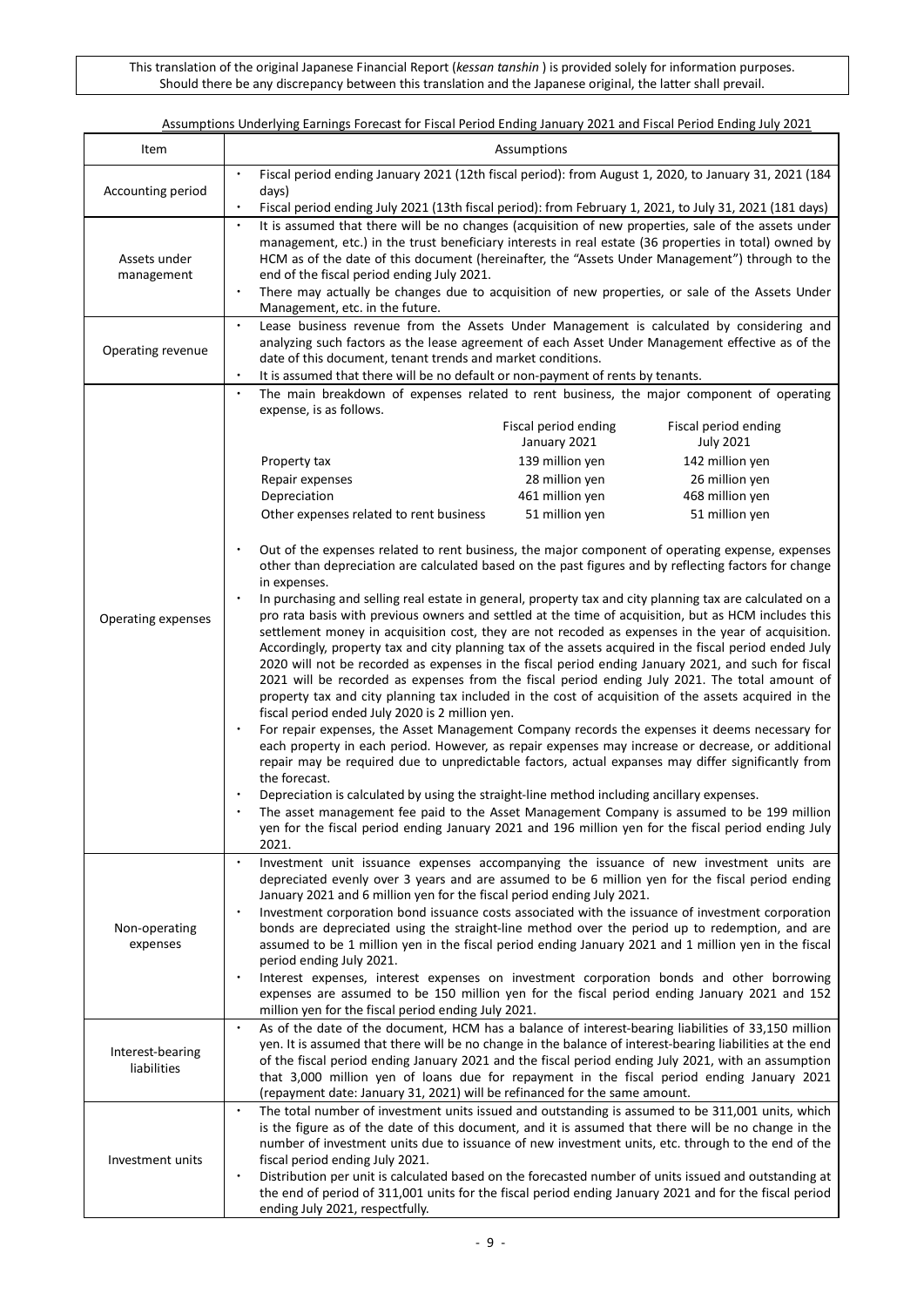This translation of the original Japanese Financial Report (*kessan tanshin* ) is provided solely for information purposes. Should there be any discrepancy between this translation and the Japanese original, the latter shall prevail.

Assumptions Underlying Earnings Forecast for Fiscal Period Ending January 2021 and Fiscal Period Ending July 2021

| Item | Assumptions |
|---|---|
| Accounting period | ・ Fiscal period ending January 2021 (12th fiscal period): from August 1, 2020, to January 31, 2021 (184 days)<br>・ Fiscal period ending July 2021 (13th fiscal period): from February 1, 2021, to July 31, 2021 (181 days) |
| Assets under management | ・ It is assumed that there will be no changes (acquisition of new properties, sale of the assets under management, etc.) in the trust beneficiary interests in real estate (36 properties in total) owned by HCM as of the date of this document (hereinafter, the "Assets Under Management") through to the end of the fiscal period ending July 2021.<br>・ There may actually be changes due to acquisition of new properties, or sale of the Assets Under Management, etc. in the future. |
| Operating revenue | ・ Lease business revenue from the Assets Under Management is calculated by considering and analyzing such factors as the lease agreement of each Asset Under Management effective as of the date of this document, tenant trends and market conditions.<br>・ It is assumed that there will be no default or non-payment of rents by tenants. |
| Operating expenses | ・ The main breakdown of expenses related to rent business, the major component of operating expense, is as follows.<br><br>(Fiscal period ending January 2021 / Fiscal period ending July 2021)<br>Property tax: 139 million yen / 142 million yen<br>Repair expenses: 28 million yen / 26 million yen<br>Depreciation: 461 million yen / 468 million yen<br>Other expenses related to rent business: 51 million yen / 51 million yen<br><br>・ Out of the expenses related to rent business, the major component of operating expense, expenses other than depreciation are calculated based on the past figures and by reflecting factors for change in expenses.<br>・ In purchasing and selling real estate in general, property tax and city planning tax are calculated on a pro rata basis with previous owners and settled at the time of acquisition, but as HCM includes this settlement money in acquisition cost, they are not recoded as expenses in the year of acquisition. Accordingly, property tax and city planning tax of the assets acquired in the fiscal period ended July 2020 will not be recorded as expenses in the fiscal period ending January 2021, and such for fiscal 2021 will be recorded as expenses from the fiscal period ending July 2021. The total amount of property tax and city planning tax included in the cost of acquisition of the assets acquired in the fiscal period ended July 2020 is 2 million yen.<br>・ For repair expenses, the Asset Management Company records the expenses it deems necessary for each property in each period. However, as repair expenses may increase or decrease, or additional repair may be required due to unpredictable factors, actual expanses may differ significantly from the forecast.<br>・ Depreciation is calculated by using the straight-line method including ancillary expenses.<br>・ The asset management fee paid to the Asset Management Company is assumed to be 199 million yen for the fiscal period ending January 2021 and 196 million yen for the fiscal period ending July 2021. |
| Non-operating expenses | ・ Investment unit issuance expenses accompanying the issuance of new investment units are depreciated evenly over 3 years and are assumed to be 6 million yen for the fiscal period ending January 2021 and 6 million yen for the fiscal period ending July 2021.<br>・ Investment corporation bond issuance costs associated with the issuance of investment corporation bonds are depreciated using the straight-line method over the period up to redemption, and are assumed to be 1 million yen in the fiscal period ending January 2021 and 1 million yen in the fiscal period ending July 2021.<br>・ Interest expenses, interest expenses on investment corporation bonds and other borrowing expenses are assumed to be 150 million yen for the fiscal period ending January 2021 and 152 million yen for the fiscal period ending July 2021. |
| Interest-bearing liabilities | ・ As of the date of the document, HCM has a balance of interest-bearing liabilities of 33,150 million yen. It is assumed that there will be no change in the balance of interest-bearing liabilities at the end of the fiscal period ending January 2021 and the fiscal period ending July 2021, with an assumption that 3,000 million yen of loans due for repayment in the fiscal period ending January 2021 (repayment date: January 31, 2021) will be refinanced for the same amount. |
| Investment units | ・ The total number of investment units issued and outstanding is assumed to be 311,001 units, which is the figure as of the date of this document, and it is assumed that there will be no change in the number of investment units due to issuance of new investment units, etc. through to the end of the fiscal period ending July 2021.<br>・ Distribution per unit is calculated based on the forecasted number of units issued and outstanding at the end of period of 311,001 units for the fiscal period ending January 2021 and for the fiscal period ending July 2021, respectfully. |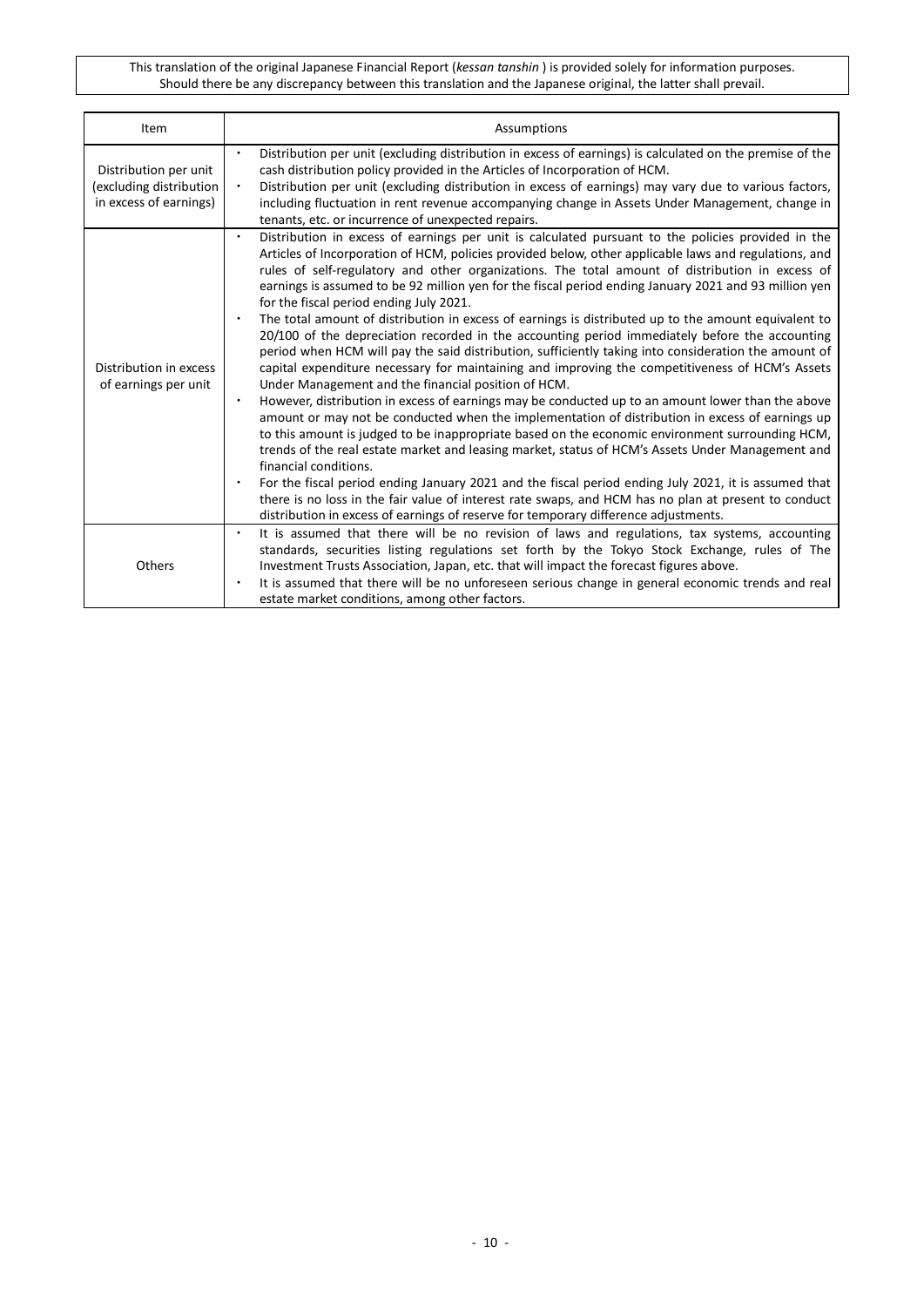This translation of the original Japanese Financial Report (*kessan tanshin* ) is provided solely for information purposes. Should there be any discrepancy between this translation and the Japanese original, the latter shall prevail.

| Item | Assumptions |
|---|---|
| Distribution per unit (excluding distribution in excess of earnings) | ・ Distribution per unit (excluding distribution in excess of earnings) is calculated on the premise of the cash distribution policy provided in the Articles of Incorporation of HCM.<br>・ Distribution per unit (excluding distribution in excess of earnings) may vary due to various factors, including fluctuation in rent revenue accompanying change in Assets Under Management, change in tenants, etc. or incurrence of unexpected repairs. |
| Distribution in excess of earnings per unit | ・ Distribution in excess of earnings per unit is calculated pursuant to the policies provided in the Articles of Incorporation of HCM, policies provided below, other applicable laws and regulations, and rules of self-regulatory and other organizations. The total amount of distribution in excess of earnings is assumed to be 92 million yen for the fiscal period ending January 2021 and 93 million yen for the fiscal period ending July 2021.<br>・ The total amount of distribution in excess of earnings is distributed up to the amount equivalent to 20/100 of the depreciation recorded in the accounting period immediately before the accounting period when HCM will pay the said distribution, sufficiently taking into consideration the amount of capital expenditure necessary for maintaining and improving the competitiveness of HCM's Assets Under Management and the financial position of HCM.<br>・ However, distribution in excess of earnings may be conducted up to an amount lower than the above amount or may not be conducted when the implementation of distribution in excess of earnings up to this amount is judged to be inappropriate based on the economic environment surrounding HCM, trends of the real estate market and leasing market, status of HCM's Assets Under Management and financial conditions.<br>・ For the fiscal period ending January 2021 and the fiscal period ending July 2021, it is assumed that there is no loss in the fair value of interest rate swaps, and HCM has no plan at present to conduct distribution in excess of earnings of reserve for temporary difference adjustments. |
| Others | ・ It is assumed that there will be no revision of laws and regulations, tax systems, accounting standards, securities listing regulations set forth by the Tokyo Stock Exchange, rules of The Investment Trusts Association, Japan, etc. that will impact the forecast figures above.<br>・ It is assumed that there will be no unforeseen serious change in general economic trends and real estate market conditions, among other factors. |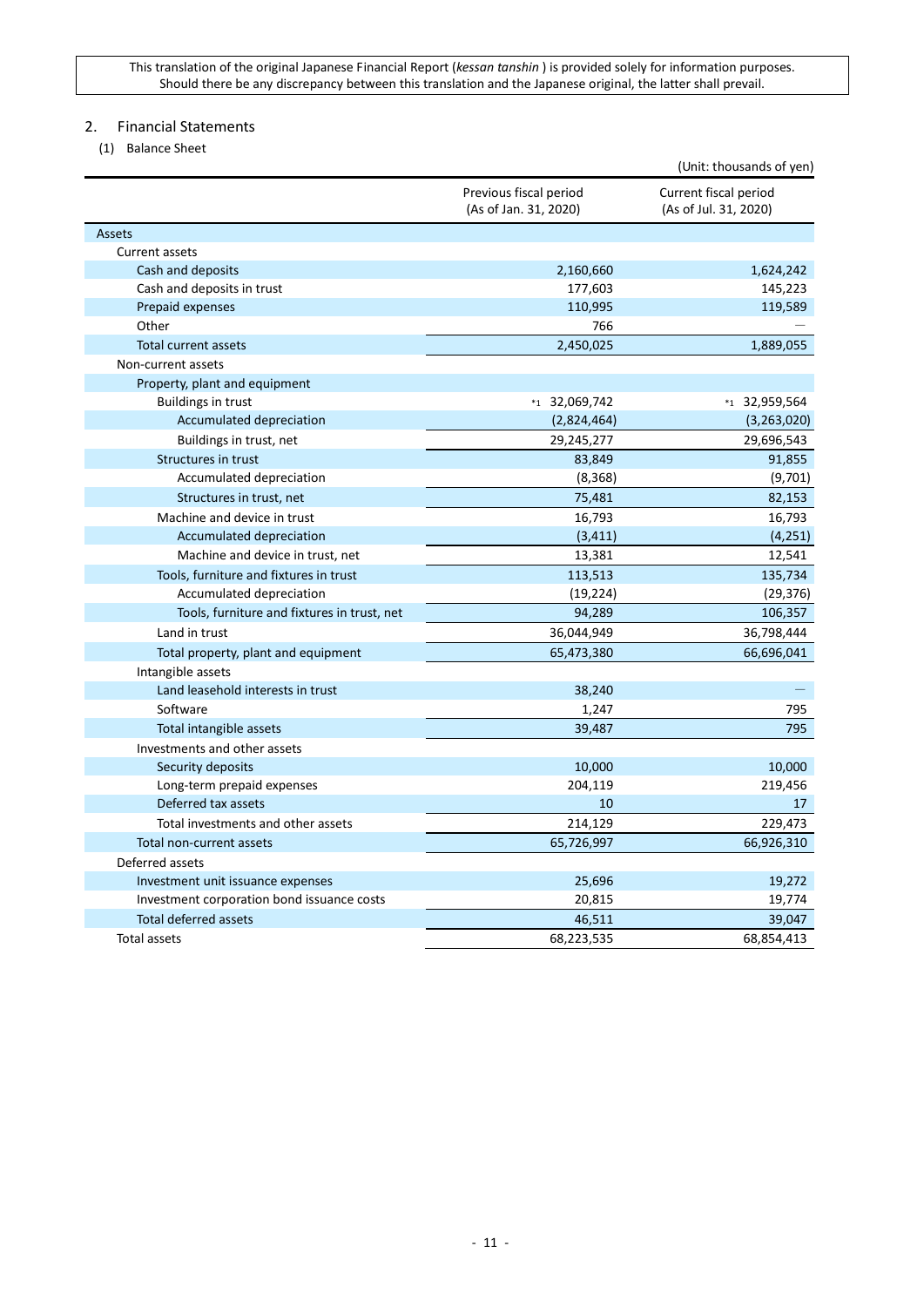This translation of the original Japanese Financial Report (*kessan tanshin* ) is provided solely for information purposes. Should there be any discrepancy between this translation and the Japanese original, the latter shall prevail.

## 2. Financial Statements

### (1) Balance Sheet

(Unit: thousands of yen)

| | Previous fiscal period (As of Jan. 31, 2020) | Current fiscal period (As of Jul. 31, 2020) |
|---|---|---|
| Assets | | |
| Current assets | | |
| Cash and deposits | 2,160,660 | 1,624,242 |
| Cash and deposits in trust | 177,603 | 145,223 |
| Prepaid expenses | 110,995 | 119,589 |
| Other | 766 | — |
| Total current assets | 2,450,025 | 1,889,055 |
| Non-current assets | | |
| Property, plant and equipment | | |
| Buildings in trust | *1 32,069,742 | *1 32,959,564 |
| Accumulated depreciation | (2,824,464) | (3,263,020) |
| Buildings in trust, net | 29,245,277 | 29,696,543 |
| Structures in trust | 83,849 | 91,855 |
| Accumulated depreciation | (8,368) | (9,701) |
| Structures in trust, net | 75,481 | 82,153 |
| Machine and device in trust | 16,793 | 16,793 |
| Accumulated depreciation | (3,411) | (4,251) |
| Machine and device in trust, net | 13,381 | 12,541 |
| Tools, furniture and fixtures in trust | 113,513 | 135,734 |
| Accumulated depreciation | (19,224) | (29,376) |
| Tools, furniture and fixtures in trust, net | 94,289 | 106,357 |
| Land in trust | 36,044,949 | 36,798,444 |
| Total property, plant and equipment | 65,473,380 | 66,696,041 |
| Intangible assets | | |
| Land leasehold interests in trust | 38,240 | — |
| Software | 1,247 | 795 |
| Total intangible assets | 39,487 | 795 |
| Investments and other assets | | |
| Security deposits | 10,000 | 10,000 |
| Long-term prepaid expenses | 204,119 | 219,456 |
| Deferred tax assets | 10 | 17 |
| Total investments and other assets | 214,129 | 229,473 |
| Total non-current assets | 65,726,997 | 66,926,310 |
| Deferred assets | | |
| Investment unit issuance expenses | 25,696 | 19,272 |
| Investment corporation bond issuance costs | 20,815 | 19,774 |
| Total deferred assets | 46,511 | 39,047 |
| Total assets | 68,223,535 | 68,854,413 |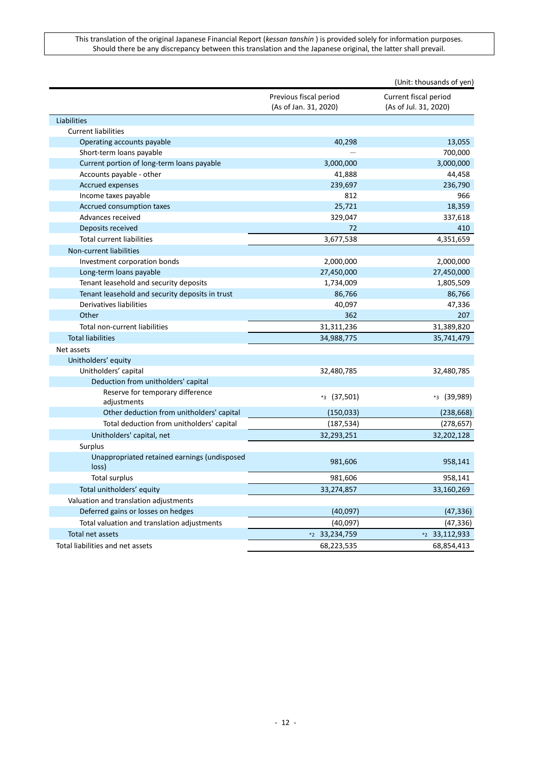This translation of the original Japanese Financial Report (*kessan tanshin* ) is provided solely for information purposes. Should there be any discrepancy between this translation and the Japanese original, the latter shall prevail.

(Unit: thousands of yen)

| | Previous fiscal period (As of Jan. 31, 2020) | Current fiscal period (As of Jul. 31, 2020) |
|---|---|---|
| Liabilities | | |
| Current liabilities | | |
| Operating accounts payable | 40,298 | 13,055 |
| Short-term loans payable | — | 700,000 |
| Current portion of long-term loans payable | 3,000,000 | 3,000,000 |
| Accounts payable - other | 41,888 | 44,458 |
| Accrued expenses | 239,697 | 236,790 |
| Income taxes payable | 812 | 966 |
| Accrued consumption taxes | 25,721 | 18,359 |
| Advances received | 329,047 | 337,618 |
| Deposits received | 72 | 410 |
| Total current liabilities | 3,677,538 | 4,351,659 |
| Non-current liabilities | | |
| Investment corporation bonds | 2,000,000 | 2,000,000 |
| Long-term loans payable | 27,450,000 | 27,450,000 |
| Tenant leasehold and security deposits | 1,734,009 | 1,805,509 |
| Tenant leasehold and security deposits in trust | 86,766 | 86,766 |
| Derivatives liabilities | 40,097 | 47,336 |
| Other | 362 | 207 |
| Total non-current liabilities | 31,311,236 | 31,389,820 |
| Total liabilities | 34,988,775 | 35,741,479 |
| Net assets | | |
| Unitholders' equity | | |
| Unitholders' capital | 32,480,785 | 32,480,785 |
| Deduction from unitholders' capital | | |
| Reserve for temporary difference adjustments | *3 (37,501) | *3 (39,989) |
| Other deduction from unitholders' capital | (150,033) | (238,668) |
| Total deduction from unitholders' capital | (187,534) | (278,657) |
| Unitholders' capital, net | 32,293,251 | 32,202,128 |
| Surplus | | |
| Unappropriated retained earnings (undisposed loss) | 981,606 | 958,141 |
| Total surplus | 981,606 | 958,141 |
| Total unitholders' equity | 33,274,857 | 33,160,269 |
| Valuation and translation adjustments | | |
| Deferred gains or losses on hedges | (40,097) | (47,336) |
| Total valuation and translation adjustments | (40,097) | (47,336) |
| Total net assets | *2 33,234,759 | *2 33,112,933 |
| Total liabilities and net assets | 68,223,535 | 68,854,413 |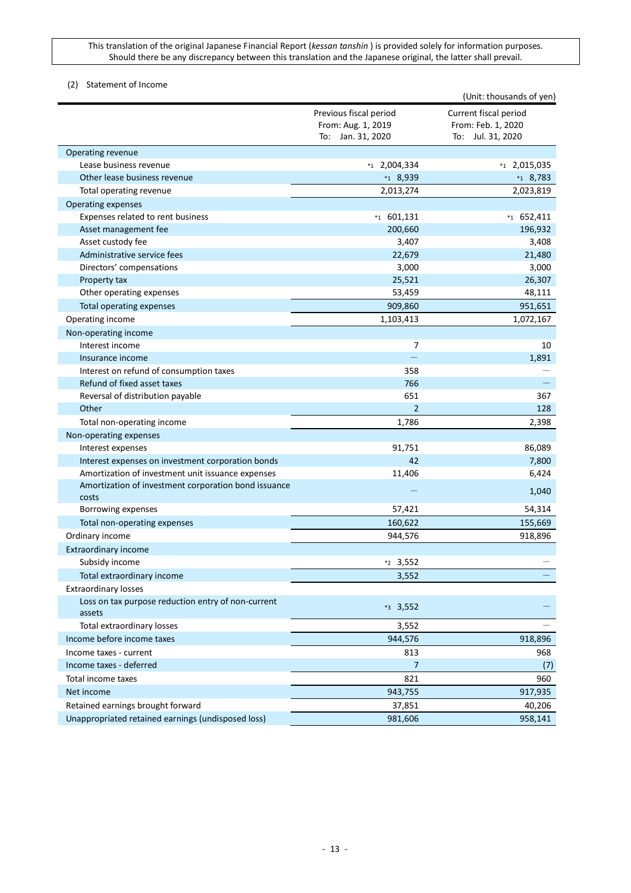This translation of the original Japanese Financial Report (*kessan tanshin* ) is provided solely for information purposes. Should there be any discrepancy between this translation and the Japanese original, the latter shall prevail.

(2) Statement of Income

(Unit: thousands of yen)

| | Previous fiscal period<br>From: Aug. 1, 2019<br>To: Jan. 31, 2020 | Current fiscal period<br>From: Feb. 1, 2020<br>To: Jul. 31, 2020 |
|---|---|---|
| Operating revenue | | |
| Lease business revenue | *1 2,004,334 | *1 2,015,035 |
| Other lease business revenue | *1 8,939 | *1 8,783 |
| Total operating revenue | 2,013,274 | 2,023,819 |
| Operating expenses | | |
| Expenses related to rent business | *1 601,131 | *1 652,411 |
| Asset management fee | 200,660 | 196,932 |
| Asset custody fee | 3,407 | 3,408 |
| Administrative service fees | 22,679 | 21,480 |
| Directors' compensations | 3,000 | 3,000 |
| Property tax | 25,521 | 26,307 |
| Other operating expenses | 53,459 | 48,111 |
| Total operating expenses | 909,860 | 951,651 |
| Operating income | 1,103,413 | 1,072,167 |
| Non-operating income | | |
| Interest income | 7 | 10 |
| Insurance income | — | 1,891 |
| Interest on refund of consumption taxes | 358 | — |
| Refund of fixed asset taxes | 766 | — |
| Reversal of distribution payable | 651 | 367 |
| Other | 2 | 128 |
| Total non-operating income | 1,786 | 2,398 |
| Non-operating expenses | | |
| Interest expenses | 91,751 | 86,089 |
| Interest expenses on investment corporation bonds | 42 | 7,800 |
| Amortization of investment unit issuance expenses | 11,406 | 6,424 |
| Amortization of investment corporation bond issuance costs | — | 1,040 |
| Borrowing expenses | 57,421 | 54,314 |
| Total non-operating expenses | 160,622 | 155,669 |
| Ordinary income | 944,576 | 918,896 |
| Extraordinary income | | |
| Subsidy income | *2 3,552 | — |
| Total extraordinary income | 3,552 | — |
| Extraordinary losses | | |
| Loss on tax purpose reduction entry of non-current assets | *3 3,552 | — |
| Total extraordinary losses | 3,552 | — |
| Income before income taxes | 944,576 | 918,896 |
| Income taxes - current | 813 | 968 |
| Income taxes - deferred | 7 | (7) |
| Total income taxes | 821 | 960 |
| Net income | 943,755 | 917,935 |
| Retained earnings brought forward | 37,851 | 40,206 |
| Unappropriated retained earnings (undisposed loss) | 981,606 | 958,141 |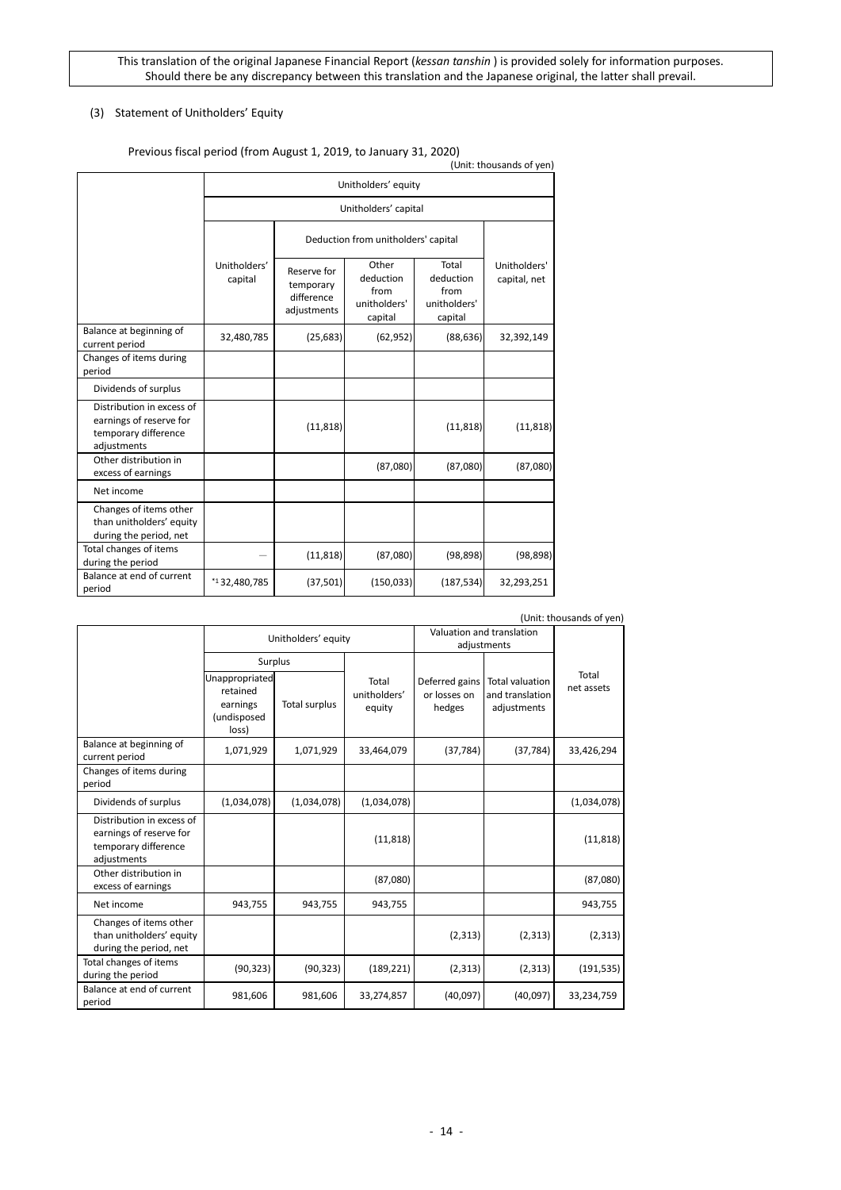This translation of the original Japanese Financial Report (*kessan tanshin* ) is provided solely for information purposes. Should there be any discrepancy between this translation and the Japanese original, the latter shall prevail.

(3) Statement of Unitholders' Equity

Previous fiscal period (from August 1, 2019, to January 31, 2020)

(Unit: thousands of yen)

| | Unitholders' equity | | | | |
|---|---|---|---|---|---|
| | Unitholders' capital | | | | |
| | | Deduction from unitholders' capital | | | |
| | Unitholders' capital | Reserve for temporary difference adjustments | Other deduction from unitholders' capital | Total deduction from unitholders' capital | Unitholders' capital, net |
| Balance at beginning of current period | 32,480,785 | (25,683) | (62,952) | (88,636) | 32,392,149 |
| Changes of items during period | | | | | |
| Dividends of surplus | | | | | |
| Distribution in excess of earnings of reserve for temporary difference adjustments | | (11,818) | | (11,818) | (11,818) |
| Other distribution in excess of earnings | | | (87,080) | (87,080) | (87,080) |
| Net income | | | | | |
| Changes of items other than unitholders' equity during the period, net | | | | | |
| Total changes of items during the period | — | (11,818) | (87,080) | (98,898) | (98,898) |
| Balance at end of current period | *1 32,480,785 | (37,501) | (150,033) | (187,534) | 32,293,251 |

(Unit: thousands of yen)

| | Unitholders' equity | | | Valuation and translation adjustments | | |
|---|---|---|---|---|---|---|
| | Surplus | | | | | |
| | Unappropriated retained earnings (undisposed loss) | Total surplus | Total unitholders' equity | Deferred gains or losses on hedges | Total valuation and translation adjustments | Total net assets |
| Balance at beginning of current period | 1,071,929 | 1,071,929 | 33,464,079 | (37,784) | (37,784) | 33,426,294 |
| Changes of items during period | | | | | | |
| Dividends of surplus | (1,034,078) | (1,034,078) | (1,034,078) | | | (1,034,078) |
| Distribution in excess of earnings of reserve for temporary difference adjustments | | | (11,818) | | | (11,818) |
| Other distribution in excess of earnings | | | (87,080) | | | (87,080) |
| Net income | 943,755 | 943,755 | 943,755 | | | 943,755 |
| Changes of items other than unitholders' equity during the period, net | | | | (2,313) | (2,313) | (2,313) |
| Total changes of items during the period | (90,323) | (90,323) | (189,221) | (2,313) | (2,313) | (191,535) |
| Balance at end of current period | 981,606 | 981,606 | 33,274,857 | (40,097) | (40,097) | 33,234,759 |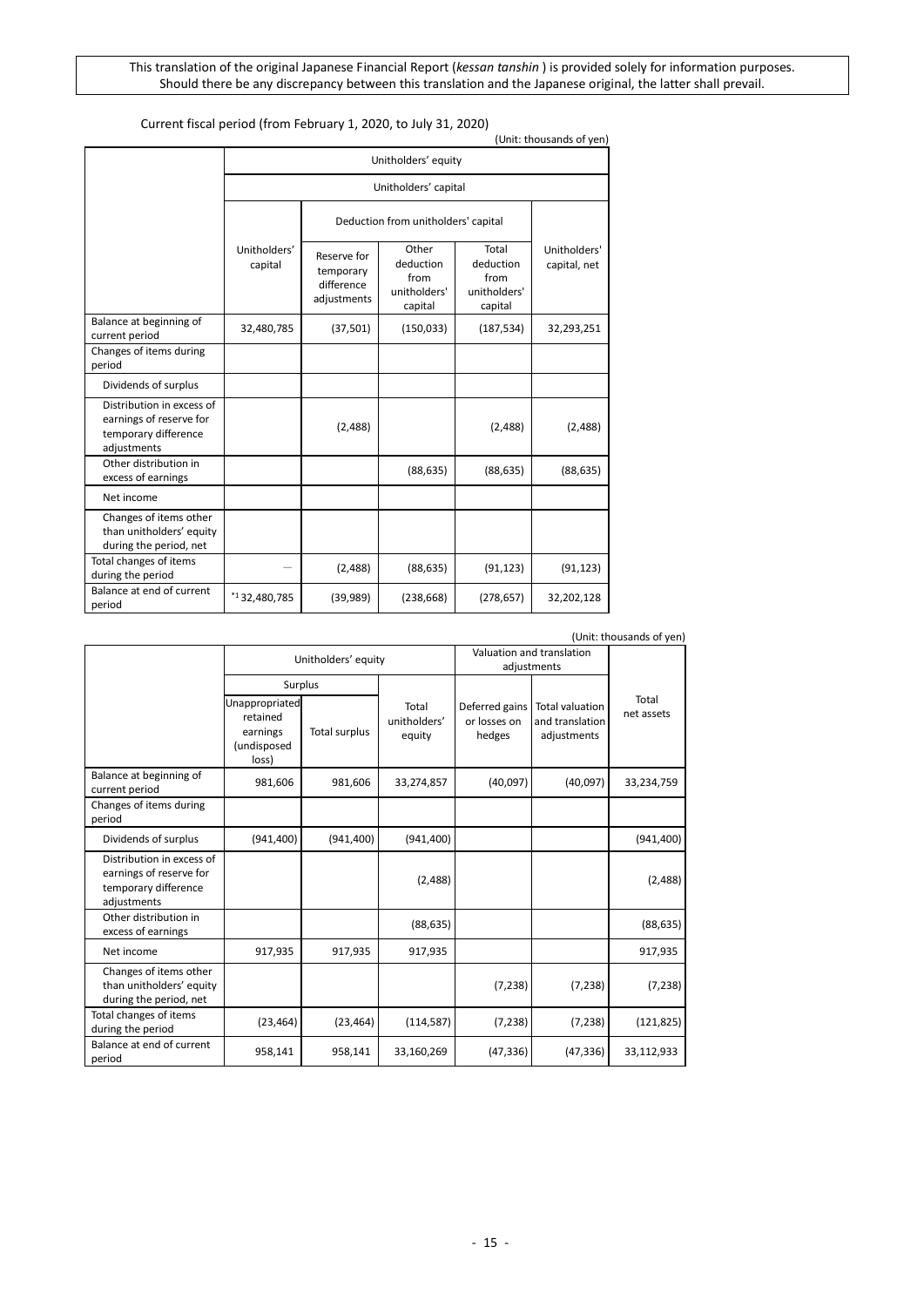This translation of the original Japanese Financial Report (*kessan tanshin* ) is provided solely for information purposes. Should there be any discrepancy between this translation and the Japanese original, the latter shall prevail.

Current fiscal period (from February 1, 2020, to July 31, 2020)

(Unit: thousands of yen)

| | Unitholders' equity | | | | |
|---|---|---|---|---|---|
| | Unitholders' capital | | | | |
| | Unitholders' capital | Deduction from unitholders' capital | | | Unitholders' capital, net |
| | | Reserve for temporary difference adjustments | Other deduction from unitholders' capital | Total deduction from unitholders' capital | |
| Balance at beginning of current period | 32,480,785 | (37,501) | (150,033) | (187,534) | 32,293,251 |
| Changes of items during period | | | | | |
| Dividends of surplus | | | | | |
| Distribution in excess of earnings of reserve for temporary difference adjustments | | (2,488) | | (2,488) | (2,488) |
| Other distribution in excess of earnings | | | (88,635) | (88,635) | (88,635) |
| Net income | | | | | |
| Changes of items other than unitholders' equity during the period, net | | | | | |
| Total changes of items during the period | — | (2,488) | (88,635) | (91,123) | (91,123) |
| Balance at end of current period | *1 32,480,785 | (39,989) | (238,668) | (278,657) | 32,202,128 |

(Unit: thousands of yen)

| | Unitholders' equity | | | Valuation and translation adjustments | | Total net assets |
|---|---|---|---|---|---|---|
| | Surplus | | Total unitholders' equity | Deferred gains or losses on hedges | Total valuation and translation adjustments | |
| | Unappropriated retained earnings (undisposed loss) | Total surplus | | | | |
| Balance at beginning of current period | 981,606 | 981,606 | 33,274,857 | (40,097) | (40,097) | 33,234,759 |
| Changes of items during period | | | | | | |
| Dividends of surplus | (941,400) | (941,400) | (941,400) | | | (941,400) |
| Distribution in excess of earnings of reserve for temporary difference adjustments | | | (2,488) | | | (2,488) |
| Other distribution in excess of earnings | | | (88,635) | | | (88,635) |
| Net income | 917,935 | 917,935 | 917,935 | | | 917,935 |
| Changes of items other than unitholders' equity during the period, net | | | | (7,238) | (7,238) | (7,238) |
| Total changes of items during the period | (23,464) | (23,464) | (114,587) | (7,238) | (7,238) | (121,825) |
| Balance at end of current period | 958,141 | 958,141 | 33,160,269 | (47,336) | (47,336) | 33,112,933 |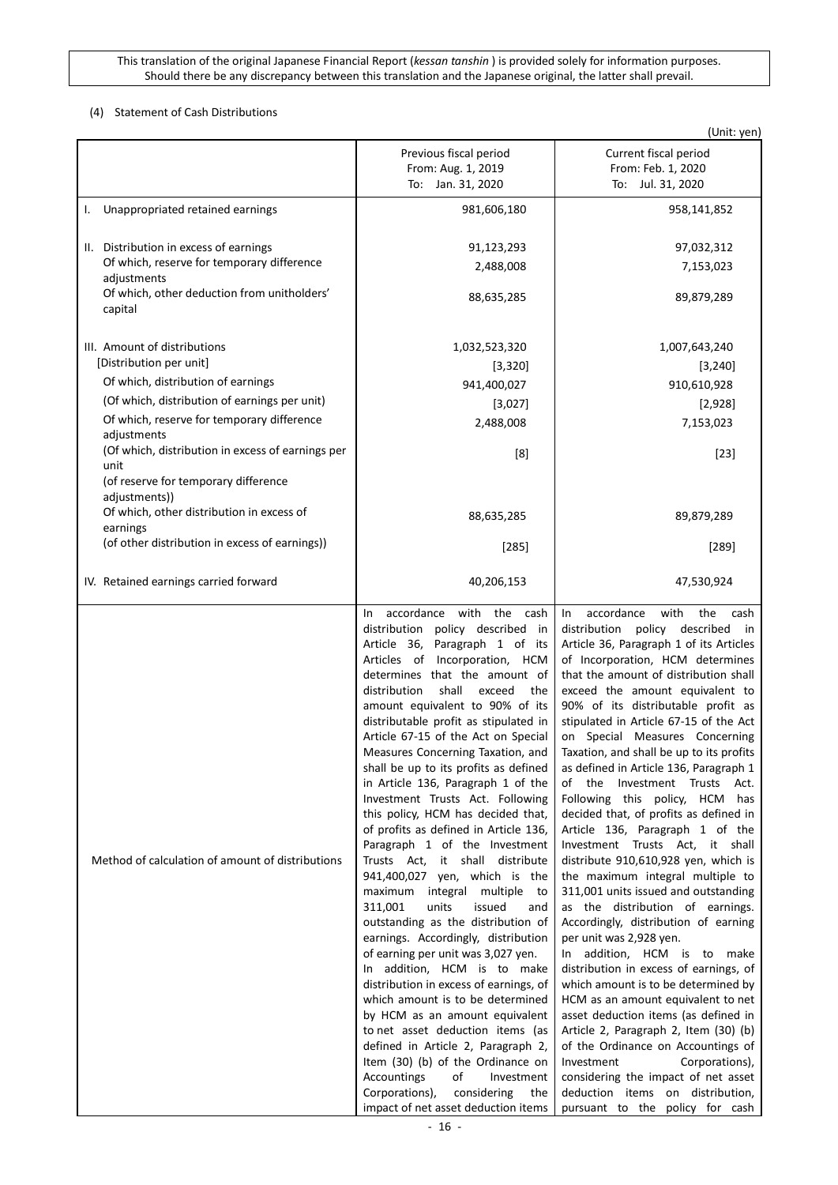This translation of the original Japanese Financial Report (*kessan tanshin* ) is provided solely for information purposes. Should there be any discrepancy between this translation and the Japanese original, the latter shall prevail.

(4) Statement of Cash Distributions

(Unit: yen)

| | Previous fiscal period From: Aug. 1, 2019 To: Jan. 31, 2020 | Current fiscal period From: Feb. 1, 2020 To: Jul. 31, 2020 |
|---|---|---|
| I. Unappropriated retained earnings | 981,606,180 | 958,141,852 |
| II. Distribution in excess of earnings | 91,123,293 | 97,032,312 |
| Of which, reserve for temporary difference adjustments | 2,488,008 | 7,153,023 |
| Of which, other deduction from unitholders' capital | 88,635,285 | 89,879,289 |
| III. Amount of distributions | 1,032,523,320 | 1,007,643,240 |
| [Distribution per unit] | [3,320] | [3,240] |
| Of which, distribution of earnings | 941,400,027 | 910,610,928 |
| (Of which, distribution of earnings per unit) | [3,027] | [2,928] |
| Of which, reserve for temporary difference adjustments | 2,488,008 | 7,153,023 |
| (Of which, distribution in excess of earnings per unit (of reserve for temporary difference adjustments)) | [8] | [23] |
| Of which, other distribution in excess of earnings | 88,635,285 | 89,879,289 |
| (of other distribution in excess of earnings)) | [285] | [289] |
| IV. Retained earnings carried forward | 40,206,153 | 47,530,924 |
| Method of calculation of amount of distributions | In accordance with the cash distribution policy described in Article 36, Paragraph 1 of its Articles of Incorporation, HCM determines that the amount of distribution shall exceed the amount equivalent to 90% of its distributable profit as stipulated in Article 67-15 of the Act on Special Measures Concerning Taxation, and shall be up to its profits as defined in Article 136, Paragraph 1 of the Investment Trusts Act. Following this policy, HCM has decided that, of profits as defined in Article 136, Paragraph 1 of the Investment Trusts Act, it shall distribute 941,400,027 yen, which is the maximum integral multiple to 311,001 units issued and outstanding as the distribution of earnings. Accordingly, distribution of earning per unit was 3,027 yen. In addition, HCM is to make distribution in excess of earnings, of which amount is to be determined by HCM as an amount equivalent to net asset deduction items (as defined in Article 2, Paragraph 2, Item (30) (b) of the Ordinance on Accountings of Investment Corporations), considering the impact of net asset deduction items | In accordance with the cash distribution policy described in Article 36, Paragraph 1 of its Articles of Incorporation, HCM determines that the amount of distribution shall exceed the amount equivalent to 90% of its distributable profit as stipulated in Article 67-15 of the Act on Special Measures Concerning Taxation, and shall be up to its profits as defined in Article 136, Paragraph 1 of the Investment Trusts Act. Following this policy, HCM has decided that, of profits as defined in Article 136, Paragraph 1 of the Investment Trusts Act, it shall distribute 910,610,928 yen, which is the maximum integral multiple to 311,001 units issued and outstanding as the distribution of earnings. Accordingly, distribution of earning per unit was 2,928 yen. In addition, HCM is to make distribution in excess of earnings, of which amount is to be determined by HCM as an amount equivalent to net asset deduction items (as defined in Article 2, Paragraph 2, Item (30) (b) of the Ordinance on Accountings of Investment Corporations), considering the impact of net asset deduction items on distribution, pursuant to the policy for cash |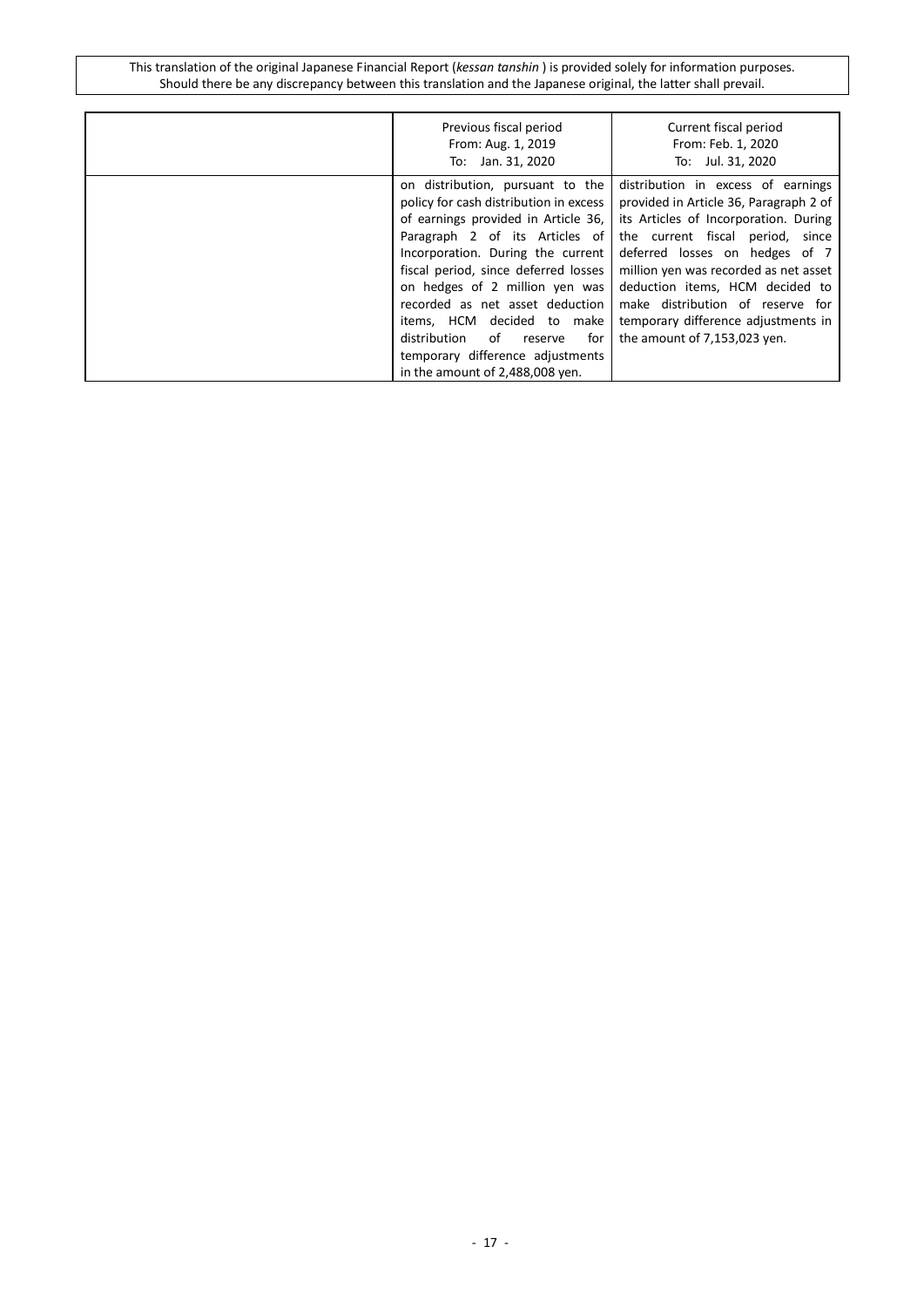| | Previous fiscal period<br>From: Aug. 1, 2019<br>To: Jan. 31, 2020 | Current fiscal period<br>From: Feb. 1, 2020<br>To: Jul. 31, 2020 |
|---|---|---|
| | on distribution, pursuant to the policy for cash distribution in excess of earnings provided in Article 36, Paragraph 2 of its Articles of Incorporation. During the current fiscal period, since deferred losses on hedges of 2 million yen was recorded as net asset deduction items, HCM decided to make distribution of reserve for temporary difference adjustments in the amount of 2,488,008 yen. | distribution in excess of earnings provided in Article 36, Paragraph 2 of its Articles of Incorporation. During the current fiscal period, since deferred losses on hedges of 7 million yen was recorded as net asset deduction items, HCM decided to make distribution of reserve for temporary difference adjustments in the amount of 7,153,023 yen. |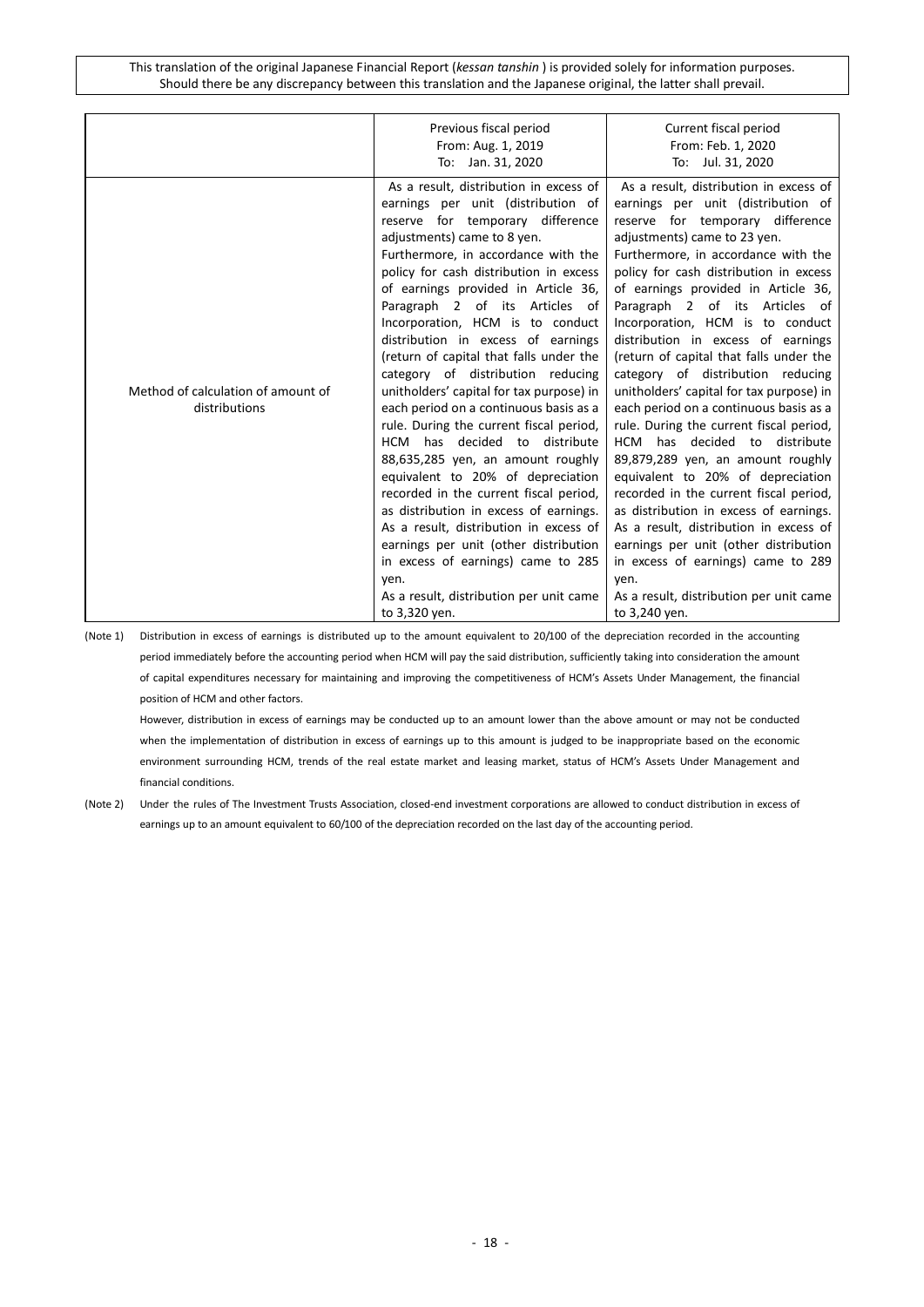This translation of the original Japanese Financial Report (*kessan tanshin* ) is provided solely for information purposes. Should there be any discrepancy between this translation and the Japanese original, the latter shall prevail.

| | Previous fiscal period From: Aug. 1, 2019 To: Jan. 31, 2020 | Current fiscal period From: Feb. 1, 2020 To: Jul. 31, 2020 |
|---|---|---|
| Method of calculation of amount of distributions | As a result, distribution in excess of earnings per unit (distribution of reserve for temporary difference adjustments) came to 8 yen. Furthermore, in accordance with the policy for cash distribution in excess of earnings provided in Article 36, Paragraph 2 of its Articles of Incorporation, HCM is to conduct distribution in excess of earnings (return of capital that falls under the category of distribution reducing unitholders' capital for tax purpose) in each period on a continuous basis as a rule. During the current fiscal period, HCM has decided to distribute 88,635,285 yen, an amount roughly equivalent to 20% of depreciation recorded in the current fiscal period, as distribution in excess of earnings. As a result, distribution in excess of earnings per unit (other distribution in excess of earnings) came to 285 yen. As a result, distribution per unit came to 3,320 yen. | As a result, distribution in excess of earnings per unit (distribution of reserve for temporary difference adjustments) came to 23 yen. Furthermore, in accordance with the policy for cash distribution in excess of earnings provided in Article 36, Paragraph 2 of its Articles of Incorporation, HCM is to conduct distribution in excess of earnings (return of capital that falls under the category of distribution reducing unitholders' capital for tax purpose) in each period on a continuous basis as a rule. During the current fiscal period, HCM has decided to distribute 89,879,289 yen, an amount roughly equivalent to 20% of depreciation recorded in the current fiscal period, as distribution in excess of earnings. As a result, distribution in excess of earnings per unit (other distribution in excess of earnings) came to 289 yen. As a result, distribution per unit came to 3,240 yen. |

(Note 1) Distribution in excess of earnings is distributed up to the amount equivalent to 20/100 of the depreciation recorded in the accounting period immediately before the accounting period when HCM will pay the said distribution, sufficiently taking into consideration the amount of capital expenditures necessary for maintaining and improving the competitiveness of HCM's Assets Under Management, the financial position of HCM and other factors.

However, distribution in excess of earnings may be conducted up to an amount lower than the above amount or may not be conducted when the implementation of distribution in excess of earnings up to this amount is judged to be inappropriate based on the economic environment surrounding HCM, trends of the real estate market and leasing market, status of HCM's Assets Under Management and financial conditions.

(Note 2) Under the rules of The Investment Trusts Association, closed-end investment corporations are allowed to conduct distribution in excess of earnings up to an amount equivalent to 60/100 of the depreciation recorded on the last day of the accounting period.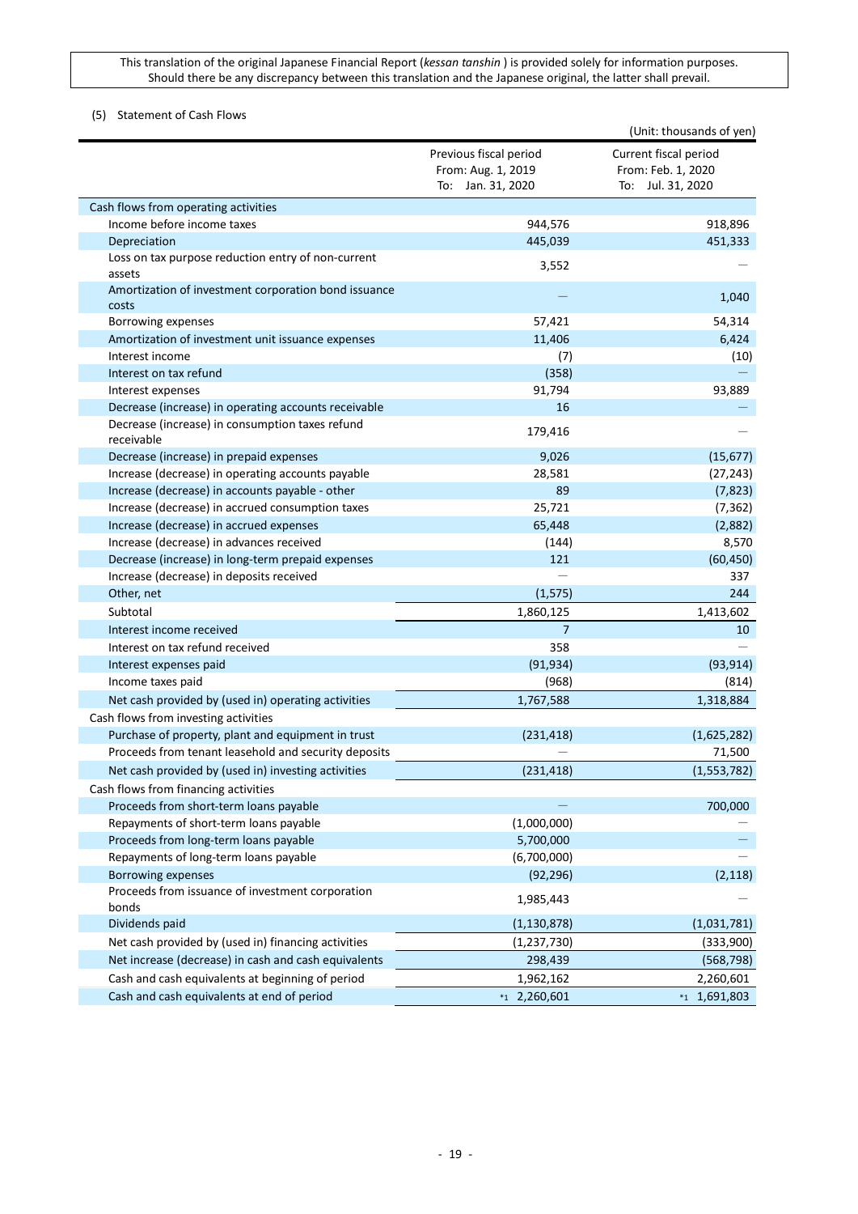This translation of the original Japanese Financial Report (*kessan tanshin* ) is provided solely for information purposes. Should there be any discrepancy between this translation and the Japanese original, the latter shall prevail.

(5) Statement of Cash Flows

(Unit: thousands of yen)

| | Previous fiscal period From: Aug. 1, 2019 To: Jan. 31, 2020 | Current fiscal period From: Feb. 1, 2020 To: Jul. 31, 2020 |
|---|---|---|
| Cash flows from operating activities | | |
| Income before income taxes | 944,576 | 918,896 |
| Depreciation | 445,039 | 451,333 |
| Loss on tax purpose reduction entry of non-current assets | 3,552 | — |
| Amortization of investment corporation bond issuance costs | — | 1,040 |
| Borrowing expenses | 57,421 | 54,314 |
| Amortization of investment unit issuance expenses | 11,406 | 6,424 |
| Interest income | (7) | (10) |
| Interest on tax refund | (358) | — |
| Interest expenses | 91,794 | 93,889 |
| Decrease (increase) in operating accounts receivable | 16 | — |
| Decrease (increase) in consumption taxes refund receivable | 179,416 | — |
| Decrease (increase) in prepaid expenses | 9,026 | (15,677) |
| Increase (decrease) in operating accounts payable | 28,581 | (27,243) |
| Increase (decrease) in accounts payable - other | 89 | (7,823) |
| Increase (decrease) in accrued consumption taxes | 25,721 | (7,362) |
| Increase (decrease) in accrued expenses | 65,448 | (2,882) |
| Increase (decrease) in advances received | (144) | 8,570 |
| Decrease (increase) in long-term prepaid expenses | 121 | (60,450) |
| Increase (decrease) in deposits received | — | 337 |
| Other, net | (1,575) | 244 |
| Subtotal | 1,860,125 | 1,413,602 |
| Interest income received | 7 | 10 |
| Interest on tax refund received | 358 | — |
| Interest expenses paid | (91,934) | (93,914) |
| Income taxes paid | (968) | (814) |
| Net cash provided by (used in) operating activities | 1,767,588 | 1,318,884 |
| Cash flows from investing activities | | |
| Purchase of property, plant and equipment in trust | (231,418) | (1,625,282) |
| Proceeds from tenant leasehold and security deposits | — | 71,500 |
| Net cash provided by (used in) investing activities | (231,418) | (1,553,782) |
| Cash flows from financing activities | | |
| Proceeds from short-term loans payable | — | 700,000 |
| Repayments of short-term loans payable | (1,000,000) | — |
| Proceeds from long-term loans payable | 5,700,000 | — |
| Repayments of long-term loans payable | (6,700,000) | — |
| Borrowing expenses | (92,296) | (2,118) |
| Proceeds from issuance of investment corporation bonds | 1,985,443 | — |
| Dividends paid | (1,130,878) | (1,031,781) |
| Net cash provided by (used in) financing activities | (1,237,730) | (333,900) |
| Net increase (decrease) in cash and cash equivalents | 298,439 | (568,798) |
| Cash and cash equivalents at beginning of period | 1,962,162 | 2,260,601 |
| Cash and cash equivalents at end of period | *1 2,260,601 | *1 1,691,803 |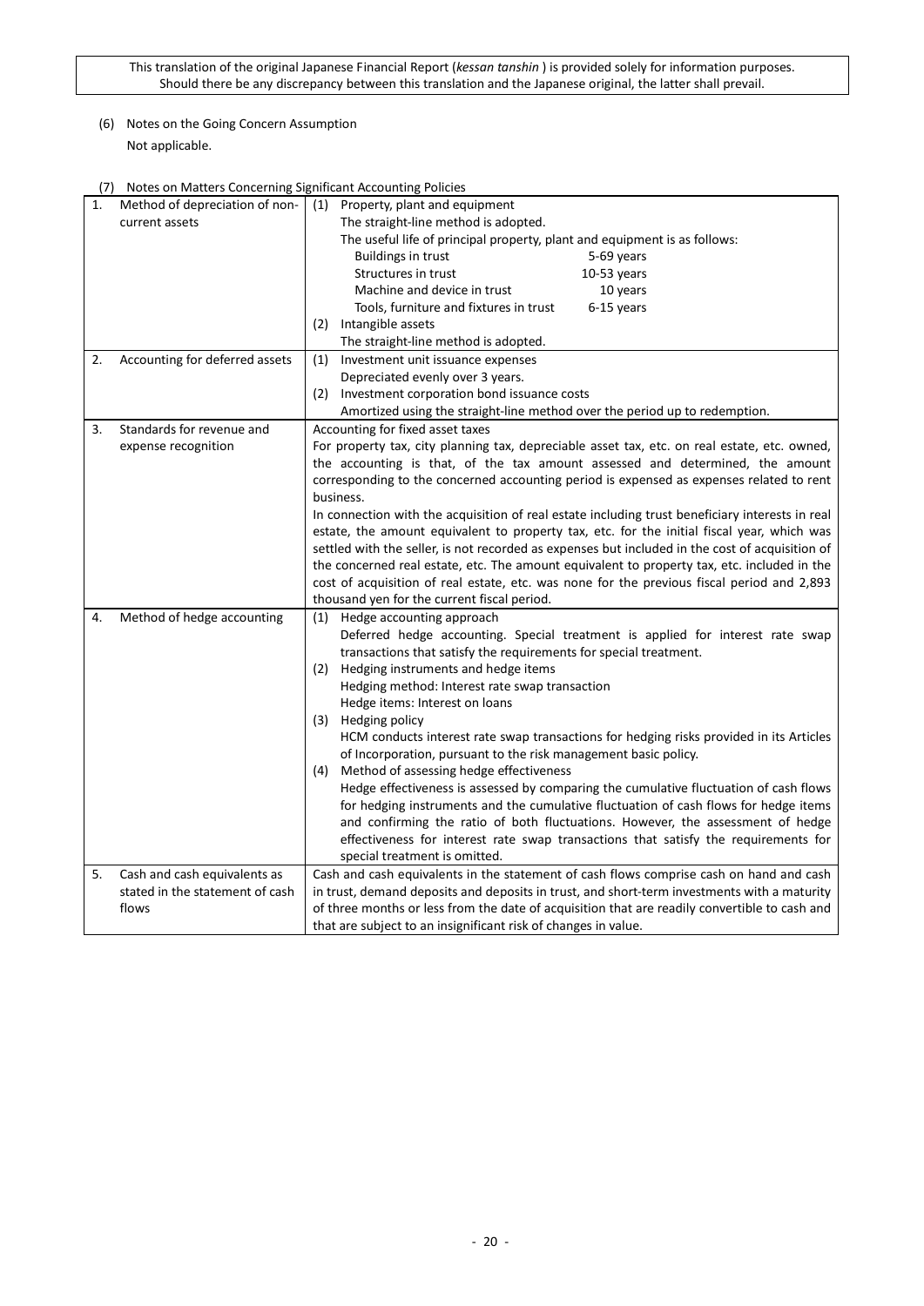This translation of the original Japanese Financial Report (*kessan tanshin* ) is provided solely for information purposes. Should there be any discrepancy between this translation and the Japanese original, the latter shall prevail.

(6) Notes on the Going Concern Assumption

Not applicable.

(7) Notes on Matters Concerning Significant Accounting Policies

| | |
|---|---|
| 1. Method of depreciation of non-current assets | (1) Property, plant and equipment<br>The straight-line method is adopted.<br>The useful life of principal property, plant and equipment is as follows:<br>Buildings in trust 5-69 years<br>Structures in trust 10-53 years<br>Machine and device in trust 10 years<br>Tools, furniture and fixtures in trust 6-15 years<br>(2) Intangible assets<br>The straight-line method is adopted. |
| 2. Accounting for deferred assets | (1) Investment unit issuance expenses<br>Depreciated evenly over 3 years.<br>(2) Investment corporation bond issuance costs<br>Amortized using the straight-line method over the period up to redemption. |
| 3. Standards for revenue and expense recognition | Accounting for fixed asset taxes<br>For property tax, city planning tax, depreciable asset tax, etc. on real estate, etc. owned, the accounting is that, of the tax amount assessed and determined, the amount corresponding to the concerned accounting period is expensed as expenses related to rent business.<br>In connection with the acquisition of real estate including trust beneficiary interests in real estate, the amount equivalent to property tax, etc. for the initial fiscal year, which was settled with the seller, is not recorded as expenses but included in the cost of acquisition of the concerned real estate, etc. The amount equivalent to property tax, etc. included in the cost of acquisition of real estate, etc. was none for the previous fiscal period and 2,893 thousand yen for the current fiscal period. |
| 4. Method of hedge accounting | (1) Hedge accounting approach<br>Deferred hedge accounting. Special treatment is applied for interest rate swap transactions that satisfy the requirements for special treatment.<br>(2) Hedging instruments and hedge items<br>Hedging method: Interest rate swap transaction<br>Hedge items: Interest on loans<br>(3) Hedging policy<br>HCM conducts interest rate swap transactions for hedging risks provided in its Articles of Incorporation, pursuant to the risk management basic policy.<br>(4) Method of assessing hedge effectiveness<br>Hedge effectiveness is assessed by comparing the cumulative fluctuation of cash flows for hedging instruments and the cumulative fluctuation of cash flows for hedge items and confirming the ratio of both fluctuations. However, the assessment of hedge effectiveness for interest rate swap transactions that satisfy the requirements for special treatment is omitted. |
| 5. Cash and cash equivalents as stated in the statement of cash flows | Cash and cash equivalents in the statement of cash flows comprise cash on hand and cash in trust, demand deposits and deposits in trust, and short-term investments with a maturity of three months or less from the date of acquisition that are readily convertible to cash and that are subject to an insignificant risk of changes in value. |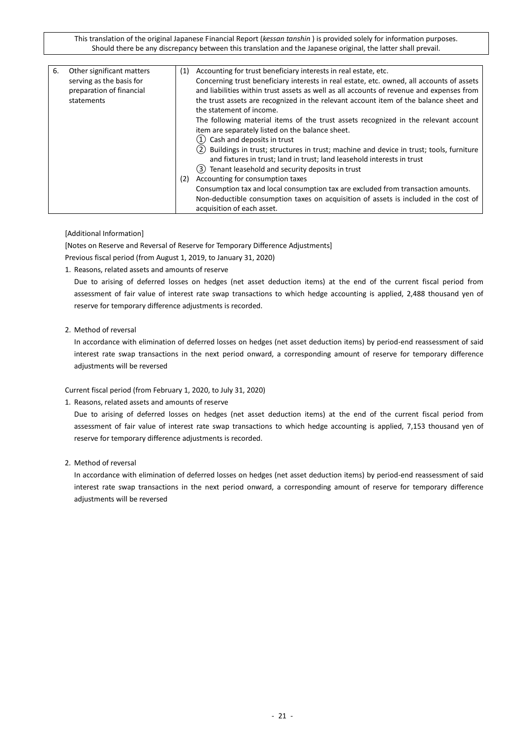| 6. Other significant matters serving as the basis for preparation of financial statements | (1) Accounting for trust beneficiary interests in real estate, etc.<br>Concerning trust beneficiary interests in real estate, etc. owned, all accounts of assets and liabilities within trust assets as well as all accounts of revenue and expenses from the trust assets are recognized in the relevant account item of the balance sheet and the statement of income.<br>The following material items of the trust assets recognized in the relevant account item are separately listed on the balance sheet.<br>① Cash and deposits in trust<br>② Buildings in trust; structures in trust; machine and device in trust; tools, furniture and fixtures in trust; land in trust; land leasehold interests in trust<br>③ Tenant leasehold and security deposits in trust<br>(2) Accounting for consumption taxes<br>Consumption tax and local consumption tax are excluded from transaction amounts.<br>Non-deductible consumption taxes on acquisition of assets is included in the cost of acquisition of each asset. |
|---|---|

[Additional Information]

[Notes on Reserve and Reversal of Reserve for Temporary Difference Adjustments]

Previous fiscal period (from August 1, 2019, to January 31, 2020)

1. Reasons, related assets and amounts of reserve

   Due to arising of deferred losses on hedges (net asset deduction items) at the end of the current fiscal period from assessment of fair value of interest rate swap transactions to which hedge accounting is applied, 2,488 thousand yen of reserve for temporary difference adjustments is recorded.

2. Method of reversal

   In accordance with elimination of deferred losses on hedges (net asset deduction items) by period-end reassessment of said interest rate swap transactions in the next period onward, a corresponding amount of reserve for temporary difference adjustments will be reversed

Current fiscal period (from February 1, 2020, to July 31, 2020)

1. Reasons, related assets and amounts of reserve

   Due to arising of deferred losses on hedges (net asset deduction items) at the end of the current fiscal period from assessment of fair value of interest rate swap transactions to which hedge accounting is applied, 7,153 thousand yen of reserve for temporary difference adjustments is recorded.

2. Method of reversal

   In accordance with elimination of deferred losses on hedges (net asset deduction items) by period-end reassessment of said interest rate swap transactions in the next period onward, a corresponding amount of reserve for temporary difference adjustments will be reversed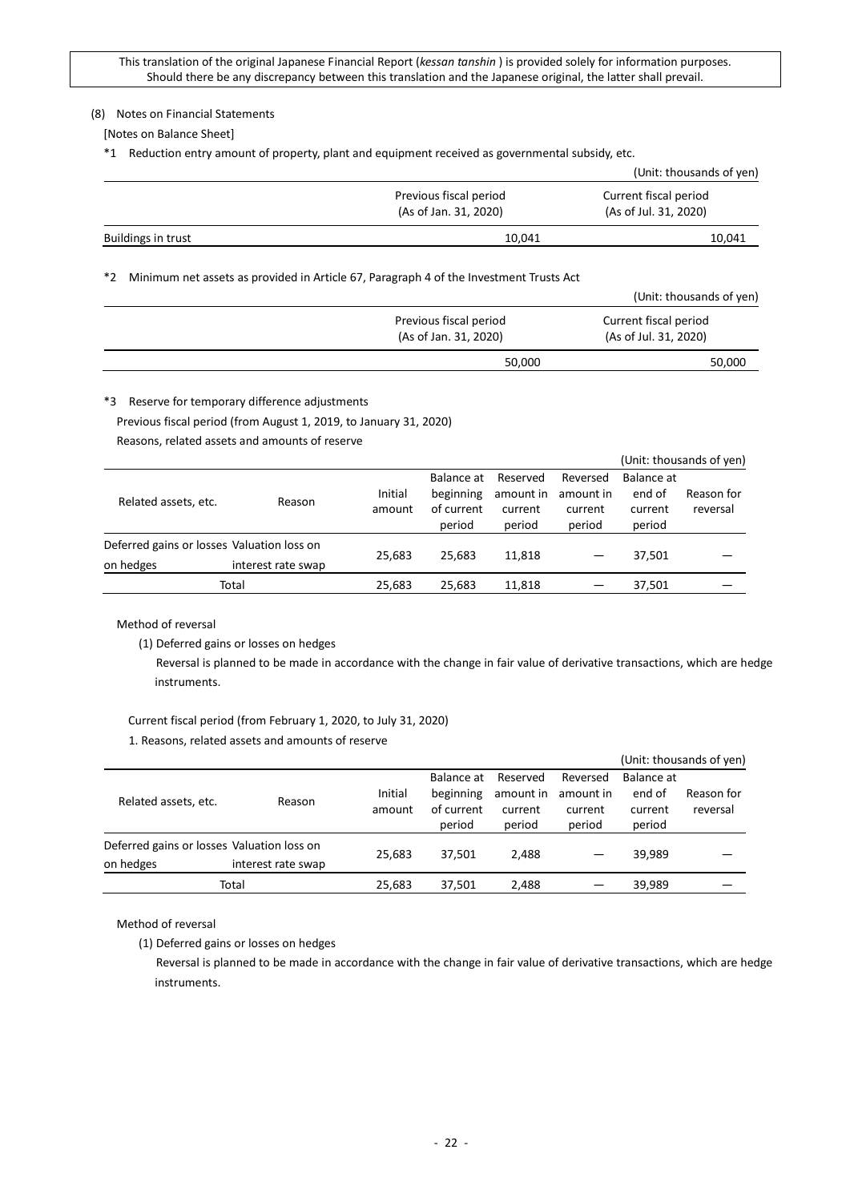This translation of the original Japanese Financial Report (*kessan tanshin* ) is provided solely for information purposes. Should there be any discrepancy between this translation and the Japanese original, the latter shall prevail.

(8) Notes on Financial Statements

[Notes on Balance Sheet]

*1 Reduction entry amount of property, plant and equipment received as governmental subsidy, etc.

(Unit: thousands of yen)

| | Previous fiscal period (As of Jan. 31, 2020) | Current fiscal period (As of Jul. 31, 2020) |
|---|---|---|
| Buildings in trust | 10,041 | 10,041 |

*2 Minimum net assets as provided in Article 67, Paragraph 4 of the Investment Trusts Act

(Unit: thousands of yen)

| Previous fiscal period (As of Jan. 31, 2020) | Current fiscal period (As of Jul. 31, 2020) |
|---|---|
| 50,000 | 50,000 |

*3 Reserve for temporary difference adjustments

Previous fiscal period (from August 1, 2019, to January 31, 2020)

Reasons, related assets and amounts of reserve

(Unit: thousands of yen)

| Related assets, etc. | Reason | Initial amount | Balance at beginning of current period | Reserved amount in current period | Reversed amount in current period | Balance at end of current period | Reason for reversal |
|---|---|---|---|---|---|---|---|
| Deferred gains or losses on hedges | Valuation loss on interest rate swap | 25,683 | 25,683 | 11,818 | ― | 37,501 | ― |
| Total | | 25,683 | 25,683 | 11,818 | ― | 37,501 | ― |

Method of reversal

(1) Deferred gains or losses on hedges

Reversal is planned to be made in accordance with the change in fair value of derivative transactions, which are hedge instruments.

Current fiscal period (from February 1, 2020, to July 31, 2020)

1. Reasons, related assets and amounts of reserve

(Unit: thousands of yen)

| Related assets, etc. | Reason | Initial amount | Balance at beginning of current period | Reserved amount in current period | Reversed amount in current period | Balance at end of current period | Reason for reversal |
|---|---|---|---|---|---|---|---|
| Deferred gains or losses on hedges | Valuation loss on interest rate swap | 25,683 | 37,501 | 2,488 | ― | 39,989 | ― |
| Total | | 25,683 | 37,501 | 2,488 | ― | 39,989 | ― |

Method of reversal

(1) Deferred gains or losses on hedges

Reversal is planned to be made in accordance with the change in fair value of derivative transactions, which are hedge instruments.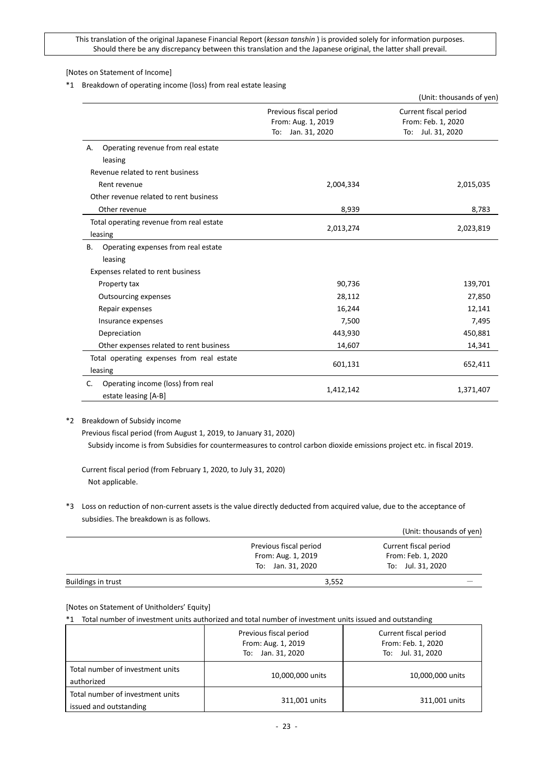This translation of the original Japanese Financial Report (*kessan tanshin* ) is provided solely for information purposes. Should there be any discrepancy between this translation and the Japanese original, the latter shall prevail.

[Notes on Statement of Income]

*1 Breakdown of operating income (loss) from real estate leasing

(Unit: thousands of yen)

| | Previous fiscal period From: Aug. 1, 2019 To: Jan. 31, 2020 | Current fiscal period From: Feb. 1, 2020 To: Jul. 31, 2020 |
|---|---|---|
| A. Operating revenue from real estate leasing | | |
| Revenue related to rent business | | |
| Rent revenue | 2,004,334 | 2,015,035 |
| Other revenue related to rent business | | |
| Other revenue | 8,939 | 8,783 |
| Total operating revenue from real estate leasing | 2,013,274 | 2,023,819 |
| B. Operating expenses from real estate leasing | | |
| Expenses related to rent business | | |
| Property tax | 90,736 | 139,701 |
| Outsourcing expenses | 28,112 | 27,850 |
| Repair expenses | 16,244 | 12,141 |
| Insurance expenses | 7,500 | 7,495 |
| Depreciation | 443,930 | 450,881 |
| Other expenses related to rent business | 14,607 | 14,341 |
| Total operating expenses from real estate leasing | 601,131 | 652,411 |
| C. Operating income (loss) from real estate leasing [A-B] | 1,412,142 | 1,371,407 |

*2 Breakdown of Subsidy income

Previous fiscal period (from August 1, 2019, to January 31, 2020)

Subsidy income is from Subsidies for countermeasures to control carbon dioxide emissions project etc. in fiscal 2019.

Current fiscal period (from February 1, 2020, to July 31, 2020)

Not applicable.

*3 Loss on reduction of non-current assets is the value directly deducted from acquired value, due to the acceptance of subsidies. The breakdown is as follows.

(Unit: thousands of yen)

| | Previous fiscal period From: Aug. 1, 2019 To: Jan. 31, 2020 | Current fiscal period From: Feb. 1, 2020 To: Jul. 31, 2020 |
|---|---|---|
| Buildings in trust | 3,552 | — |

[Notes on Statement of Unitholders' Equity]

*1 Total number of investment units authorized and total number of investment units issued and outstanding

| | Previous fiscal period From: Aug. 1, 2019 To: Jan. 31, 2020 | Current fiscal period From: Feb. 1, 2020 To: Jul. 31, 2020 |
|---|---|---|
| Total number of investment units authorized | 10,000,000 units | 10,000,000 units |
| Total number of investment units issued and outstanding | 311,001 units | 311,001 units |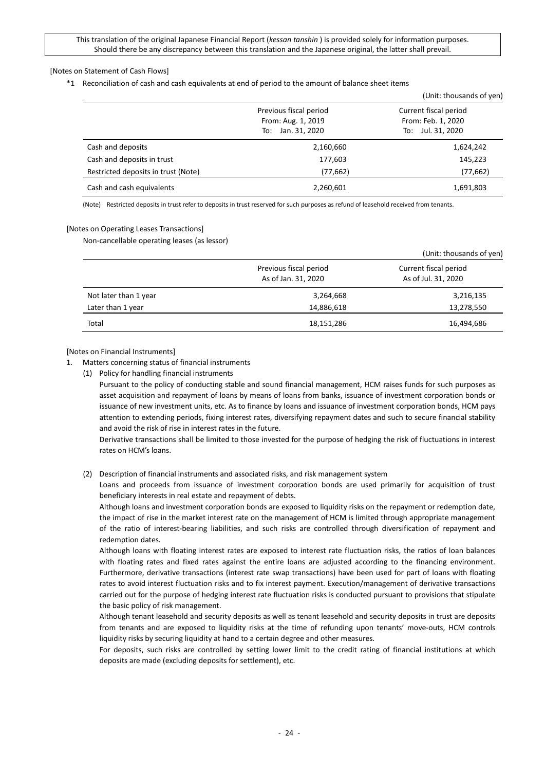This translation of the original Japanese Financial Report (*kessan tanshin* ) is provided solely for information purposes. Should there be any discrepancy between this translation and the Japanese original, the latter shall prevail.

[Notes on Statement of Cash Flows]

*1 Reconciliation of cash and cash equivalents at end of period to the amount of balance sheet items

(Unit: thousands of yen)

| | Previous fiscal period<br>From: Aug. 1, 2019<br>To: Jan. 31, 2020 | Current fiscal period<br>From: Feb. 1, 2020<br>To: Jul. 31, 2020 |
|---|---|---|
| Cash and deposits | 2,160,660 | 1,624,242 |
| Cash and deposits in trust | 177,603 | 145,223 |
| Restricted deposits in trust (Note) | (77,662) | (77,662) |
| Cash and cash equivalents | 2,260,601 | 1,691,803 |

(Note) Restricted deposits in trust refer to deposits in trust reserved for such purposes as refund of leasehold received from tenants.

[Notes on Operating Leases Transactions]

Non-cancellable operating leases (as lessor)

(Unit: thousands of yen)

| | Previous fiscal period<br>As of Jan. 31, 2020 | Current fiscal period<br>As of Jul. 31, 2020 |
|---|---|---|
| Not later than 1 year | 3,264,668 | 3,216,135 |
| Later than 1 year | 14,886,618 | 13,278,550 |
| Total | 18,151,286 | 16,494,686 |

[Notes on Financial Instruments]

1. Matters concerning status of financial instruments

(1) Policy for handling financial instruments

Pursuant to the policy of conducting stable and sound financial management, HCM raises funds for such purposes as asset acquisition and repayment of loans by means of loans from banks, issuance of investment corporation bonds or issuance of new investment units, etc. As to finance by loans and issuance of investment corporation bonds, HCM pays attention to extending periods, fixing interest rates, diversifying repayment dates and such to secure financial stability and avoid the risk of rise in interest rates in the future.

Derivative transactions shall be limited to those invested for the purpose of hedging the risk of fluctuations in interest rates on HCM's loans.

(2) Description of financial instruments and associated risks, and risk management system

Loans and proceeds from issuance of investment corporation bonds are used primarily for acquisition of trust beneficiary interests in real estate and repayment of debts.

Although loans and investment corporation bonds are exposed to liquidity risks on the repayment or redemption date, the impact of rise in the market interest rate on the management of HCM is limited through appropriate management of the ratio of interest-bearing liabilities, and such risks are controlled through diversification of repayment and redemption dates.

Although loans with floating interest rates are exposed to interest rate fluctuation risks, the ratios of loan balances with floating rates and fixed rates against the entire loans are adjusted according to the financing environment. Furthermore, derivative transactions (interest rate swap transactions) have been used for part of loans with floating rates to avoid interest fluctuation risks and to fix interest payment. Execution/management of derivative transactions carried out for the purpose of hedging interest rate fluctuation risks is conducted pursuant to provisions that stipulate the basic policy of risk management.

Although tenant leasehold and security deposits as well as tenant leasehold and security deposits in trust are deposits from tenants and are exposed to liquidity risks at the time of refunding upon tenants' move-outs, HCM controls liquidity risks by securing liquidity at hand to a certain degree and other measures.

For deposits, such risks are controlled by setting lower limit to the credit rating of financial institutions at which deposits are made (excluding deposits for settlement), etc.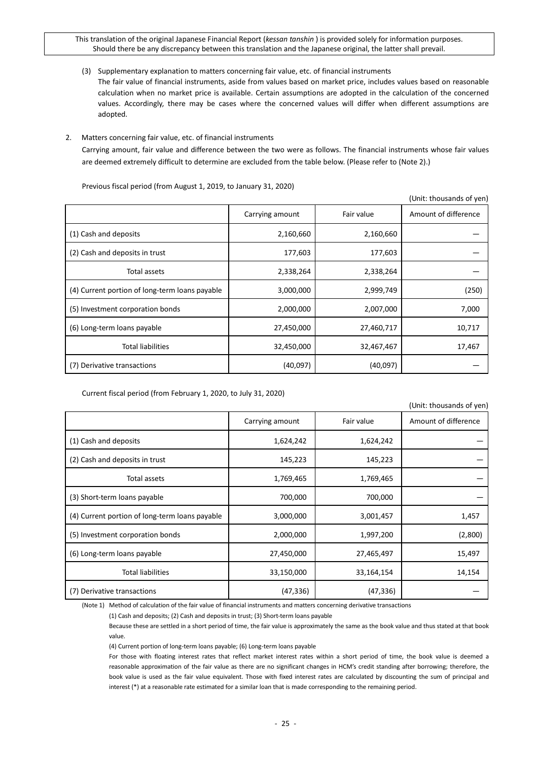This translation of the original Japanese Financial Report (*kessan tanshin* ) is provided solely for information purposes. Should there be any discrepancy between this translation and the Japanese original, the latter shall prevail.

(3) Supplementary explanation to matters concerning fair value, etc. of financial instruments

The fair value of financial instruments, aside from values based on market price, includes values based on reasonable calculation when no market price is available. Certain assumptions are adopted in the calculation of the concerned values. Accordingly, there may be cases where the concerned values will differ when different assumptions are adopted.

2. Matters concerning fair value, etc. of financial instruments

Carrying amount, fair value and difference between the two were as follows. The financial instruments whose fair values are deemed extremely difficult to determine are excluded from the table below. (Please refer to (Note 2).)

Previous fiscal period (from August 1, 2019, to January 31, 2020)

(Unit: thousands of yen)

| | Carrying amount | Fair value | Amount of difference |
|---|---|---|---|
| (1) Cash and deposits | 2,160,660 | 2,160,660 | — |
| (2) Cash and deposits in trust | 177,603 | 177,603 | — |
| Total assets | 2,338,264 | 2,338,264 | — |
| (4) Current portion of long-term loans payable | 3,000,000 | 2,999,749 | (250) |
| (5) Investment corporation bonds | 2,000,000 | 2,007,000 | 7,000 |
| (6) Long-term loans payable | 27,450,000 | 27,460,717 | 10,717 |
| Total liabilities | 32,450,000 | 32,467,467 | 17,467 |
| (7) Derivative transactions | (40,097) | (40,097) | — |

Current fiscal period (from February 1, 2020, to July 31, 2020)

(Unit: thousands of yen)

| | Carrying amount | Fair value | Amount of difference |
|---|---|---|---|
| (1) Cash and deposits | 1,624,242 | 1,624,242 | — |
| (2) Cash and deposits in trust | 145,223 | 145,223 | — |
| Total assets | 1,769,465 | 1,769,465 | — |
| (3) Short-term loans payable | 700,000 | 700,000 | — |
| (4) Current portion of long-term loans payable | 3,000,000 | 3,001,457 | 1,457 |
| (5) Investment corporation bonds | 2,000,000 | 1,997,200 | (2,800) |
| (6) Long-term loans payable | 27,450,000 | 27,465,497 | 15,497 |
| Total liabilities | 33,150,000 | 33,164,154 | 14,154 |
| (7) Derivative transactions | (47,336) | (47,336) | — |

(Note 1) Method of calculation of the fair value of financial instruments and matters concerning derivative transactions

(1) Cash and deposits; (2) Cash and deposits in trust; (3) Short-term loans payable

Because these are settled in a short period of time, the fair value is approximately the same as the book value and thus stated at that book value.

(4) Current portion of long-term loans payable; (6) Long-term loans payable

For those with floating interest rates that reflect market interest rates within a short period of time, the book value is deemed a reasonable approximation of the fair value as there are no significant changes in HCM's credit standing after borrowing; therefore, the book value is used as the fair value equivalent. Those with fixed interest rates are calculated by discounting the sum of principal and interest (*) at a reasonable rate estimated for a similar loan that is made corresponding to the remaining period.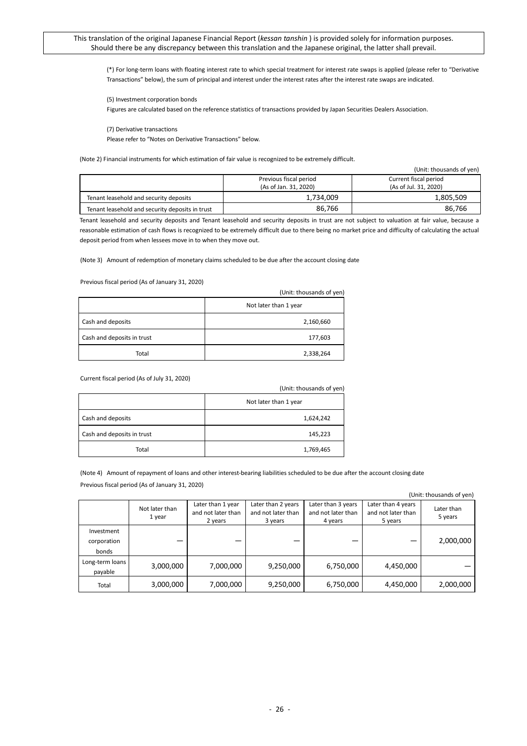(*) For long-term loans with floating interest rate to which special treatment for interest rate swaps is applied (please refer to "Derivative Transactions" below), the sum of principal and interest under the interest rates after the interest rate swaps are indicated.

(5) Investment corporation bonds

Figures are calculated based on the reference statistics of transactions provided by Japan Securities Dealers Association.

(7) Derivative transactions

Please refer to "Notes on Derivative Transactions" below.

(Note 2) Financial instruments for which estimation of fair value is recognized to be extremely difficult.

(Unit: thousands of yen)

| | Previous fiscal period (As of Jan. 31, 2020) | Current fiscal period (As of Jul. 31, 2020) |
|---|---|---|
| Tenant leasehold and security deposits | 1,734,009 | 1,805,509 |
| Tenant leasehold and security deposits in trust | 86,766 | 86,766 |

Tenant leasehold and security deposits and Tenant leasehold and security deposits in trust are not subject to valuation at fair value, because a reasonable estimation of cash flows is recognized to be extremely difficult due to there being no market price and difficulty of calculating the actual deposit period from when lessees move in to when they move out.

(Note 3) Amount of redemption of monetary claims scheduled to be due after the account closing date

Previous fiscal period (As of January 31, 2020)

(Unit: thousands of yen)

| | Not later than 1 year |
|---|---|
| Cash and deposits | 2,160,660 |
| Cash and deposits in trust | 177,603 |
| Total | 2,338,264 |

Current fiscal period (As of July 31, 2020)

(Unit: thousands of yen)

| | Not later than 1 year |
|---|---|
| Cash and deposits | 1,624,242 |
| Cash and deposits in trust | 145,223 |
| Total | 1,769,465 |

(Note 4) Amount of repayment of loans and other interest-bearing liabilities scheduled to be due after the account closing date

Previous fiscal period (As of January 31, 2020)

(Unit: thousands of yen)

| | Not later than 1 year | Later than 1 year and not later than 2 years | Later than 2 years and not later than 3 years | Later than 3 years and not later than 4 years | Later than 4 years and not later than 5 years | Later than 5 years |
|---|---|---|---|---|---|---|
| Investment corporation bonds | — | — | — | — | — | 2,000,000 |
| Long-term loans payable | 3,000,000 | 7,000,000 | 9,250,000 | 6,750,000 | 4,450,000 | — |
| Total | 3,000,000 | 7,000,000 | 9,250,000 | 6,750,000 | 4,450,000 | 2,000,000 |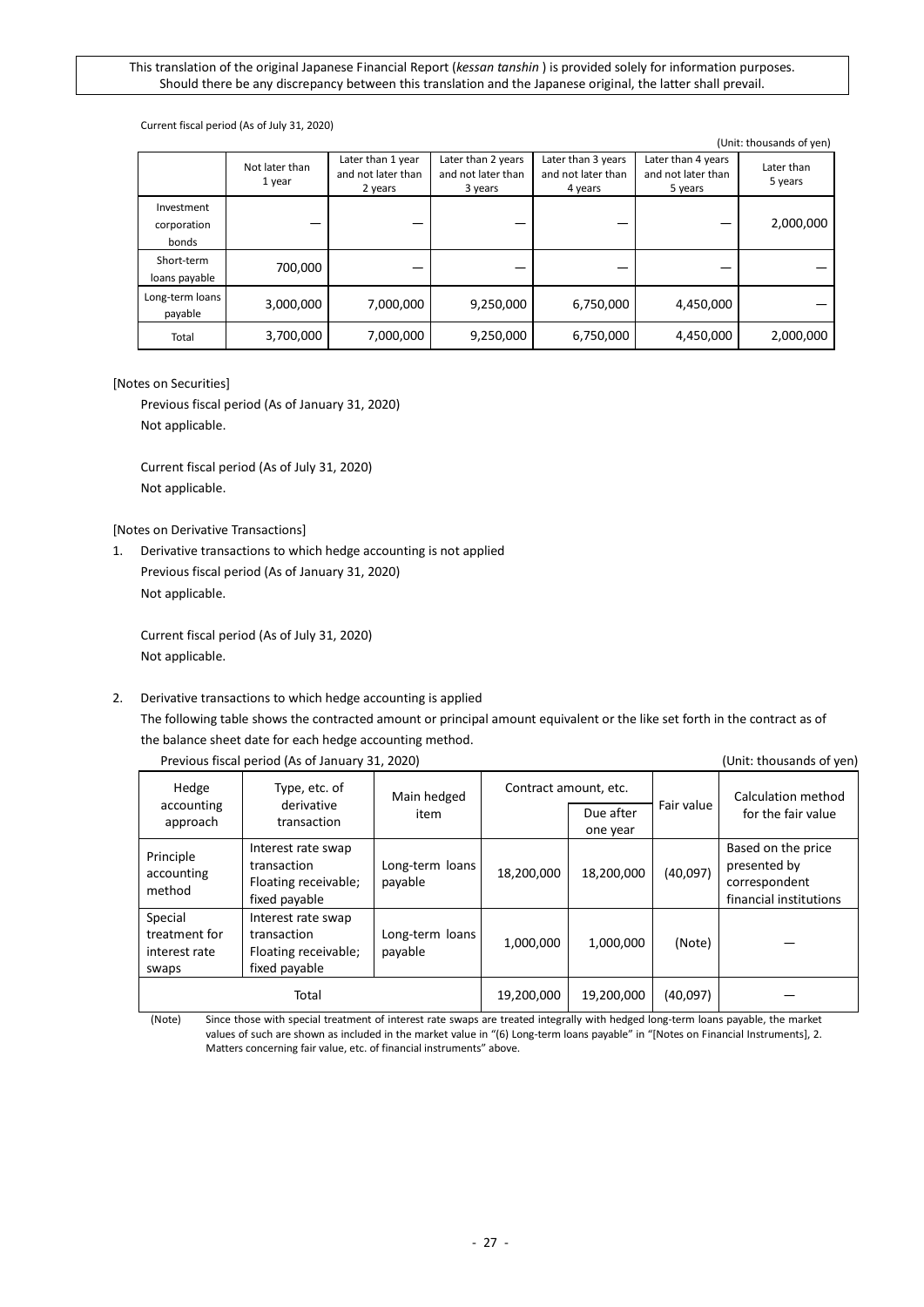This translation of the original Japanese Financial Report (*kessan tanshin* ) is provided solely for information purposes. Should there be any discrepancy between this translation and the Japanese original, the latter shall prevail.

Current fiscal period (As of July 31, 2020)

(Unit: thousands of yen)

| | Not later than 1 year | Later than 1 year and not later than 2 years | Later than 2 years and not later than 3 years | Later than 3 years and not later than 4 years | Later than 4 years and not later than 5 years | Later than 5 years |
|---|---|---|---|---|---|---|
| Investment corporation bonds | ― | ― | ― | ― | ― | 2,000,000 |
| Short-term loans payable | 700,000 | ― | ― | ― | ― | ― |
| Long-term loans payable | 3,000,000 | 7,000,000 | 9,250,000 | 6,750,000 | 4,450,000 | ― |
| Total | 3,700,000 | 7,000,000 | 9,250,000 | 6,750,000 | 4,450,000 | 2,000,000 |

[Notes on Securities]

Previous fiscal period (As of January 31, 2020)
Not applicable.

Current fiscal period (As of July 31, 2020)
Not applicable.

[Notes on Derivative Transactions]

1. Derivative transactions to which hedge accounting is not applied
   Previous fiscal period (As of January 31, 2020)
   Not applicable.

   Current fiscal period (As of July 31, 2020)
   Not applicable.

2. Derivative transactions to which hedge accounting is applied
   The following table shows the contracted amount or principal amount equivalent or the like set forth in the contract as of the balance sheet date for each hedge accounting method.

Previous fiscal period (As of January 31, 2020)

(Unit: thousands of yen)

| Hedge accounting approach | Type, etc. of derivative transaction | Main hedged item | Contract amount, etc. | | Fair value | Calculation method for the fair value |
|---|---|---|---|---|---|---|
| | | | | Due after one year | | |
| Principle accounting method | Interest rate swap transaction Floating receivable; fixed payable | Long-term loans payable | 18,200,000 | 18,200,000 | (40,097) | Based on the price presented by correspondent financial institutions |
| Special treatment for interest rate swaps | Interest rate swap transaction Floating receivable; fixed payable | Long-term loans payable | 1,000,000 | 1,000,000 | (Note) | ― |
| Total | | | 19,200,000 | 19,200,000 | (40,097) | ― |

(Note) Since those with special treatment of interest rate swaps are treated integrally with hedged long-term loans payable, the market values of such are shown as included in the market value in "(6) Long-term loans payable" in "[Notes on Financial Instruments], 2. Matters concerning fair value, etc. of financial instruments" above.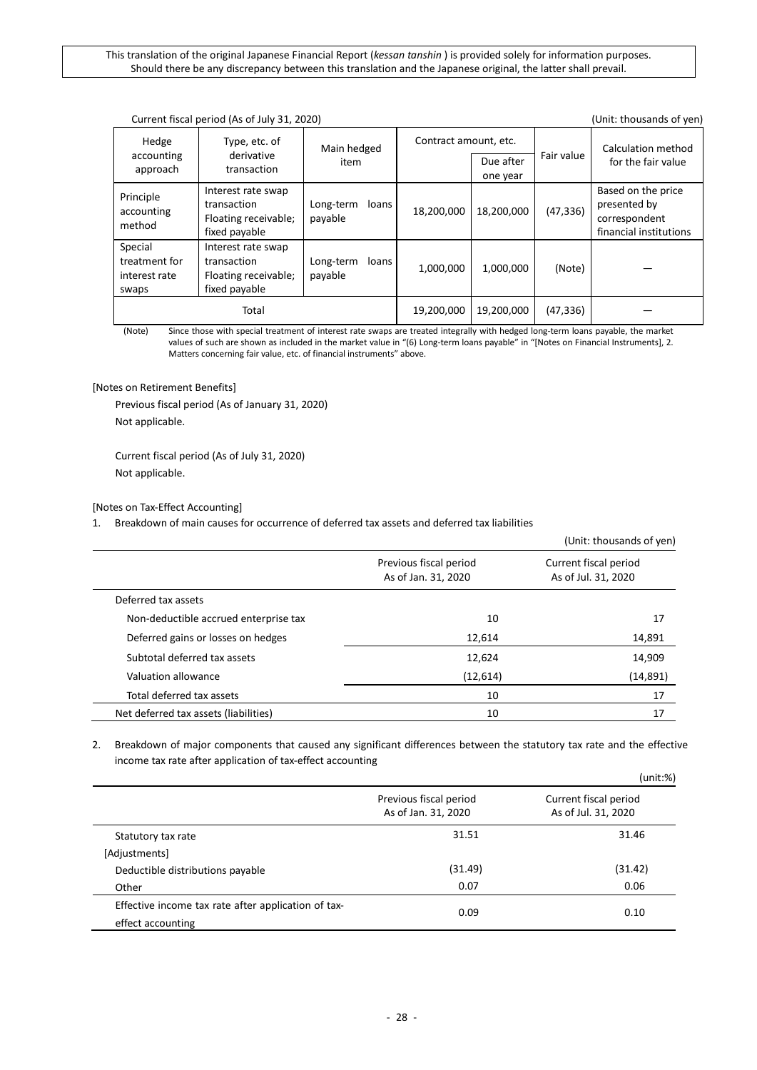This translation of the original Japanese Financial Report (*kessan tanshin* ) is provided solely for information purposes. Should there be any discrepancy between this translation and the Japanese original, the latter shall prevail.

Current fiscal period (As of July 31, 2020)

(Unit: thousands of yen)

| Hedge accounting approach | Type, etc. of derivative transaction | Main hedged item | Contract amount, etc. | | Fair value | Calculation method for the fair value |
|---|---|---|---|---|---|---|
| | | | | Due after one year | | |
| Principle accounting method | Interest rate swap transaction Floating receivable; fixed payable | Long-term loans payable | 18,200,000 | 18,200,000 | (47,336) | Based on the price presented by correspondent financial institutions |
| Special treatment for interest rate swaps | Interest rate swap transaction Floating receivable; fixed payable | Long-term loans payable | 1,000,000 | 1,000,000 | (Note) | ― |
| Total | | | 19,200,000 | 19,200,000 | (47,336) | ― |

(Note) Since those with special treatment of interest rate swaps are treated integrally with hedged long-term loans payable, the market values of such are shown as included in the market value in "(6) Long-term loans payable" in "[Notes on Financial Instruments], 2. Matters concerning fair value, etc. of financial instruments" above.

[Notes on Retirement Benefits]

Previous fiscal period (As of January 31, 2020)
Not applicable.

Current fiscal period (As of July 31, 2020)
Not applicable.

[Notes on Tax-Effect Accounting]

1. Breakdown of main causes for occurrence of deferred tax assets and deferred tax liabilities

(Unit: thousands of yen)

| | Previous fiscal period As of Jan. 31, 2020 | Current fiscal period As of Jul. 31, 2020 |
|---|---|---|
| Deferred tax assets | | |
| Non-deductible accrued enterprise tax | 10 | 17 |
| Deferred gains or losses on hedges | 12,614 | 14,891 |
| Subtotal deferred tax assets | 12,624 | 14,909 |
| Valuation allowance | (12,614) | (14,891) |
| Total deferred tax assets | 10 | 17 |
| Net deferred tax assets (liabilities) | 10 | 17 |

2. Breakdown of major components that caused any significant differences between the statutory tax rate and the effective income tax rate after application of tax-effect accounting

(unit:%)

| | Previous fiscal period As of Jan. 31, 2020 | Current fiscal period As of Jul. 31, 2020 |
|---|---|---|
| Statutory tax rate | 31.51 | 31.46 |
| [Adjustments] | | |
| Deductible distributions payable | (31.49) | (31.42) |
| Other | 0.07 | 0.06 |
| Effective income tax rate after application of tax-effect accounting | 0.09 | 0.10 |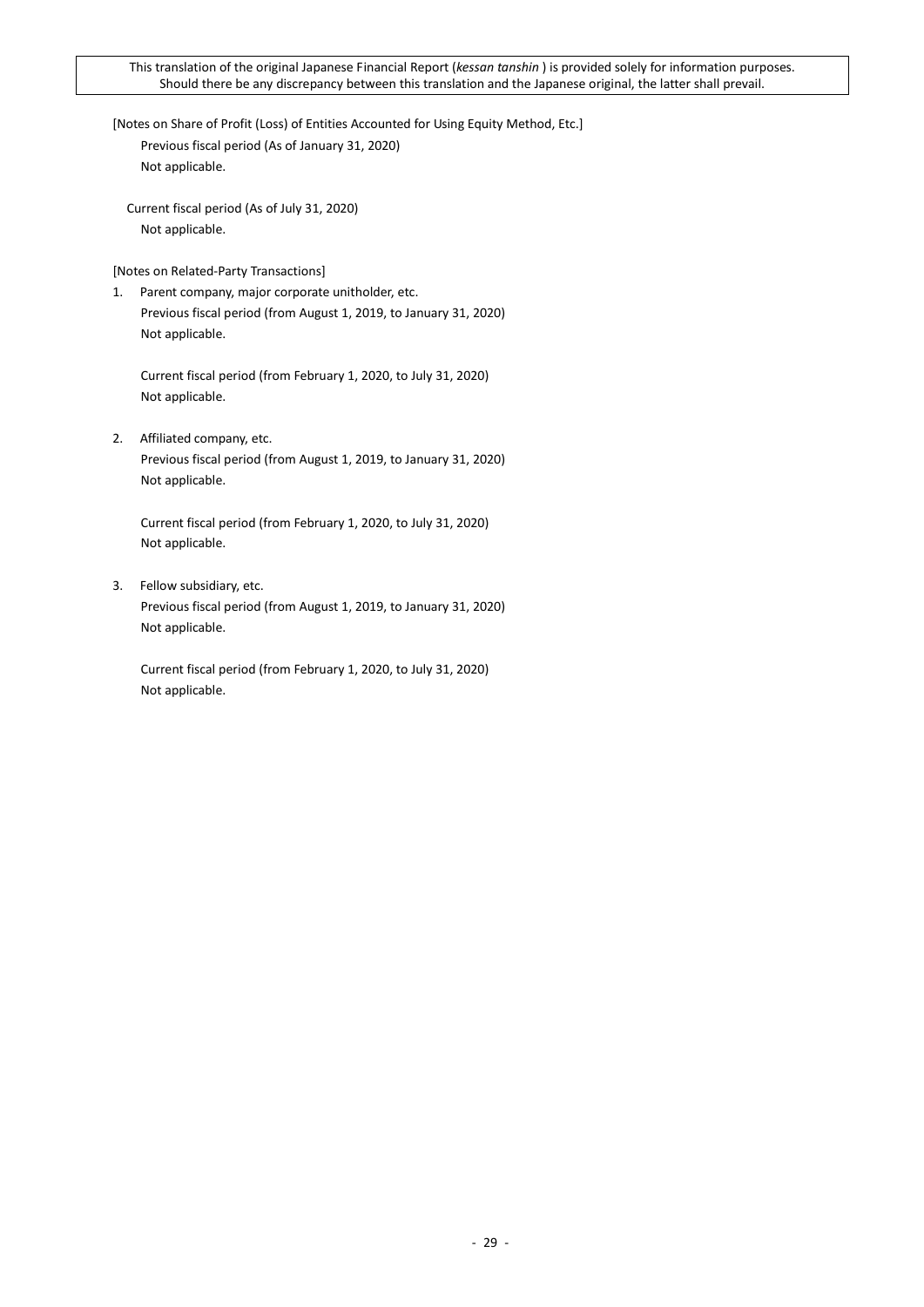[Notes on Share of Profit (Loss) of Entities Accounted for Using Equity Method, Etc.]

Previous fiscal period (As of January 31, 2020)
Not applicable.

Current fiscal period (As of July 31, 2020)
Not applicable.

[Notes on Related-Party Transactions]

1. Parent company, major corporate unitholder, etc.

   Previous fiscal period (from August 1, 2019, to January 31, 2020)
   Not applicable.

   Current fiscal period (from February 1, 2020, to July 31, 2020)
   Not applicable.

2. Affiliated company, etc.

   Previous fiscal period (from August 1, 2019, to January 31, 2020)
   Not applicable.

   Current fiscal period (from February 1, 2020, to July 31, 2020)
   Not applicable.

3. Fellow subsidiary, etc.

   Previous fiscal period (from August 1, 2019, to January 31, 2020)
   Not applicable.

   Current fiscal period (from February 1, 2020, to July 31, 2020)
   Not applicable.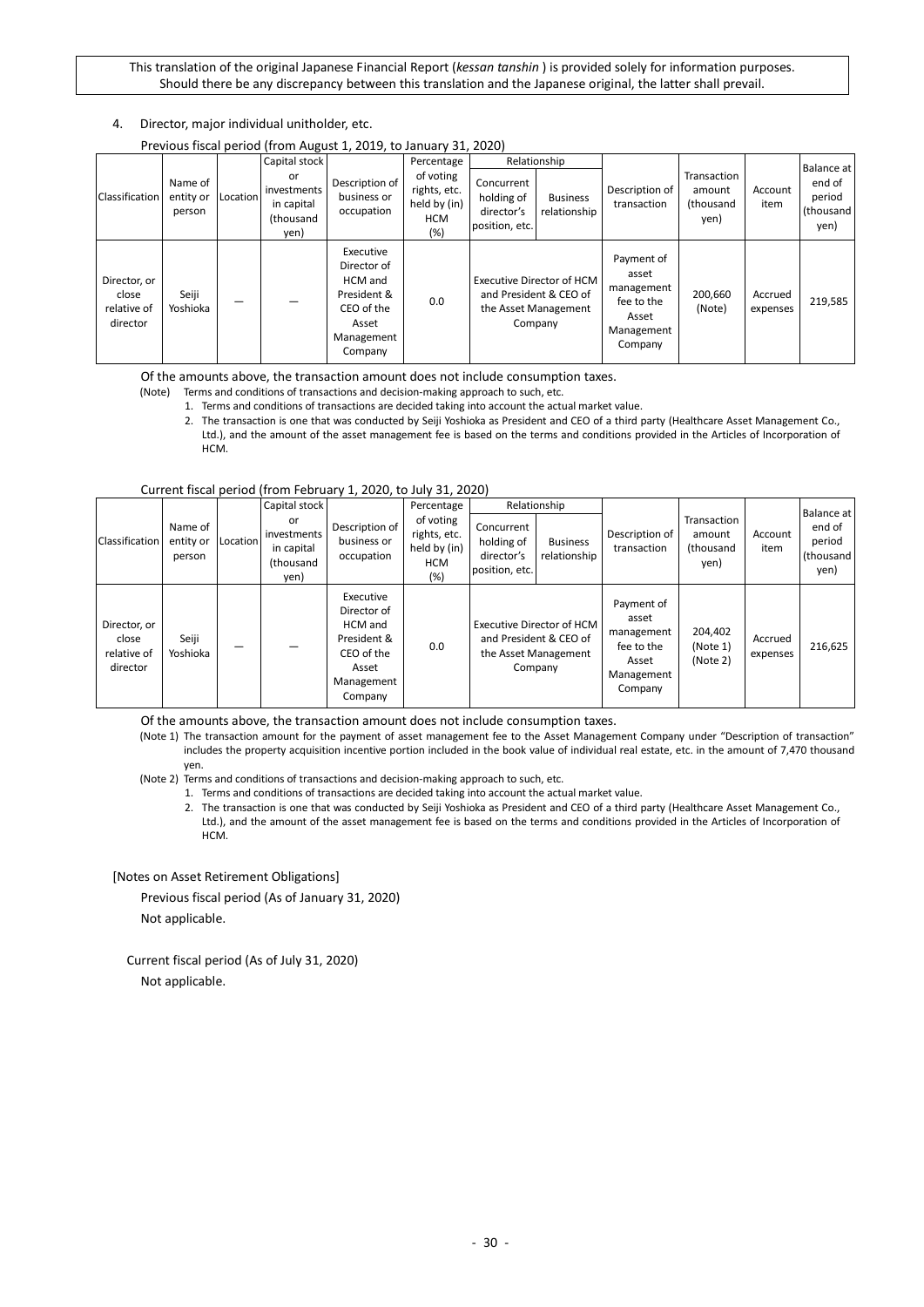This translation of the original Japanese Financial Report (*kessan tanshin* ) is provided solely for information purposes. Should there be any discrepancy between this translation and the Japanese original, the latter shall prevail.

4. Director, major individual unitholder, etc.

Previous fiscal period (from August 1, 2019, to January 31, 2020)

| Classification | Name of entity or person | Location | Capital stock or investments in capital (thousand yen) | Description of business or occupation | Percentage of voting rights, etc. held by (in) HCM (%) | Relationship | | Description of transaction | Transaction amount (thousand yen) | Account item | Balance at end of period (thousand yen) |
|---|---|---|---|---|---|---|---|---|---|---|---|
| | | | | | | Concurrent holding of director's position, etc. | Business relationship | | | | |
| Director, or close relative of director | Seiji Yoshioka | — | — | Executive Director of HCM and President & CEO of the Asset Management Company | 0.0 | Executive Director of HCM and President & CEO of the Asset Management Company | | Payment of asset management fee to the Asset Management Company | 200,660 (Note) | Accrued expenses | 219,585 |

Of the amounts above, the transaction amount does not include consumption taxes.

(Note) Terms and conditions of transactions and decision-making approach to such, etc.

1. Terms and conditions of transactions are decided taking into account the actual market value.
2. The transaction is one that was conducted by Seiji Yoshioka as President and CEO of a third party (Healthcare Asset Management Co., Ltd.), and the amount of the asset management fee is based on the terms and conditions provided in the Articles of Incorporation of HCM.

Current fiscal period (from February 1, 2020, to July 31, 2020)

| Classification | Name of entity or person | Location | Capital stock or investments in capital (thousand yen) | Description of business or occupation | Percentage of voting rights, etc. held by (in) HCM (%) | Relationship | | Description of transaction | Transaction amount (thousand yen) | Account item | Balance at end of period (thousand yen) |
|---|---|---|---|---|---|---|---|---|---|---|---|
| | | | | | | Concurrent holding of director's position, etc. | Business relationship | | | | |
| Director, or close relative of director | Seiji Yoshioka | — | — | Executive Director of HCM and President & CEO of the Asset Management Company | 0.0 | Executive Director of HCM and President & CEO of the Asset Management Company | | Payment of asset management fee to the Asset Management Company | 204,402 (Note 1) (Note 2) | Accrued expenses | 216,625 |

Of the amounts above, the transaction amount does not include consumption taxes.

(Note 1) The transaction amount for the payment of asset management fee to the Asset Management Company under "Description of transaction" includes the property acquisition incentive portion included in the book value of individual real estate, etc. in the amount of 7,470 thousand yen.

(Note 2) Terms and conditions of transactions and decision-making approach to such, etc.

1. Terms and conditions of transactions are decided taking into account the actual market value.
2. The transaction is one that was conducted by Seiji Yoshioka as President and CEO of a third party (Healthcare Asset Management Co., Ltd.), and the amount of the asset management fee is based on the terms and conditions provided in the Articles of Incorporation of HCM.

[Notes on Asset Retirement Obligations]

Previous fiscal period (As of January 31, 2020)

Not applicable.

Current fiscal period (As of July 31, 2020)

Not applicable.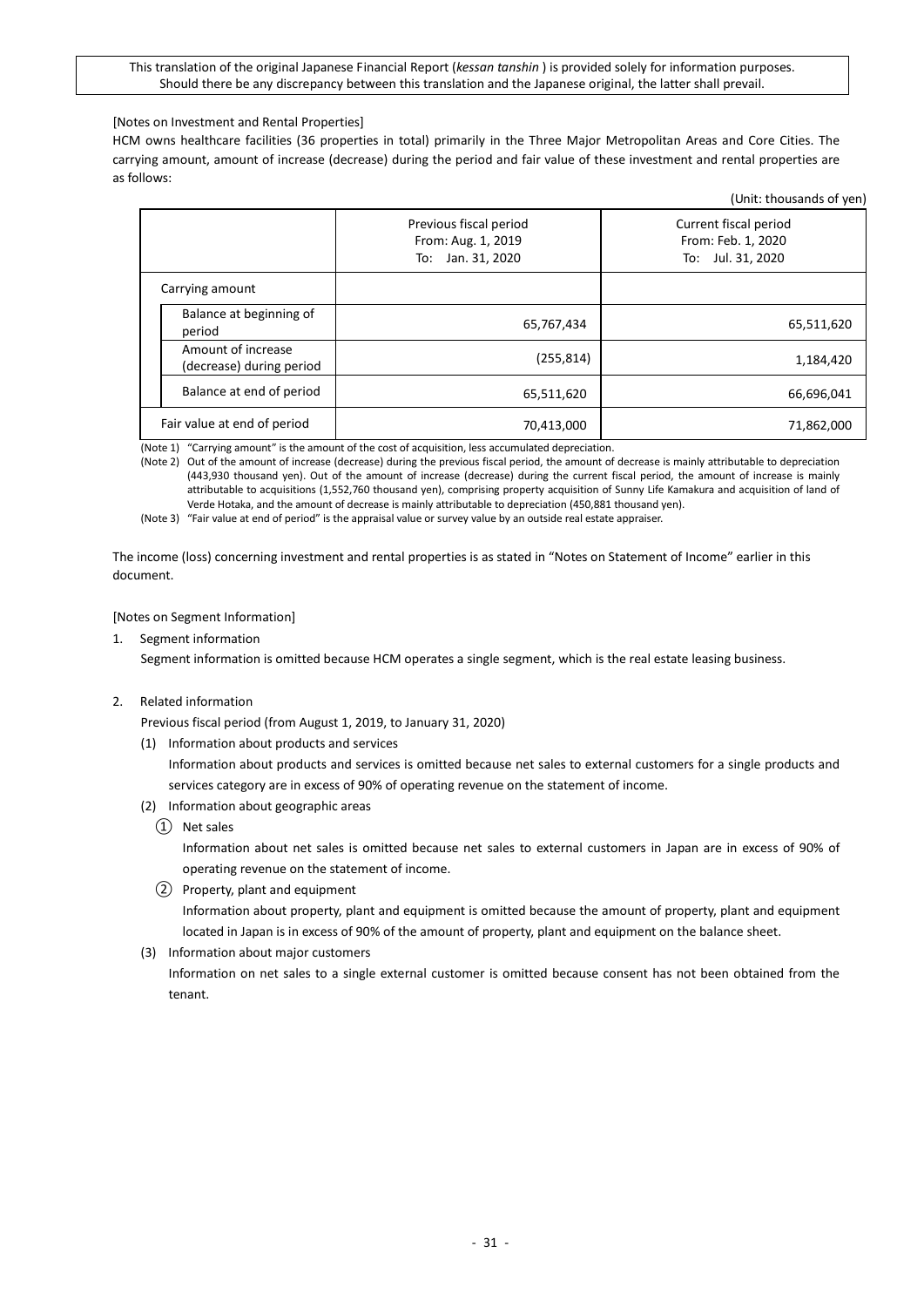This translation of the original Japanese Financial Report (*kessan tanshin* ) is provided solely for information purposes. Should there be any discrepancy between this translation and the Japanese original, the latter shall prevail.

[Notes on Investment and Rental Properties]

HCM owns healthcare facilities (36 properties in total) primarily in the Three Major Metropolitan Areas and Core Cities. The carrying amount, amount of increase (decrease) during the period and fair value of these investment and rental properties are as follows:

(Unit: thousands of yen)

| | | Previous fiscal period From: Aug. 1, 2019 To: Jan. 31, 2020 | Current fiscal period From: Feb. 1, 2020 To: Jul. 31, 2020 |
|---|---|---|---|
| Carrying amount | | | |
| | Balance at beginning of period | 65,767,434 | 65,511,620 |
| | Amount of increase (decrease) during period | (255,814) | 1,184,420 |
| | Balance at end of period | 65,511,620 | 66,696,041 |
| Fair value at end of period | | 70,413,000 | 71,862,000 |

(Note 1) "Carrying amount" is the amount of the cost of acquisition, less accumulated depreciation.

(Note 2) Out of the amount of increase (decrease) during the previous fiscal period, the amount of decrease is mainly attributable to depreciation (443,930 thousand yen). Out of the amount of increase (decrease) during the current fiscal period, the amount of increase is mainly attributable to acquisitions (1,552,760 thousand yen), comprising property acquisition of Sunny Life Kamakura and acquisition of land of Verde Hotaka, and the amount of decrease is mainly attributable to depreciation (450,881 thousand yen).

(Note 3) "Fair value at end of period" is the appraisal value or survey value by an outside real estate appraiser.

The income (loss) concerning investment and rental properties is as stated in "Notes on Statement of Income" earlier in this document.

[Notes on Segment Information]

1. Segment information

   Segment information is omitted because HCM operates a single segment, which is the real estate leasing business.

2. Related information

   Previous fiscal period (from August 1, 2019, to January 31, 2020)

   (1) Information about products and services

   Information about products and services is omitted because net sales to external customers for a single products and services category are in excess of 90% of operating revenue on the statement of income.

   (2) Information about geographic areas

   ① Net sales

   Information about net sales is omitted because net sales to external customers in Japan are in excess of 90% of operating revenue on the statement of income.

   ② Property, plant and equipment

   Information about property, plant and equipment is omitted because the amount of property, plant and equipment located in Japan is in excess of 90% of the amount of property, plant and equipment on the balance sheet.

   (3) Information about major customers

   Information on net sales to a single external customer is omitted because consent has not been obtained from the tenant.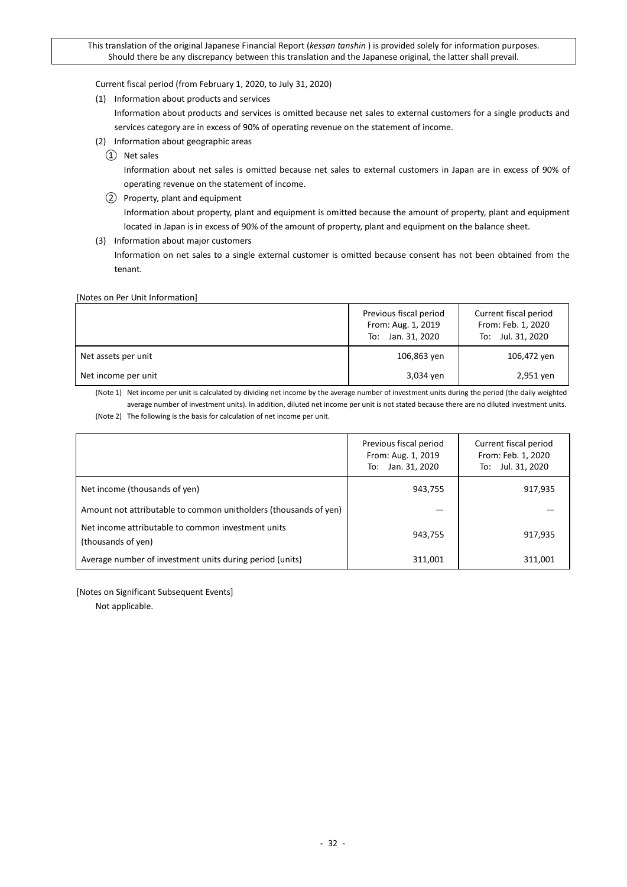This translation of the original Japanese Financial Report (*kessan tanshin* ) is provided solely for information purposes. Should there be any discrepancy between this translation and the Japanese original, the latter shall prevail.

Current fiscal period (from February 1, 2020, to July 31, 2020)

(1) Information about products and services

Information about products and services is omitted because net sales to external customers for a single products and services category are in excess of 90% of operating revenue on the statement of income.

(2) Information about geographic areas

① Net sales

Information about net sales is omitted because net sales to external customers in Japan are in excess of 90% of operating revenue on the statement of income.

② Property, plant and equipment

Information about property, plant and equipment is omitted because the amount of property, plant and equipment located in Japan is in excess of 90% of the amount of property, plant and equipment on the balance sheet.

(3) Information about major customers

Information on net sales to a single external customer is omitted because consent has not been obtained from the tenant.

[Notes on Per Unit Information]

| | Previous fiscal period From: Aug. 1, 2019 To: Jan. 31, 2020 | Current fiscal period From: Feb. 1, 2020 To: Jul. 31, 2020 |
|---|---|---|
| Net assets per unit | 106,863 yen | 106,472 yen |
| Net income per unit | 3,034 yen | 2,951 yen |

(Note 1) Net income per unit is calculated by dividing net income by the average number of investment units during the period (the daily weighted average number of investment units). In addition, diluted net income per unit is not stated because there are no diluted investment units.

(Note 2) The following is the basis for calculation of net income per unit.

| | Previous fiscal period From: Aug. 1, 2019 To: Jan. 31, 2020 | Current fiscal period From: Feb. 1, 2020 To: Jul. 31, 2020 |
|---|---|---|
| Net income (thousands of yen) | 943,755 | 917,935 |
| Amount not attributable to common unitholders (thousands of yen) | — | — |
| Net income attributable to common investment units (thousands of yen) | 943,755 | 917,935 |
| Average number of investment units during period (units) | 311,001 | 311,001 |

[Notes on Significant Subsequent Events]

Not applicable.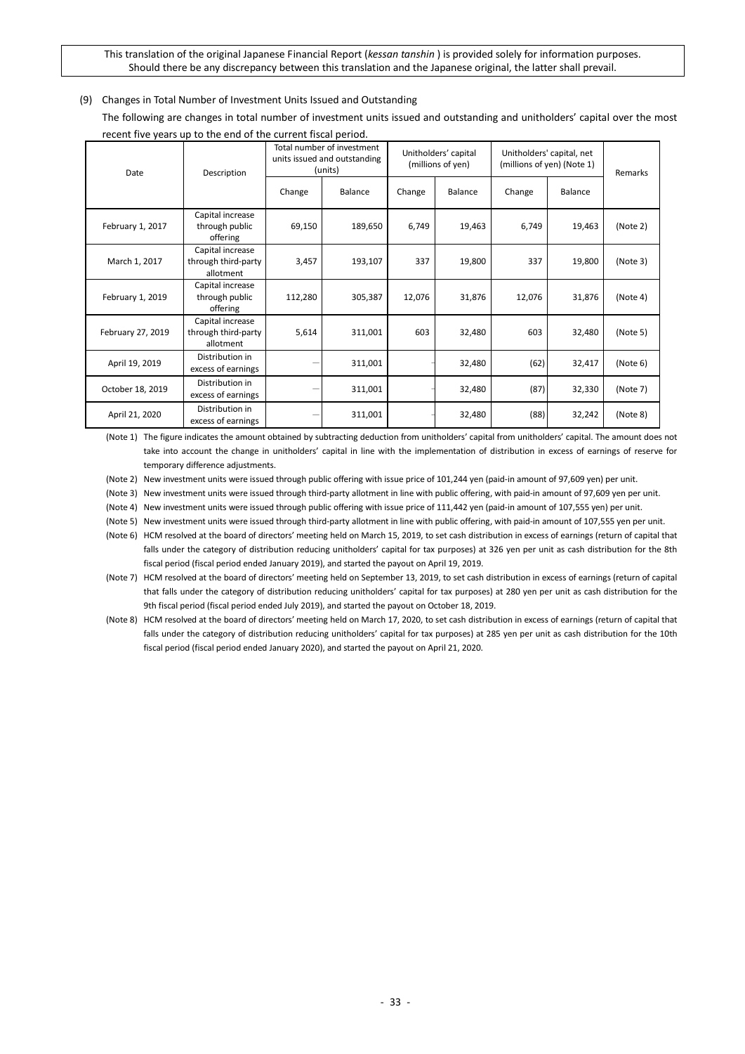This translation of the original Japanese Financial Report (*kessan tanshin* ) is provided solely for information purposes. Should there be any discrepancy between this translation and the Japanese original, the latter shall prevail.

(9) Changes in Total Number of Investment Units Issued and Outstanding

The following are changes in total number of investment units issued and outstanding and unitholders' capital over the most recent five years up to the end of the current fiscal period.

| Date | Description | Total number of investment units issued and outstanding (units) | | Unitholders' capital (millions of yen) | | Unitholders' capital, net (millions of yen) (Note 1) | | Remarks |
|---|---|---|---|---|---|---|---|---|
| | | Change | Balance | Change | Balance | Change | Balance | |
| February 1, 2017 | Capital increase through public offering | 69,150 | 189,650 | 6,749 | 19,463 | 6,749 | 19,463 | (Note 2) |
| March 1, 2017 | Capital increase through third-party allotment | 3,457 | 193,107 | 337 | 19,800 | 337 | 19,800 | (Note 3) |
| February 1, 2019 | Capital increase through public offering | 112,280 | 305,387 | 12,076 | 31,876 | 12,076 | 31,876 | (Note 4) |
| February 27, 2019 | Capital increase through third-party allotment | 5,614 | 311,001 | 603 | 32,480 | 603 | 32,480 | (Note 5) |
| April 19, 2019 | Distribution in excess of earnings | – | 311,001 | - | 32,480 | (62) | 32,417 | (Note 6) |
| October 18, 2019 | Distribution in excess of earnings | – | 311,001 | - | 32,480 | (87) | 32,330 | (Note 7) |
| April 21, 2020 | Distribution in excess of earnings | – | 311,001 | - | 32,480 | (88) | 32,242 | (Note 8) |

(Note 1) The figure indicates the amount obtained by subtracting deduction from unitholders' capital from unitholders' capital. The amount does not take into account the change in unitholders' capital in line with the implementation of distribution in excess of earnings of reserve for temporary difference adjustments.

(Note 2) New investment units were issued through public offering with issue price of 101,244 yen (paid-in amount of 97,609 yen) per unit.

(Note 3) New investment units were issued through third-party allotment in line with public offering, with paid-in amount of 97,609 yen per unit.

(Note 4) New investment units were issued through public offering with issue price of 111,442 yen (paid-in amount of 107,555 yen) per unit.

(Note 5) New investment units were issued through third-party allotment in line with public offering, with paid-in amount of 107,555 yen per unit.

(Note 6) HCM resolved at the board of directors' meeting held on March 15, 2019, to set cash distribution in excess of earnings (return of capital that falls under the category of distribution reducing unitholders' capital for tax purposes) at 326 yen per unit as cash distribution for the 8th fiscal period (fiscal period ended January 2019), and started the payout on April 19, 2019.

(Note 7) HCM resolved at the board of directors' meeting held on September 13, 2019, to set cash distribution in excess of earnings (return of capital that falls under the category of distribution reducing unitholders' capital for tax purposes) at 280 yen per unit as cash distribution for the 9th fiscal period (fiscal period ended July 2019), and started the payout on October 18, 2019.

(Note 8) HCM resolved at the board of directors' meeting held on March 17, 2020, to set cash distribution in excess of earnings (return of capital that falls under the category of distribution reducing unitholders' capital for tax purposes) at 285 yen per unit as cash distribution for the 10th fiscal period (fiscal period ended January 2020), and started the payout on April 21, 2020.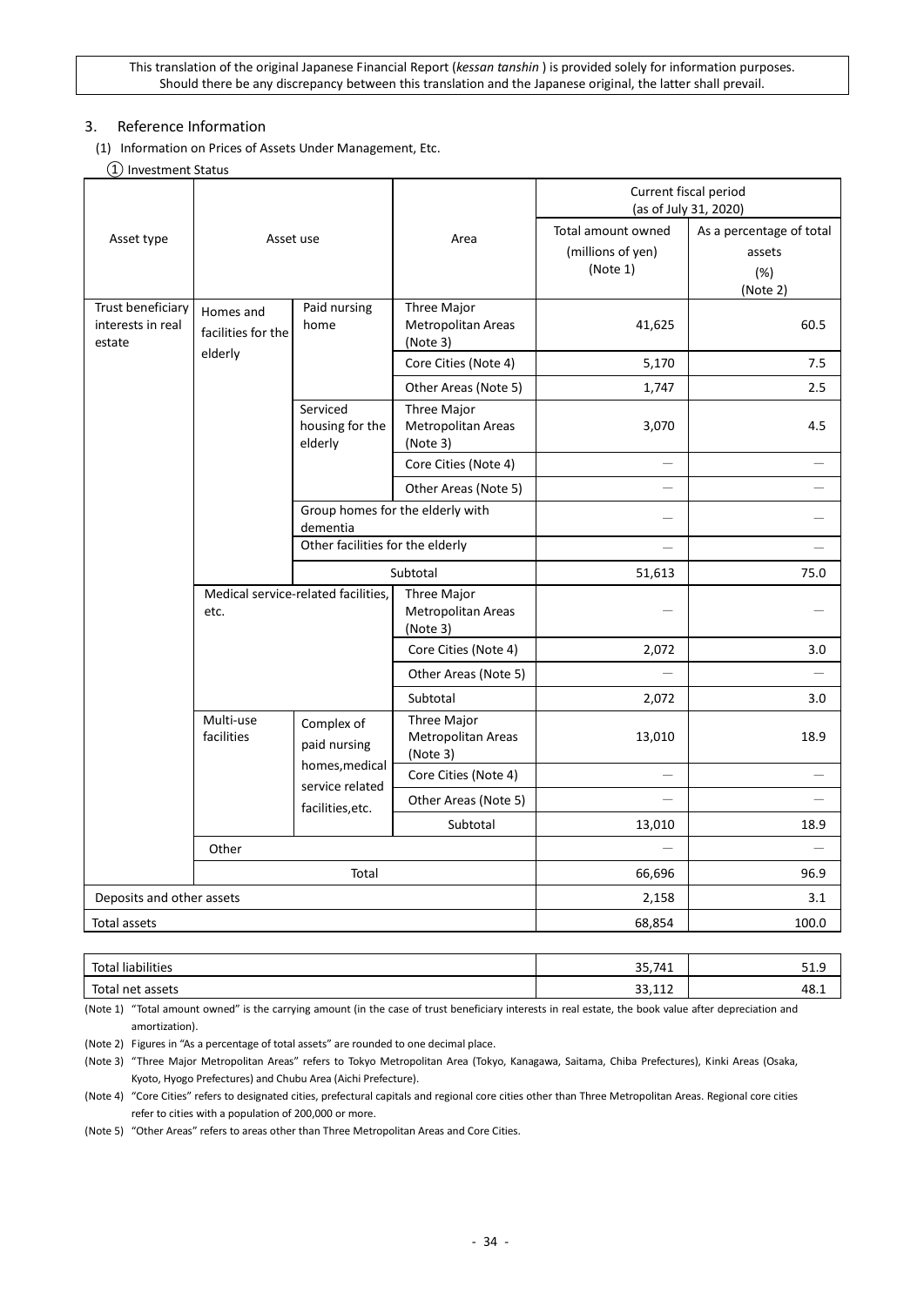This translation of the original Japanese Financial Report (*kessan tanshin* ) is provided solely for information purposes. Should there be any discrepancy between this translation and the Japanese original, the latter shall prevail.

## 3. Reference Information

### (1) Information on Prices of Assets Under Management, Etc.

① Investment Status

| Asset type | Asset use | | Area | Current fiscal period (as of July 31, 2020) | |
|---|---|---|---|---|---|
| | | | | Total amount owned (millions of yen) (Note 1) | As a percentage of total assets (%) (Note 2) |
| Trust beneficiary interests in real estate | Homes and facilities for the elderly | Paid nursing home | Three Major Metropolitan Areas (Note 3) | 41,625 | 60.5 |
| | | | Core Cities (Note 4) | 5,170 | 7.5 |
| | | | Other Areas (Note 5) | 1,747 | 2.5 |
| | | Serviced housing for the elderly | Three Major Metropolitan Areas (Note 3) | 3,070 | 4.5 |
| | | | Core Cities (Note 4) | ― | ― |
| | | | Other Areas (Note 5) | ― | ― |
| | | Group homes for the elderly with dementia | | ― | ― |
| | | Other facilities for the elderly | | ― | ― |
| | | Subtotal | | 51,613 | 75.0 |
| | Medical service-related facilities, etc. | | Three Major Metropolitan Areas (Note 3) | ― | ― |
| | | | Core Cities (Note 4) | 2,072 | 3.0 |
| | | | Other Areas (Note 5) | ― | ― |
| | | | Subtotal | 2,072 | 3.0 |
| | Multi-use facilities | Complex of paid nursing homes, medical service related facilities, etc. | Three Major Metropolitan Areas (Note 3) | 13,010 | 18.9 |
| | | | Core Cities (Note 4) | ― | ― |
| | | | Other Areas (Note 5) | ― | ― |
| | | | Subtotal | 13,010 | 18.9 |
| | Other | | | ― | ― |
| | Total | | | 66,696 | 96.9 |
| Deposits and other assets | | | | 2,158 | 3.1 |
| Total assets | | | | 68,854 | 100.0 |

| | | |
|---|---|---|
| Total liabilities | 35,741 | 51.9 |
| Total net assets | 33,112 | 48.1 |

(Note 1) "Total amount owned" is the carrying amount (in the case of trust beneficiary interests in real estate, the book value after depreciation and amortization).

(Note 2) Figures in "As a percentage of total assets" are rounded to one decimal place.

(Note 3) "Three Major Metropolitan Areas" refers to Tokyo Metropolitan Area (Tokyo, Kanagawa, Saitama, Chiba Prefectures), Kinki Areas (Osaka, Kyoto, Hyogo Prefectures) and Chubu Area (Aichi Prefecture).

(Note 4) "Core Cities" refers to designated cities, prefectural capitals and regional core cities other than Three Metropolitan Areas. Regional core cities refer to cities with a population of 200,000 or more.

(Note 5) "Other Areas" refers to areas other than Three Metropolitan Areas and Core Cities.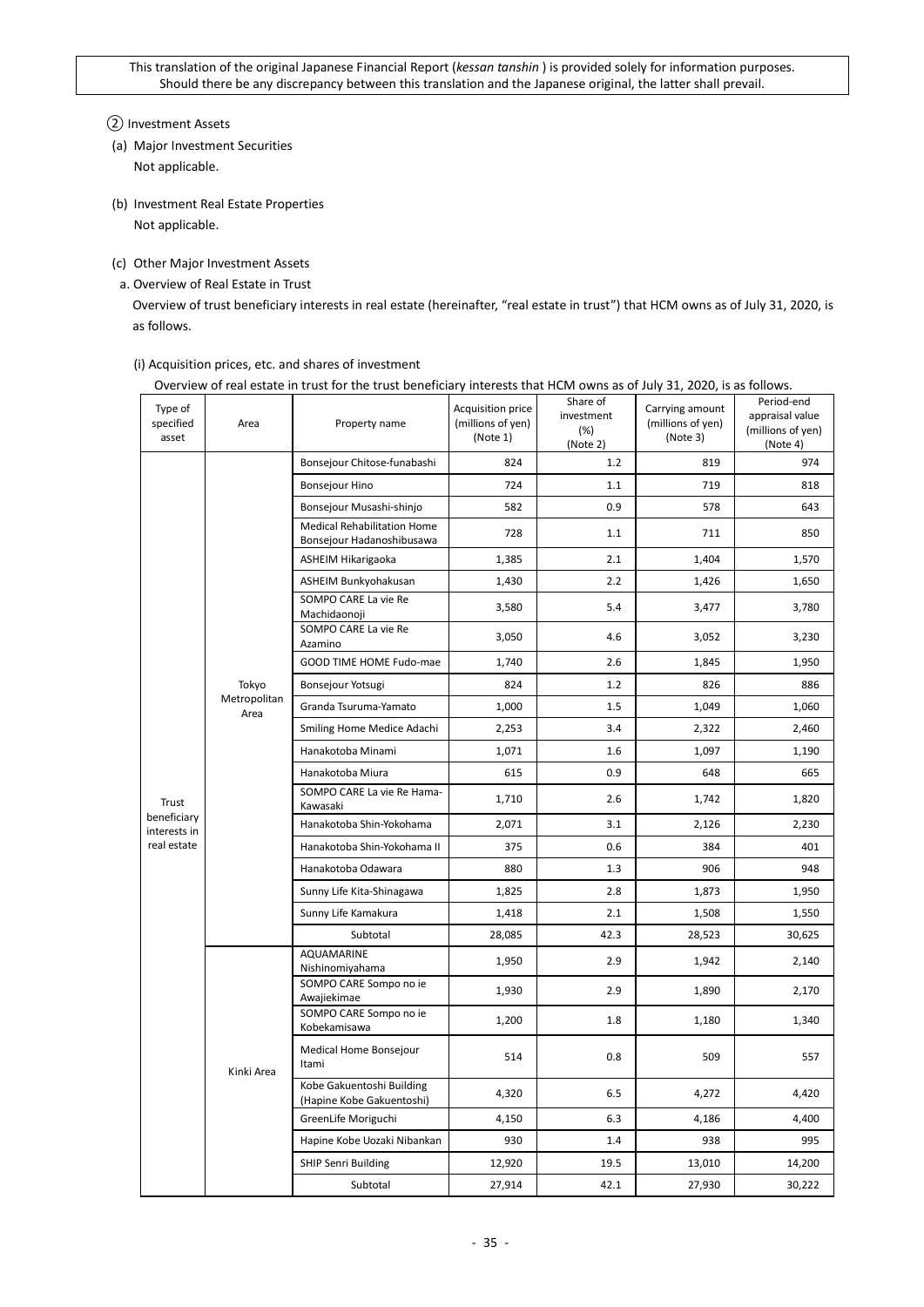This translation of the original Japanese Financial Report (*kessan tanshin* ) is provided solely for information purposes. Should there be any discrepancy between this translation and the Japanese original, the latter shall prevail.

② Investment Assets

(a) Major Investment Securities

Not applicable.

(b) Investment Real Estate Properties

Not applicable.

(c) Other Major Investment Assets

a. Overview of Real Estate in Trust

Overview of trust beneficiary interests in real estate (hereinafter, "real estate in trust") that HCM owns as of July 31, 2020, is as follows.

(i) Acquisition prices, etc. and shares of investment

Overview of real estate in trust for the trust beneficiary interests that HCM owns as of July 31, 2020, is as follows.

| Type of specified asset | Area | Property name | Acquisition price (millions of yen) (Note 1) | Share of investment (%) (Note 2) | Carrying amount (millions of yen) (Note 3) | Period-end appraisal value (millions of yen) (Note 4) |
|---|---|---|---|---|---|---|
| Trust beneficiary interests in real estate | Tokyo Metropolitan Area | Bonsejour Chitose-funabashi | 824 | 1.2 | 819 | 974 |
| | | Bonsejour Hino | 724 | 1.1 | 719 | 818 |
| | | Bonsejour Musashi-shinjo | 582 | 0.9 | 578 | 643 |
| | | Medical Rehabilitation Home Bonsejour Hadanoshibusawa | 728 | 1.1 | 711 | 850 |
| | | ASHEIM Hikarigaoka | 1,385 | 2.1 | 1,404 | 1,570 |
| | | ASHEIM Bunkyohakusan | 1,430 | 2.2 | 1,426 | 1,650 |
| | | SOMPO CARE La vie Re Machidaonoji | 3,580 | 5.4 | 3,477 | 3,780 |
| | | SOMPO CARE La vie Re Azamino | 3,050 | 4.6 | 3,052 | 3,230 |
| | | GOOD TIME HOME Fudo-mae | 1,740 | 2.6 | 1,845 | 1,950 |
| | | Bonsejour Yotsugi | 824 | 1.2 | 826 | 886 |
| | | Granda Tsuruma-Yamato | 1,000 | 1.5 | 1,049 | 1,060 |
| | | Smiling Home Medice Adachi | 2,253 | 3.4 | 2,322 | 2,460 |
| | | Hanakotoba Minami | 1,071 | 1.6 | 1,097 | 1,190 |
| | | Hanakotoba Miura | 615 | 0.9 | 648 | 665 |
| | | SOMPO CARE La vie Re Hama-Kawasaki | 1,710 | 2.6 | 1,742 | 1,820 |
| | | Hanakotoba Shin-Yokohama | 2,071 | 3.1 | 2,126 | 2,230 |
| | | Hanakotoba Shin-Yokohama II | 375 | 0.6 | 384 | 401 |
| | | Hanakotoba Odawara | 880 | 1.3 | 906 | 948 |
| | | Sunny Life Kita-Shinagawa | 1,825 | 2.8 | 1,873 | 1,950 |
| | | Sunny Life Kamakura | 1,418 | 2.1 | 1,508 | 1,550 |
| | | Subtotal | 28,085 | 42.3 | 28,523 | 30,625 |
| | Kinki Area | AQUAMARINE Nishinomiyahama | 1,950 | 2.9 | 1,942 | 2,140 |
| | | SOMPO CARE Sompo no ie Awajiekimae | 1,930 | 2.9 | 1,890 | 2,170 |
| | | SOMPO CARE Sompo no ie Kobekamisawa | 1,200 | 1.8 | 1,180 | 1,340 |
| | | Medical Home Bonsejour Itami | 514 | 0.8 | 509 | 557 |
| | | Kobe Gakuentoshi Building (Hapine Kobe Gakuentoshi) | 4,320 | 6.5 | 4,272 | 4,420 |
| | | GreenLife Moriguchi | 4,150 | 6.3 | 4,186 | 4,400 |
| | | Hapine Kobe Uozaki Nibankan | 930 | 1.4 | 938 | 995 |
| | | SHIP Senri Building | 12,920 | 19.5 | 13,010 | 14,200 |
| | | Subtotal | 27,914 | 42.1 | 27,930 | 30,222 |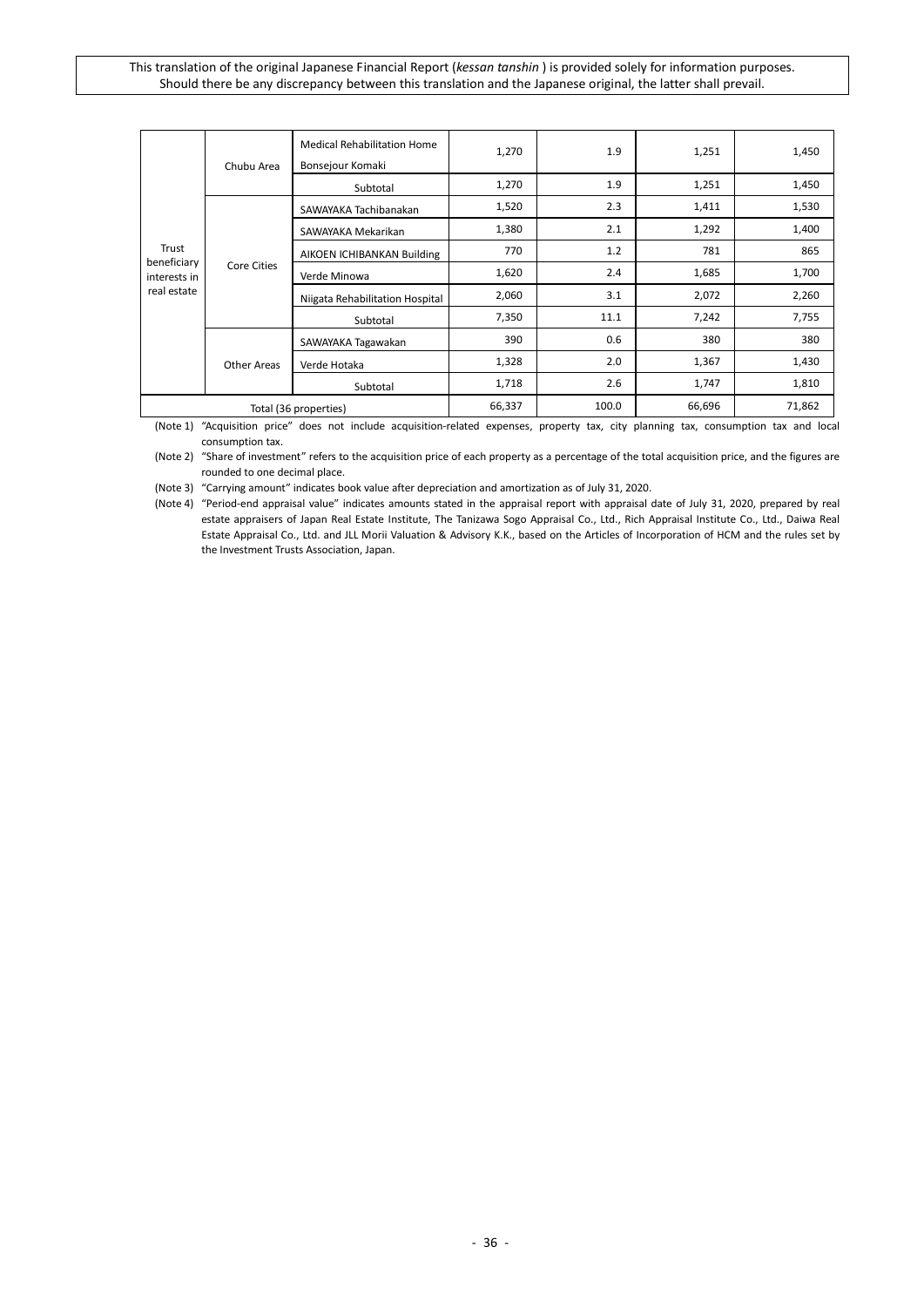This translation of the original Japanese Financial Report (*kessan tanshin* ) is provided solely for information purposes. Should there be any discrepancy between this translation and the Japanese original, the latter shall prevail.

| | | | | | | |
|---|---|---|---|---|---|---|
| Trust beneficiary interests in real estate | Chubu Area | Medical Rehabilitation Home Bonsejour Komaki | 1,270 | 1.9 | 1,251 | 1,450 |
| | | Subtotal | 1,270 | 1.9 | 1,251 | 1,450 |
| | Core Cities | SAWAYAKA Tachibanakan | 1,520 | 2.3 | 1,411 | 1,530 |
| | | SAWAYAKA Mekarikan | 1,380 | 2.1 | 1,292 | 1,400 |
| | | AIKOEN ICHIBANKAN Building | 770 | 1.2 | 781 | 865 |
| | | Verde Minowa | 1,620 | 2.4 | 1,685 | 1,700 |
| | | Niigata Rehabilitation Hospital | 2,060 | 3.1 | 2,072 | 2,260 |
| | | Subtotal | 7,350 | 11.1 | 7,242 | 7,755 |
| | Other Areas | SAWAYAKA Tagawakan | 390 | 0.6 | 380 | 380 |
| | | Verde Hotaka | 1,328 | 2.0 | 1,367 | 1,430 |
| | | Subtotal | 1,718 | 2.6 | 1,747 | 1,810 |
| Total (36 properties) | | | 66,337 | 100.0 | 66,696 | 71,862 |

(Note 1) "Acquisition price" does not include acquisition-related expenses, property tax, city planning tax, consumption tax and local consumption tax.

(Note 2) "Share of investment" refers to the acquisition price of each property as a percentage of the total acquisition price, and the figures are rounded to one decimal place.

(Note 3) "Carrying amount" indicates book value after depreciation and amortization as of July 31, 2020.

(Note 4) "Period-end appraisal value" indicates amounts stated in the appraisal report with appraisal date of July 31, 2020, prepared by real estate appraisers of Japan Real Estate Institute, The Tanizawa Sogo Appraisal Co., Ltd., Rich Appraisal Institute Co., Ltd., Daiwa Real Estate Appraisal Co., Ltd. and JLL Morii Valuation & Advisory K.K., based on the Articles of Incorporation of HCM and the rules set by the Investment Trusts Association, Japan.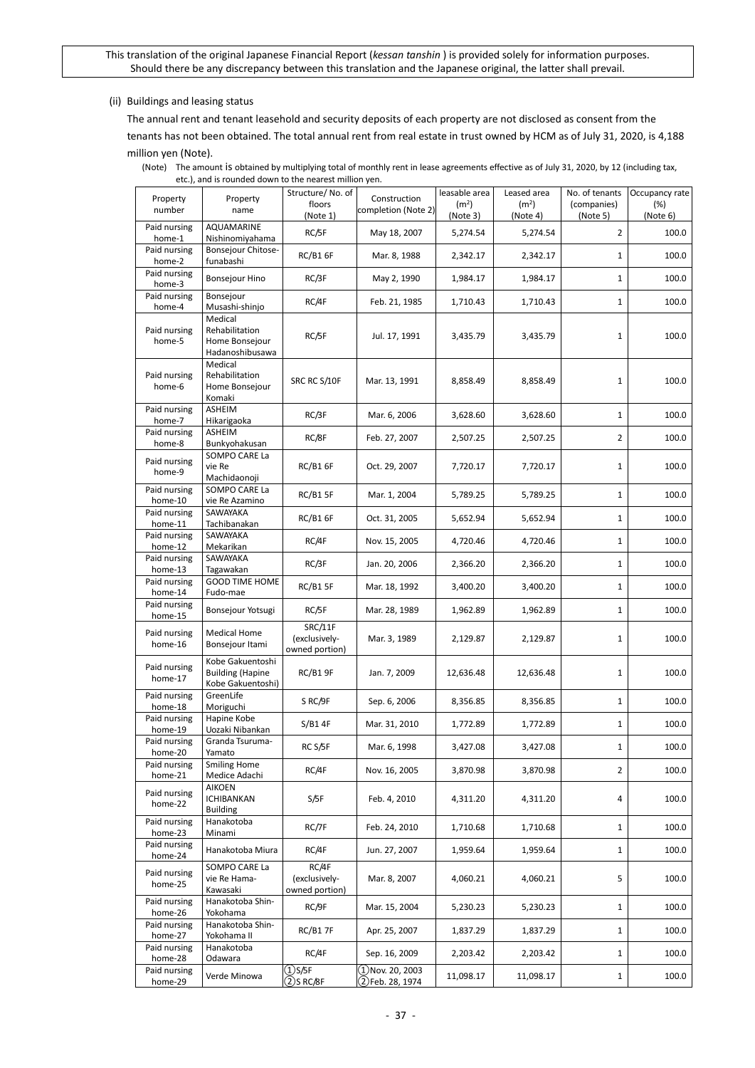This translation of the original Japanese Financial Report (*kessan tanshin* ) is provided solely for information purposes. Should there be any discrepancy between this translation and the Japanese original, the latter shall prevail.

(ii) Buildings and leasing status

The annual rent and tenant leasehold and security deposits of each property are not disclosed as consent from the tenants has not been obtained. The total annual rent from real estate in trust owned by HCM as of July 31, 2020, is 4,188 million yen (Note).

(Note) The amount is obtained by multiplying total of monthly rent in lease agreements effective as of July 31, 2020, by 12 (including tax, etc.), and is rounded down to the nearest million yen.

| Property number | Property name | Structure/ No. of floors (Note 1) | Construction completion (Note 2) | leasable area ($m^2$) (Note 3) | Leased area ($m^2$) (Note 4) | No. of tenants (companies) (Note 5) | Occupancy rate (%) (Note 6) |
|---|---|---|---|---|---|---|---|
| Paid nursing home-1 | AQUAMARINE Nishinomiyahama | RC/5F | May 18, 2007 | 5,274.54 | 5,274.54 | 2 | 100.0 |
| Paid nursing home-2 | Bonsejour Chitose-funabashi | RC/B1 6F | Mar. 8, 1988 | 2,342.17 | 2,342.17 | 1 | 100.0 |
| Paid nursing home-3 | Bonsejour Hino | RC/3F | May 2, 1990 | 1,984.17 | 1,984.17 | 1 | 100.0 |
| Paid nursing home-4 | Bonsejour Musashi-shinjo | RC/4F | Feb. 21, 1985 | 1,710.43 | 1,710.43 | 1 | 100.0 |
| Paid nursing home-5 | Medical Rehabilitation Home Bonsejour Hadanoshibusawa | RC/5F | Jul. 17, 1991 | 3,435.79 | 3,435.79 | 1 | 100.0 |
| Paid nursing home-6 | Medical Rehabilitation Home Bonsejour Komaki | SRC RC S/10F | Mar. 13, 1991 | 8,858.49 | 8,858.49 | 1 | 100.0 |
| Paid nursing home-7 | ASHEIM Hikarigaoka | RC/3F | Mar. 6, 2006 | 3,628.60 | 3,628.60 | 1 | 100.0 |
| Paid nursing home-8 | ASHEIM Bunkyohakusan | RC/8F | Feb. 27, 2007 | 2,507.25 | 2,507.25 | 2 | 100.0 |
| Paid nursing home-9 | SOMPO CARE La vie Re Machidaonoji | RC/B1 6F | Oct. 29, 2007 | 7,720.17 | 7,720.17 | 1 | 100.0 |
| Paid nursing home-10 | SOMPO CARE La vie Re Azamino | RC/B1 5F | Mar. 1, 2004 | 5,789.25 | 5,789.25 | 1 | 100.0 |
| Paid nursing home-11 | SAWAYAKA Tachibanakan | RC/B1 6F | Oct. 31, 2005 | 5,652.94 | 5,652.94 | 1 | 100.0 |
| Paid nursing home-12 | SAWAYAKA Mekarikan | RC/4F | Nov. 15, 2005 | 4,720.46 | 4,720.46 | 1 | 100.0 |
| Paid nursing home-13 | SAWAYAKA Tagawakan | RC/3F | Jan. 20, 2006 | 2,366.20 | 2,366.20 | 1 | 100.0 |
| Paid nursing home-14 | GOOD TIME HOME Fudo-mae | RC/B1 5F | Mar. 18, 1992 | 3,400.20 | 3,400.20 | 1 | 100.0 |
| Paid nursing home-15 | Bonsejour Yotsugi | RC/5F | Mar. 28, 1989 | 1,962.89 | 1,962.89 | 1 | 100.0 |
| Paid nursing home-16 | Medical Home Bonsejour Itami | SRC/11F (exclusively-owned portion) | Mar. 3, 1989 | 2,129.87 | 2,129.87 | 1 | 100.0 |
| Paid nursing home-17 | Kobe Gakuentoshi Building (Hapine Kobe Gakuentoshi) | RC/B1 9F | Jan. 7, 2009 | 12,636.48 | 12,636.48 | 1 | 100.0 |
| Paid nursing home-18 | GreenLife Moriguchi | S RC/9F | Sep. 6, 2006 | 8,356.85 | 8,356.85 | 1 | 100.0 |
| Paid nursing home-19 | Hapine Kobe Uozaki Nibankan | S/B1 4F | Mar. 31, 2010 | 1,772.89 | 1,772.89 | 1 | 100.0 |
| Paid nursing home-20 | Granda Tsuruma-Yamato | RC S/5F | Mar. 6, 1998 | 3,427.08 | 3,427.08 | 1 | 100.0 |
| Paid nursing home-21 | Smiling Home Medice Adachi | RC/4F | Nov. 16, 2005 | 3,870.98 | 3,870.98 | 2 | 100.0 |
| Paid nursing home-22 | AIKOEN ICHIBANKAN Building | S/5F | Feb. 4, 2010 | 4,311.20 | 4,311.20 | 4 | 100.0 |
| Paid nursing home-23 | Hanakotoba Minami | RC/7F | Feb. 24, 2010 | 1,710.68 | 1,710.68 | 1 | 100.0 |
| Paid nursing home-24 | Hanakotoba Miura | RC/4F | Jun. 27, 2007 | 1,959.64 | 1,959.64 | 1 | 100.0 |
| Paid nursing home-25 | SOMPO CARE La vie Re Hama-Kawasaki | RC/4F (exclusively-owned portion) | Mar. 8, 2007 | 4,060.21 | 4,060.21 | 5 | 100.0 |
| Paid nursing home-26 | Hanakotoba Shin-Yokohama | RC/9F | Mar. 15, 2004 | 5,230.23 | 5,230.23 | 1 | 100.0 |
| Paid nursing home-27 | Hanakotoba Shin-Yokohama II | RC/B1 7F | Apr. 25, 2007 | 1,837.29 | 1,837.29 | 1 | 100.0 |
| Paid nursing home-28 | Hanakotoba Odawara | RC/4F | Sep. 16, 2009 | 2,203.42 | 2,203.42 | 1 | 100.0 |
| Paid nursing home-29 | Verde Minowa | ① S/5F ② S RC/8F | ① Nov. 20, 2003 ② Feb. 28, 1974 | 11,098.17 | 11,098.17 | 1 | 100.0 |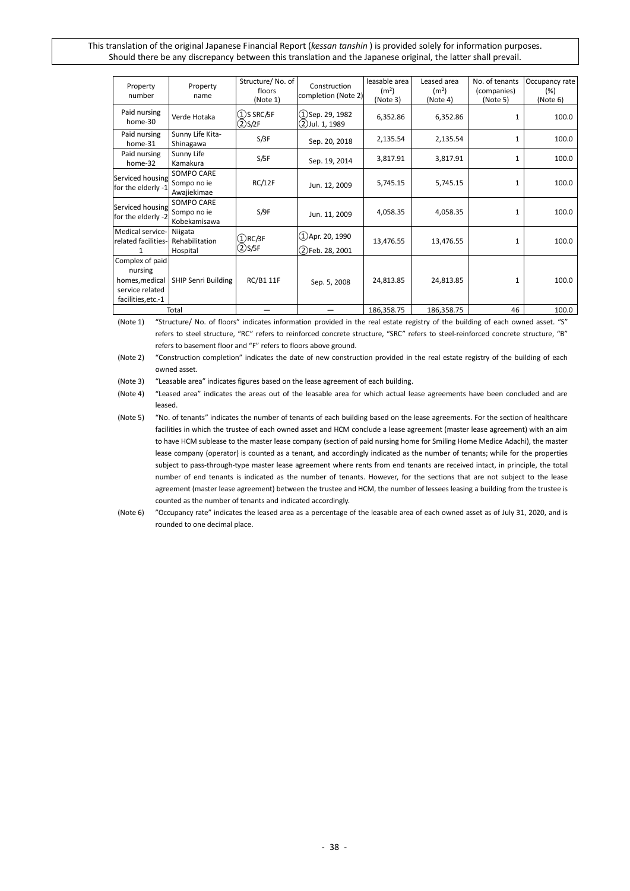This translation of the original Japanese Financial Report (*kessan tanshin* ) is provided solely for information purposes. Should there be any discrepancy between this translation and the Japanese original, the latter shall prevail.

| Property number | Property name | Structure/ No. of floors (Note 1) | Construction completion (Note 2) | leasable area (m²) (Note 3) | Leased area (m²) (Note 4) | No. of tenants (companies) (Note 5) | Occupancy rate (%) (Note 6) |
|---|---|---|---|---|---|---|---|
| Paid nursing home-30 | Verde Hotaka | ①S SRC/5F ②S/2F | ①Sep. 29, 1982 ②Jul. 1, 1989 | 6,352.86 | 6,352.86 | 1 | 100.0 |
| Paid nursing home-31 | Sunny Life Kita-Shinagawa | S/3F | Sep. 20, 2018 | 2,135.54 | 2,135.54 | 1 | 100.0 |
| Paid nursing home-32 | Sunny Life Kamakura | S/5F | Sep. 19, 2014 | 3,817.91 | 3,817.91 | 1 | 100.0 |
| Serviced housing for the elderly -1 | SOMPO CARE Sompo no ie Awajiekimae | RC/12F | Jun. 12, 2009 | 5,745.15 | 5,745.15 | 1 | 100.0 |
| Serviced housing for the elderly -2 | SOMPO CARE Sompo no ie Kobekamisawa | S/9F | Jun. 11, 2009 | 4,058.35 | 4,058.35 | 1 | 100.0 |
| Medical service-related facilities-1 | Niigata Rehabilitation Hospital | ①RC/3F ②S/5F | ①Apr. 20, 1990 ②Feb. 28, 2001 | 13,476.55 | 13,476.55 | 1 | 100.0 |
| Complex of paid nursing homes,medical service related facilities,etc.-1 | SHIP Senri Building | RC/B1 11F | Sep. 5, 2008 | 24,813.85 | 24,813.85 | 1 | 100.0 |
| Total | | — | — | 186,358.75 | 186,358.75 | 46 | 100.0 |

(Note 1) "Structure/ No. of floors" indicates information provided in the real estate registry of the building of each owned asset. "S" refers to steel structure, "RC" refers to reinforced concrete structure, "SRC" refers to steel-reinforced concrete structure, "B" refers to basement floor and "F" refers to floors above ground.

(Note 2) "Construction completion" indicates the date of new construction provided in the real estate registry of the building of each owned asset.

(Note 3) "Leasable area" indicates figures based on the lease agreement of each building.

(Note 4) "Leased area" indicates the areas out of the leasable area for which actual lease agreements have been concluded and are leased.

(Note 5) "No. of tenants" indicates the number of tenants of each building based on the lease agreements. For the section of healthcare facilities in which the trustee of each owned asset and HCM conclude a lease agreement (master lease agreement) with an aim to have HCM sublease to the master lease company (section of paid nursing home for Smiling Home Medice Adachi), the master lease company (operator) is counted as a tenant, and accordingly indicated as the number of tenants; while for the properties subject to pass-through-type master lease agreement where rents from end tenants are received intact, in principle, the total number of end tenants is indicated as the number of tenants. However, for the sections that are not subject to the lease agreement (master lease agreement) between the trustee and HCM, the number of lessees leasing a building from the trustee is counted as the number of tenants and indicated accordingly.

(Note 6) "Occupancy rate" indicates the leased area as a percentage of the leasable area of each owned asset as of July 31, 2020, and is rounded to one decimal place.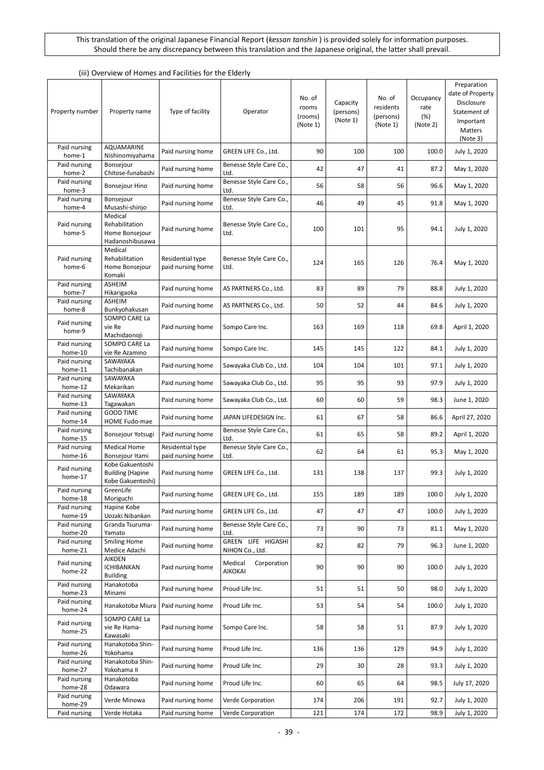This translation of the original Japanese Financial Report (*kessan tanshin* ) is provided solely for information purposes. Should there be any discrepancy between this translation and the Japanese original, the latter shall prevail.

(iii) Overview of Homes and Facilities for the Elderly

| Property number | Property name | Type of facility | Operator | No. of rooms (rooms) (Note 1) | Capacity (persons) (Note 1) | No. of residents (persons) (Note 1) | Occupancy rate (%) (Note 2) | Preparation date of Property Disclosure Statement of Important Matters (Note 3) |
|---|---|---|---|---|---|---|---|---|
| Paid nursing home-1 | AQUAMARINE Nishinomiyahama | Paid nursing home | GREEN LIFE Co., Ltd. | 90 | 100 | 100 | 100.0 | July 1, 2020 |
| Paid nursing home-2 | Bonsejour Chitose-funabashi | Paid nursing home | Benesse Style Care Co., Ltd. | 42 | 47 | 41 | 87.2 | May 1, 2020 |
| Paid nursing home-3 | Bonsejour Hino | Paid nursing home | Benesse Style Care Co., Ltd. | 56 | 58 | 56 | 96.6 | May 1, 2020 |
| Paid nursing home-4 | Bonsejour Musashi-shinjo | Paid nursing home | Benesse Style Care Co., Ltd. | 46 | 49 | 45 | 91.8 | May 1, 2020 |
| Paid nursing home-5 | Medical Rehabilitation Home Bonsejour Hadanoshibusawa | Paid nursing home | Benesse Style Care Co., Ltd. | 100 | 101 | 95 | 94.1 | July 1, 2020 |
| Paid nursing home-6 | Medical Rehabilitation Home Bonsejour Komaki | Residential type paid nursing home | Benesse Style Care Co., Ltd. | 124 | 165 | 126 | 76.4 | May 1, 2020 |
| Paid nursing home-7 | ASHEIM Hikarigaoka | Paid nursing home | AS PARTNERS Co., Ltd. | 83 | 89 | 79 | 88.8 | July 1, 2020 |
| Paid nursing home-8 | ASHEIM Bunkyohakusan | Paid nursing home | AS PARTNERS Co., Ltd. | 50 | 52 | 44 | 84.6 | July 1, 2020 |
| Paid nursing home-9 | SOMPO CARE La vie Re Machidaonoji | Paid nursing home | Sompo Care Inc. | 163 | 169 | 118 | 69.8 | April 1, 2020 |
| Paid nursing home-10 | SOMPO CARE La vie Re Azamino | Paid nursing home | Sompo Care Inc. | 145 | 145 | 122 | 84.1 | July 1, 2020 |
| Paid nursing home-11 | SAWAYAKA Tachibanakan | Paid nursing home | Sawayaka Club Co., Ltd. | 104 | 104 | 101 | 97.1 | July 1, 2020 |
| Paid nursing home-12 | SAWAYAKA Mekarikan | Paid nursing home | Sawayaka Club Co., Ltd. | 95 | 95 | 93 | 97.9 | July 1, 2020 |
| Paid nursing home-13 | SAWAYAKA Tagawakan | Paid nursing home | Sawayaka Club Co., Ltd. | 60 | 60 | 59 | 98.3 | June 1, 2020 |
| Paid nursing home-14 | GOOD TIME HOME Fudo-mae | Paid nursing home | JAPAN LIFEDESIGN Inc. | 61 | 67 | 58 | 86.6 | April 27, 2020 |
| Paid nursing home-15 | Bonsejour Yotsugi | Paid nursing home | Benesse Style Care Co., Ltd. | 61 | 65 | 58 | 89.2 | April 1, 2020 |
| Paid nursing home-16 | Medical Home Bonsejour Itami | Residential type paid nursing home | Benesse Style Care Co., Ltd. | 62 | 64 | 61 | 95.3 | May 1, 2020 |
| Paid nursing home-17 | Kobe Gakuentoshi Building (Hapine Kobe Gakuentoshi) | Paid nursing home | GREEN LIFE Co., Ltd. | 131 | 138 | 137 | 99.3 | July 1, 2020 |
| Paid nursing home-18 | GreenLife Moriguchi | Paid nursing home | GREEN LIFE Co., Ltd. | 155 | 189 | 189 | 100.0 | July 1, 2020 |
| Paid nursing home-19 | Hapine Kobe Uozaki Nibankan | Paid nursing home | GREEN LIFE Co., Ltd. | 47 | 47 | 47 | 100.0 | July 1, 2020 |
| Paid nursing home-20 | Granda Tsuruma-Yamato | Paid nursing home | Benesse Style Care Co., Ltd. | 73 | 90 | 73 | 81.1 | May 1, 2020 |
| Paid nursing home-21 | Smiling Home Medice Adachi | Paid nursing home | GREEN LIFE HIGASHI NIHON Co., Ltd. | 82 | 82 | 79 | 96.3 | June 1, 2020 |
| Paid nursing home-22 | AIKOEN ICHIBANKAN Building | Paid nursing home | Medical Corporation AIKOKAI | 90 | 90 | 90 | 100.0 | July 1, 2020 |
| Paid nursing home-23 | Hanakotoba Minami | Paid nursing home | Proud Life Inc. | 51 | 51 | 50 | 98.0 | July 1, 2020 |
| Paid nursing home-24 | Hanakotoba Miura | Paid nursing home | Proud Life Inc. | 53 | 54 | 54 | 100.0 | July 1, 2020 |
| Paid nursing home-25 | SOMPO CARE La vie Re Hama-Kawasaki | Paid nursing home | Sompo Care Inc. | 58 | 58 | 51 | 87.9 | July 1, 2020 |
| Paid nursing home-26 | Hanakotoba Shin-Yokohama | Paid nursing home | Proud Life Inc. | 136 | 136 | 129 | 94.9 | July 1, 2020 |
| Paid nursing home-27 | Hanakotoba Shin-Yokohama II | Paid nursing home | Proud Life Inc. | 29 | 30 | 28 | 93.3 | July 1, 2020 |
| Paid nursing home-28 | Hanakotoba Odawara | Paid nursing home | Proud Life Inc. | 60 | 65 | 64 | 98.5 | July 17, 2020 |
| Paid nursing home-29 | Verde Minowa | Paid nursing home | Verde Corporation | 174 | 206 | 191 | 92.7 | July 1, 2020 |
| Paid nursing | Verde Hotaka | Paid nursing home | Verde Corporation | 121 | 174 | 172 | 98.9 | July 1, 2020 |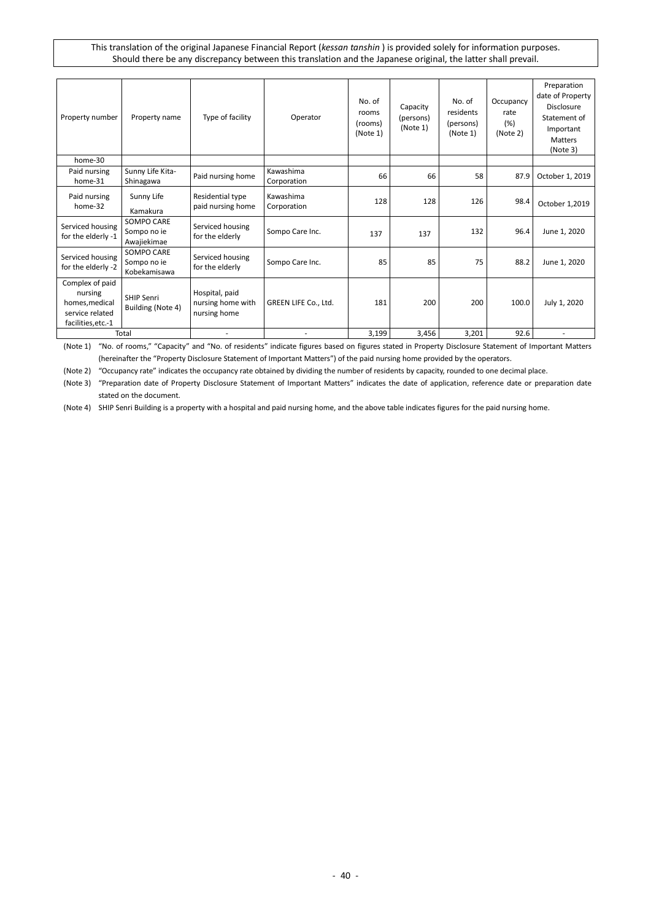This translation of the original Japanese Financial Report (*kessan tanshin* ) is provided solely for information purposes. Should there be any discrepancy between this translation and the Japanese original, the latter shall prevail.

| Property number | Property name | Type of facility | Operator | No. of rooms (rooms) (Note 1) | Capacity (persons) (Note 1) | No. of residents (persons) (Note 1) | Occupancy rate (%) (Note 2) | Preparation date of Property Disclosure Statement of Important Matters (Note 3) |
|---|---|---|---|---|---|---|---|---|
| home-30 | | | | | | | | |
| Paid nursing home-31 | Sunny Life Kita-Shinagawa | Paid nursing home | Kawashima Corporation | 66 | 66 | 58 | 87.9 | October 1, 2019 |
| Paid nursing home-32 | Sunny Life Kamakura | Residential type paid nursing home | Kawashima Corporation | 128 | 128 | 126 | 98.4 | October 1,2019 |
| Serviced housing for the elderly -1 | SOMPO CARE Sompo no ie Awajiekimae | Serviced housing for the elderly | Sompo Care Inc. | 137 | 137 | 132 | 96.4 | June 1, 2020 |
| Serviced housing for the elderly -2 | SOMPO CARE Sompo no ie Kobekamisawa | Serviced housing for the elderly | Sompo Care Inc. | 85 | 85 | 75 | 88.2 | June 1, 2020 |
| Complex of paid nursing homes,medical service related facilities,etc.-1 | SHIP Senri Building (Note 4) | Hospital, paid nursing home with nursing home | GREEN LIFE Co., Ltd. | 181 | 200 | 200 | 100.0 | July 1, 2020 |
| Total | | - | - | 3,199 | 3,456 | 3,201 | 92.6 | - |

(Note 1) "No. of rooms," "Capacity" and "No. of residents" indicate figures based on figures stated in Property Disclosure Statement of Important Matters (hereinafter the "Property Disclosure Statement of Important Matters") of the paid nursing home provided by the operators.

(Note 2) "Occupancy rate" indicates the occupancy rate obtained by dividing the number of residents by capacity, rounded to one decimal place.

(Note 3) "Preparation date of Property Disclosure Statement of Important Matters" indicates the date of application, reference date or preparation date stated on the document.

(Note 4) SHIP Senri Building is a property with a hospital and paid nursing home, and the above table indicates figures for the paid nursing home.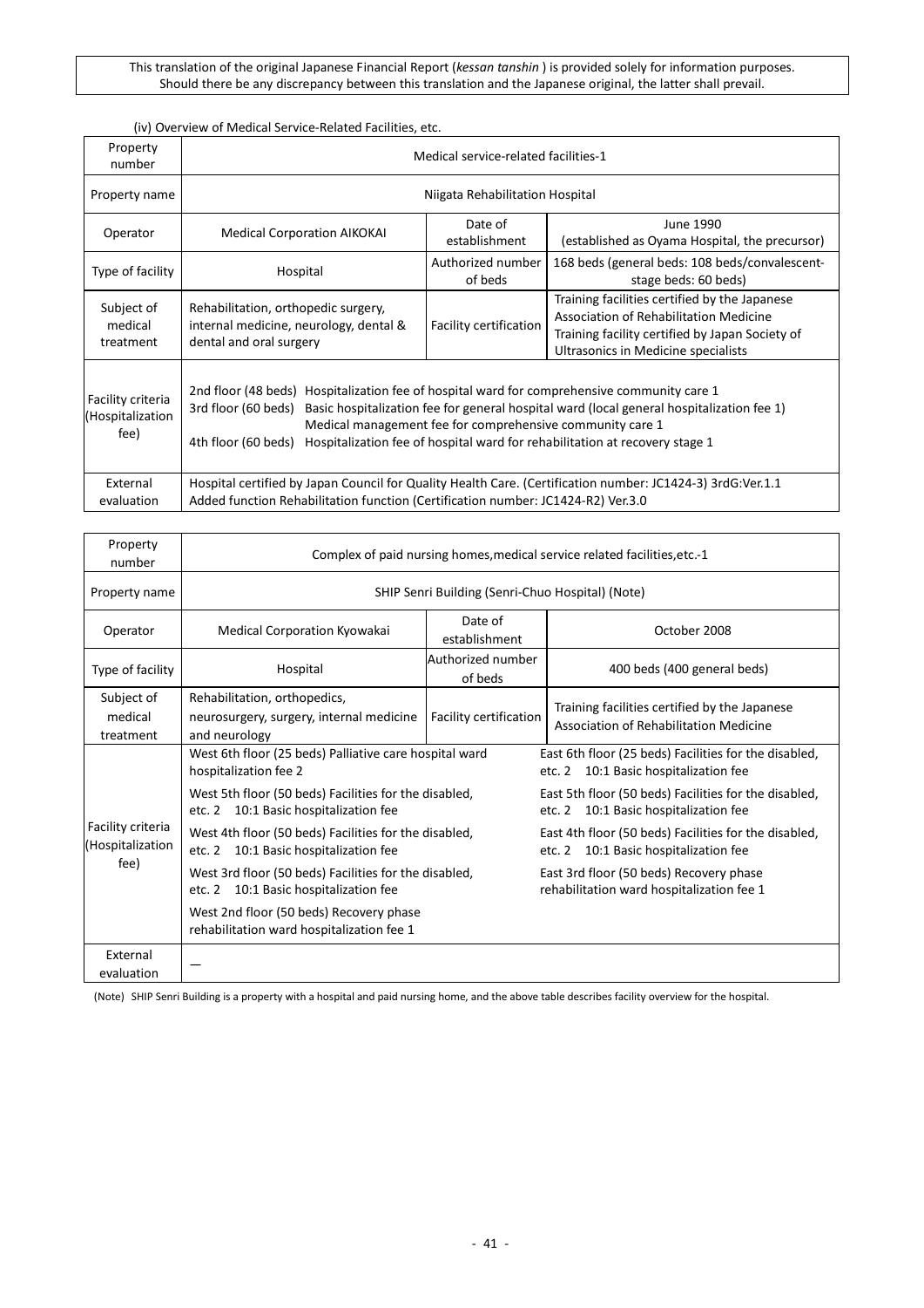This translation of the original Japanese Financial Report (*kessan tanshin* ) is provided solely for information purposes. Should there be any discrepancy between this translation and the Japanese original, the latter shall prevail.

(iv) Overview of Medical Service-Related Facilities, etc.

| Property number | Medical service-related facilities-1 | | |
|---|---|---|---|
| Property name | Niigata Rehabilitation Hospital | | |
| Operator | Medical Corporation AIKOKAI | Date of establishment | June 1990 (established as Oyama Hospital, the precursor) |
| Type of facility | Hospital | Authorized number of beds | 168 beds (general beds: 108 beds/convalescent-stage beds: 60 beds) |
| Subject of medical treatment | Rehabilitation, orthopedic surgery, internal medicine, neurology, dental & dental and oral surgery | Facility certification | Training facilities certified by the Japanese Association of Rehabilitation Medicine<br>Training facility certified by Japan Society of Ultrasonics in Medicine specialists |
| Facility criteria (Hospitalization fee) | 2nd floor (48 beds) Hospitalization fee of hospital ward for comprehensive community care 1<br>3rd floor (60 beds) Basic hospitalization fee for general hospital ward (local general hospitalization fee 1) Medical management fee for comprehensive community care 1<br>4th floor (60 beds) Hospitalization fee of hospital ward for rehabilitation at recovery stage 1 | | |
| External evaluation | Hospital certified by Japan Council for Quality Health Care. (Certification number: JC1424-3) 3rdG:Ver.1.1<br>Added function Rehabilitation function (Certification number: JC1424-R2) Ver.3.0 | | |

| Property number | Complex of paid nursing homes,medical service related facilities,etc.-1 | | |
|---|---|---|---|
| Property name | SHIP Senri Building (Senri-Chuo Hospital) (Note) | | |
| Operator | Medical Corporation Kyowakai | Date of establishment | October 2008 |
| Type of facility | Hospital | Authorized number of beds | 400 beds (400 general beds) |
| Subject of medical treatment | Rehabilitation, orthopedics, neurosurgery, surgery, internal medicine and neurology | Facility certification | Training facilities certified by the Japanese Association of Rehabilitation Medicine |
| Facility criteria (Hospitalization fee) | West 6th floor (25 beds) Palliative care hospital ward hospitalization fee 2<br>West 5th floor (50 beds) Facilities for the disabled, etc. 2 10:1 Basic hospitalization fee<br>West 4th floor (50 beds) Facilities for the disabled, etc. 2 10:1 Basic hospitalization fee<br>West 3rd floor (50 beds) Facilities for the disabled, etc. 2 10:1 Basic hospitalization fee<br>West 2nd floor (50 beds) Recovery phase rehabilitation ward hospitalization fee 1 | | East 6th floor (25 beds) Facilities for the disabled, etc. 2 10:1 Basic hospitalization fee<br>East 5th floor (50 beds) Facilities for the disabled, etc. 2 10:1 Basic hospitalization fee<br>East 4th floor (50 beds) Facilities for the disabled, etc. 2 10:1 Basic hospitalization fee<br>East 3rd floor (50 beds) Recovery phase rehabilitation ward hospitalization fee 1 |
| External evaluation | — | | |

(Note) SHIP Senri Building is a property with a hospital and paid nursing home, and the above table describes facility overview for the hospital.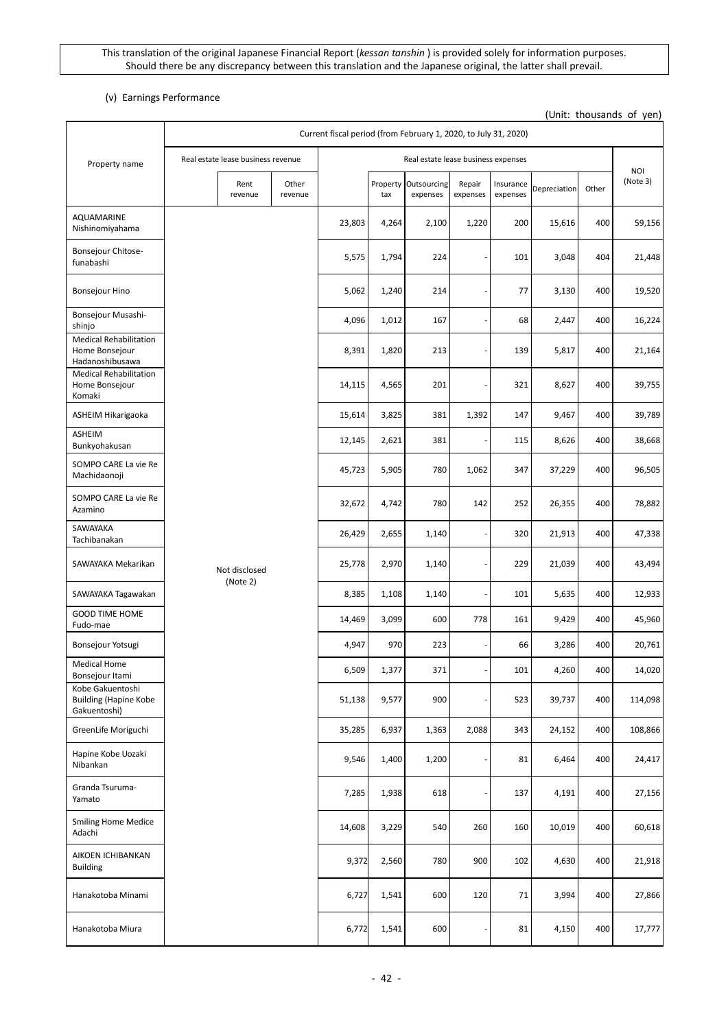This translation of the original Japanese Financial Report (*kessan tanshin* ) is provided solely for information purposes. Should there be any discrepancy between this translation and the Japanese original, the latter shall prevail.

(v) Earnings Performance

(Unit: thousands of yen)

| Property name | Current fiscal period (from February 1, 2020, to July 31, 2020) | | | | | | | | | | | |
|---|---|---|---|---|---|---|---|---|---|---|---|---|
| | Real estate lease business revenue | | | Real estate lease business expenses | | | | | | | | NOI (Note 3) |
| | | Rent revenue | Other revenue | | Property tax | Outsourcing expenses | Repair expenses | Insurance expenses | Depreciation | Other | | |
| AQUAMARINE Nishinomiyahama | Not disclosed (Note 2) | | | 23,803 | 4,264 | 2,100 | 1,220 | 200 | 15,616 | 400 | | 59,156 |
| Bonsejour Chitose-funabashi | | | | 5,575 | 1,794 | 224 | - | 101 | 3,048 | 404 | | 21,448 |
| Bonsejour Hino | | | | 5,062 | 1,240 | 214 | - | 77 | 3,130 | 400 | | 19,520 |
| Bonsejour Musashi-shinjo | | | | 4,096 | 1,012 | 167 | - | 68 | 2,447 | 400 | | 16,224 |
| Medical Rehabilitation Home Bonsejour Hadanoshibusawa | | | | 8,391 | 1,820 | 213 | - | 139 | 5,817 | 400 | | 21,164 |
| Medical Rehabilitation Home Bonsejour Komaki | | | | 14,115 | 4,565 | 201 | - | 321 | 8,627 | 400 | | 39,755 |
| ASHEIM Hikarigaoka | | | | 15,614 | 3,825 | 381 | 1,392 | 147 | 9,467 | 400 | | 39,789 |
| ASHEIM Bunkyohakusan | | | | 12,145 | 2,621 | 381 | - | 115 | 8,626 | 400 | | 38,668 |
| SOMPO CARE La vie Re Machidaonoji | | | | 45,723 | 5,905 | 780 | 1,062 | 347 | 37,229 | 400 | | 96,505 |
| SOMPO CARE La vie Re Azamino | | | | 32,672 | 4,742 | 780 | 142 | 252 | 26,355 | 400 | | 78,882 |
| SAWAYAKA Tachibanakan | | | | 26,429 | 2,655 | 1,140 | - | 320 | 21,913 | 400 | | 47,338 |
| SAWAYAKA Mekarikan | | | | 25,778 | 2,970 | 1,140 | - | 229 | 21,039 | 400 | | 43,494 |
| SAWAYAKA Tagawakan | | | | 8,385 | 1,108 | 1,140 | - | 101 | 5,635 | 400 | | 12,933 |
| GOOD TIME HOME Fudo-mae | | | | 14,469 | 3,099 | 600 | 778 | 161 | 9,429 | 400 | | 45,960 |
| Bonsejour Yotsugi | | | | 4,947 | 970 | 223 | - | 66 | 3,286 | 400 | | 20,761 |
| Medical Home Bonsejour Itami | | | | 6,509 | 1,377 | 371 | - | 101 | 4,260 | 400 | | 14,020 |
| Kobe Gakuentoshi Building (Hapine Kobe Gakuentoshi) | | | | 51,138 | 9,577 | 900 | - | 523 | 39,737 | 400 | | 114,098 |
| GreenLife Moriguchi | | | | 35,285 | 6,937 | 1,363 | 2,088 | 343 | 24,152 | 400 | | 108,866 |
| Hapine Kobe Uozaki Nibankan | | | | 9,546 | 1,400 | 1,200 | - | 81 | 6,464 | 400 | | 24,417 |
| Granda Tsuruma-Yamato | | | | 7,285 | 1,938 | 618 | - | 137 | 4,191 | 400 | | 27,156 |
| Smiling Home Medice Adachi | | | | 14,608 | 3,229 | 540 | 260 | 160 | 10,019 | 400 | | 60,618 |
| AIKOEN ICHIBANKAN Building | | | | 9,372 | 2,560 | 780 | 900 | 102 | 4,630 | 400 | | 21,918 |
| Hanakotoba Minami | | | | 6,727 | 1,541 | 600 | 120 | 71 | 3,994 | 400 | | 27,866 |
| Hanakotoba Miura | | | | 6,772 | 1,541 | 600 | - | 81 | 4,150 | 400 | | 17,777 |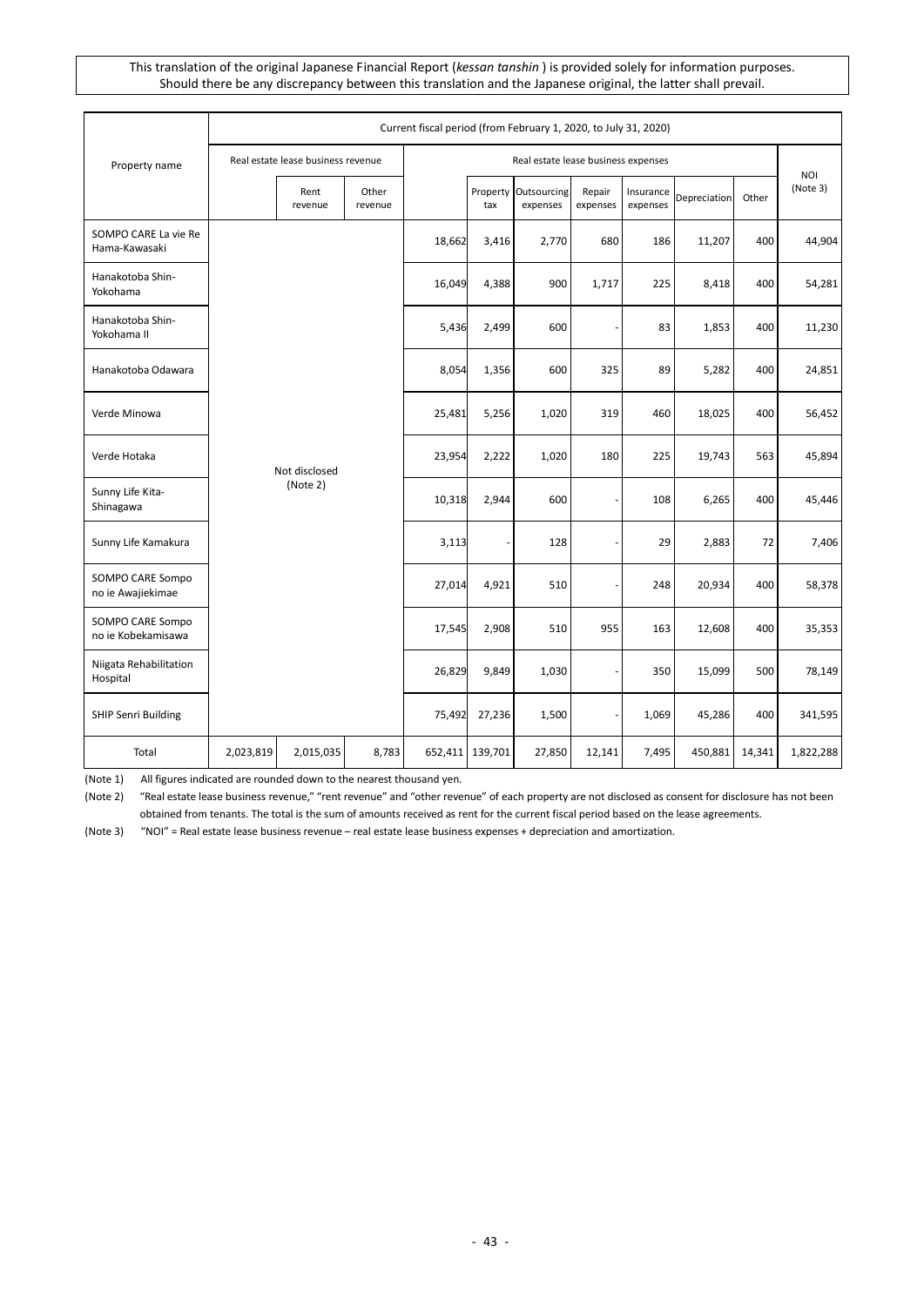This translation of the original Japanese Financial Report (*kessan tanshin* ) is provided solely for information purposes. Should there be any discrepancy between this translation and the Japanese original, the latter shall prevail.

| Property name | Current fiscal period (from February 1, 2020, to July 31, 2020) | | | | | | | | | | |
|---|---|---|---|---|---|---|---|---|---|---|---|
| | Real estate lease business revenue | | | Real estate lease business expenses | | | | | | | NOI (Note 3) |
| | | Rent revenue | Other revenue | | Property tax | Outsourcing expenses | Repair expenses | Insurance expenses | Depreciation | Other | |
| SOMPO CARE La vie Re Hama-Kawasaki | Not disclosed (Note 2) | | | 18,662 | 3,416 | 2,770 | 680 | 186 | 11,207 | 400 | 44,904 |
| Hanakotoba Shin-Yokohama | | | | 16,049 | 4,388 | 900 | 1,717 | 225 | 8,418 | 400 | 54,281 |
| Hanakotoba Shin-Yokohama II | | | | 5,436 | 2,499 | 600 | - | 83 | 1,853 | 400 | 11,230 |
| Hanakotoba Odawara | | | | 8,054 | 1,356 | 600 | 325 | 89 | 5,282 | 400 | 24,851 |
| Verde Minowa | | | | 25,481 | 5,256 | 1,020 | 319 | 460 | 18,025 | 400 | 56,452 |
| Verde Hotaka | | | | 23,954 | 2,222 | 1,020 | 180 | 225 | 19,743 | 563 | 45,894 |
| Sunny Life Kita-Shinagawa | | | | 10,318 | 2,944 | 600 | - | 108 | 6,265 | 400 | 45,446 |
| Sunny Life Kamakura | | | | 3,113 | - | 128 | - | 29 | 2,883 | 72 | 7,406 |
| SOMPO CARE Sompo no ie Awajiekimae | | | | 27,014 | 4,921 | 510 | - | 248 | 20,934 | 400 | 58,378 |
| SOMPO CARE Sompo no ie Kobekamisawa | | | | 17,545 | 2,908 | 510 | 955 | 163 | 12,608 | 400 | 35,353 |
| Niigata Rehabilitation Hospital | | | | 26,829 | 9,849 | 1,030 | - | 350 | 15,099 | 500 | 78,149 |
| SHIP Senri Building | | | | 75,492 | 27,236 | 1,500 | - | 1,069 | 45,286 | 400 | 341,595 |
| Total | 2,023,819 | 2,015,035 | 8,783 | 652,411 | 139,701 | 27,850 | 12,141 | 7,495 | 450,881 | 14,341 | 1,822,288 |

(Note 1) All figures indicated are rounded down to the nearest thousand yen.

(Note 2) "Real estate lease business revenue," "rent revenue" and "other revenue" of each property are not disclosed as consent for disclosure has not been obtained from tenants. The total is the sum of amounts received as rent for the current fiscal period based on the lease agreements.

(Note 3) "NOI" = Real estate lease business revenue – real estate lease business expenses + depreciation and amortization.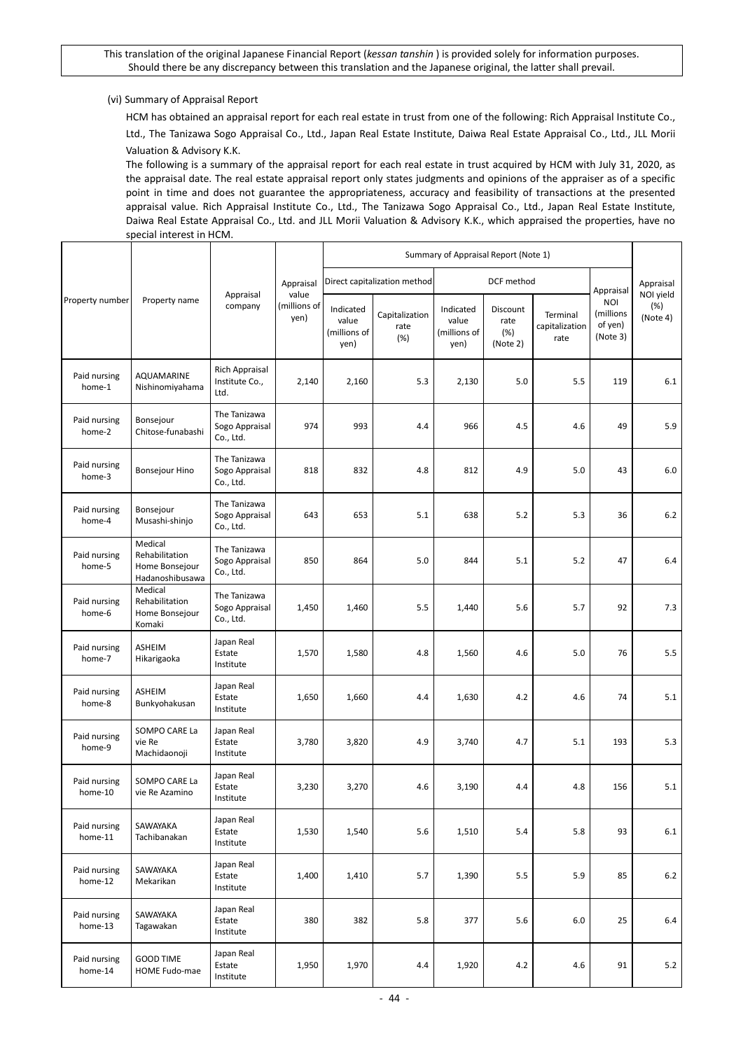This translation of the original Japanese Financial Report (*kessan tanshin* ) is provided solely for information purposes. Should there be any discrepancy between this translation and the Japanese original, the latter shall prevail.

(vi) Summary of Appraisal Report

HCM has obtained an appraisal report for each real estate in trust from one of the following: Rich Appraisal Institute Co., Ltd., The Tanizawa Sogo Appraisal Co., Ltd., Japan Real Estate Institute, Daiwa Real Estate Appraisal Co., Ltd., JLL Morii Valuation & Advisory K.K.

The following is a summary of the appraisal report for each real estate in trust acquired by HCM with July 31, 2020, as the appraisal date. The real estate appraisal report only states judgments and opinions of the appraiser as of a specific point in time and does not guarantee the appropriateness, accuracy and feasibility of transactions at the presented appraisal value. Rich Appraisal Institute Co., Ltd., The Tanizawa Sogo Appraisal Co., Ltd., Japan Real Estate Institute, Daiwa Real Estate Appraisal Co., Ltd. and JLL Morii Valuation & Advisory K.K., which appraised the properties, have no special interest in HCM.

| Property number | Property name | Appraisal company | Summary of Appraisal Report (Note 1) | | | | | | | | Appraisal NOI yield (%) (Note 4) |
|---|---|---|---|---|---|---|---|---|---|---|---|
| | | | Appraisal value (millions of yen) | Direct capitalization method | | DCF method | | | Appraisal NOI (millions of yen) (Note 3) | | |
| | | | | Indicated value (millions of yen) | Capitalization rate (%) | Indicated value (millions of yen) | Discount rate (%) (Note 2) | Terminal capitalization rate | | | |
| Paid nursing home-1 | AQUAMARINE Nishinomiyahama | Rich Appraisal Institute Co., Ltd. | 2,140 | 2,160 | 5.3 | 2,130 | 5.0 | 5.5 | 119 | | 6.1 |
| Paid nursing home-2 | Bonsejour Chitose-funabashi | The Tanizawa Sogo Appraisal Co., Ltd. | 974 | 993 | 4.4 | 966 | 4.5 | 4.6 | 49 | | 5.9 |
| Paid nursing home-3 | Bonsejour Hino | The Tanizawa Sogo Appraisal Co., Ltd. | 818 | 832 | 4.8 | 812 | 4.9 | 5.0 | 43 | | 6.0 |
| Paid nursing home-4 | Bonsejour Musashi-shinjo | The Tanizawa Sogo Appraisal Co., Ltd. | 643 | 653 | 5.1 | 638 | 5.2 | 5.3 | 36 | | 6.2 |
| Paid nursing home-5 | Medical Rehabilitation Home Bonsejour Hadanoshibusawa | The Tanizawa Sogo Appraisal Co., Ltd. | 850 | 864 | 5.0 | 844 | 5.1 | 5.2 | 47 | | 6.4 |
| Paid nursing home-6 | Medical Rehabilitation Home Bonsejour Komaki | The Tanizawa Sogo Appraisal Co., Ltd. | 1,450 | 1,460 | 5.5 | 1,440 | 5.6 | 5.7 | 92 | | 7.3 |
| Paid nursing home-7 | ASHEIM Hikarigaoka | Japan Real Estate Institute | 1,570 | 1,580 | 4.8 | 1,560 | 4.6 | 5.0 | 76 | | 5.5 |
| Paid nursing home-8 | ASHEIM Bunkyohakusan | Japan Real Estate Institute | 1,650 | 1,660 | 4.4 | 1,630 | 4.2 | 4.6 | 74 | | 5.1 |
| Paid nursing home-9 | SOMPO CARE La vie Re Machidaonoji | Japan Real Estate Institute | 3,780 | 3,820 | 4.9 | 3,740 | 4.7 | 5.1 | 193 | | 5.3 |
| Paid nursing home-10 | SOMPO CARE La vie Re Azamino | Japan Real Estate Institute | 3,230 | 3,270 | 4.6 | 3,190 | 4.4 | 4.8 | 156 | | 5.1 |
| Paid nursing home-11 | SAWAYAKA Tachibanakan | Japan Real Estate Institute | 1,530 | 1,540 | 5.6 | 1,510 | 5.4 | 5.8 | 93 | | 6.1 |
| Paid nursing home-12 | SAWAYAKA Mekarikan | Japan Real Estate Institute | 1,400 | 1,410 | 5.7 | 1,390 | 5.5 | 5.9 | 85 | | 6.2 |
| Paid nursing home-13 | SAWAYAKA Tagawakan | Japan Real Estate Institute | 380 | 382 | 5.8 | 377 | 5.6 | 6.0 | 25 | | 6.4 |
| Paid nursing home-14 | GOOD TIME HOME Fudo-mae | Japan Real Estate Institute | 1,950 | 1,970 | 4.4 | 1,920 | 4.2 | 4.6 | 91 | | 5.2 |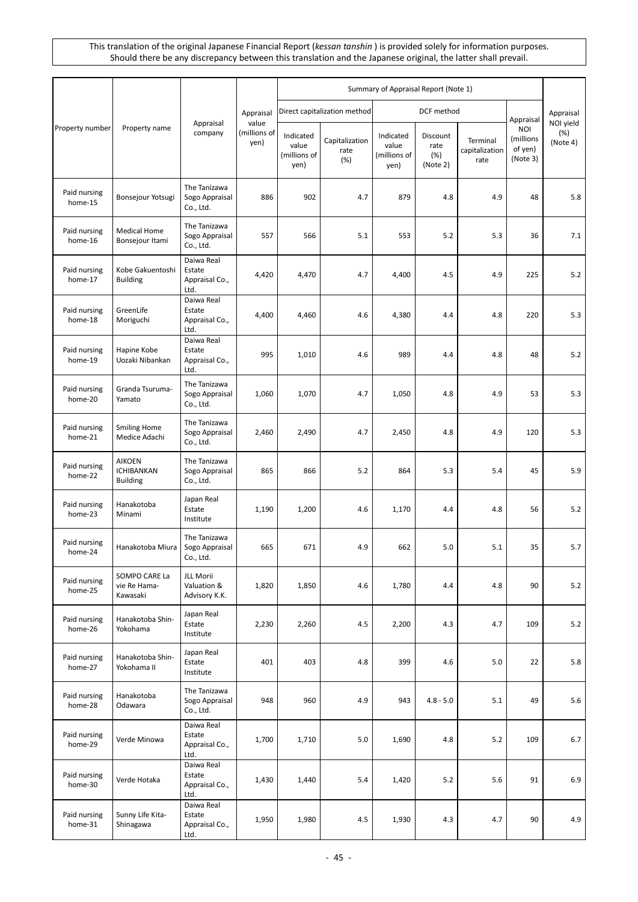This translation of the original Japanese Financial Report (*kessan tanshin* ) is provided solely for information purposes. Should there be any discrepancy between this translation and the Japanese original, the latter shall prevail.

| Property number | Property name | Appraisal company | Appraisal value (millions of yen) | Summary of Appraisal Report (Note 1) | | | | | | | Appraisal NOI yield (%) (Note 4) |
|---|---|---|---|---|---|---|---|---|---|---|---|
| | | | | Direct capitalization method | | DCF method | | | Appraisal NOI (millions of yen) (Note 3) | | |
| | | | | Indicated value (millions of yen) | Capitalization rate (%) | Indicated value (millions of yen) | Discount rate (%) (Note 2) | Terminal capitalization rate | | | |
| Paid nursing home-15 | Bonsejour Yotsugi | The Tanizawa Sogo Appraisal Co., Ltd. | 886 | 902 | 4.7 | 879 | 4.8 | 4.9 | 48 | | 5.8 |
| Paid nursing home-16 | Medical Home Bonsejour Itami | The Tanizawa Sogo Appraisal Co., Ltd. | 557 | 566 | 5.1 | 553 | 5.2 | 5.3 | 36 | | 7.1 |
| Paid nursing home-17 | Kobe Gakuentoshi Building | Daiwa Real Estate Appraisal Co., Ltd. | 4,420 | 4,470 | 4.7 | 4,400 | 4.5 | 4.9 | 225 | | 5.2 |
| Paid nursing home-18 | GreenLife Moriguchi | Daiwa Real Estate Appraisal Co., Ltd. | 4,400 | 4,460 | 4.6 | 4,380 | 4.4 | 4.8 | 220 | | 5.3 |
| Paid nursing home-19 | Hapine Kobe Uozaki Nibankan | Daiwa Real Estate Appraisal Co., Ltd. | 995 | 1,010 | 4.6 | 989 | 4.4 | 4.8 | 48 | | 5.2 |
| Paid nursing home-20 | Granda Tsuruma-Yamato | The Tanizawa Sogo Appraisal Co., Ltd. | 1,060 | 1,070 | 4.7 | 1,050 | 4.8 | 4.9 | 53 | | 5.3 |
| Paid nursing home-21 | Smiling Home Medice Adachi | The Tanizawa Sogo Appraisal Co., Ltd. | 2,460 | 2,490 | 4.7 | 2,450 | 4.8 | 4.9 | 120 | | 5.3 |
| Paid nursing home-22 | AIKOEN ICHIBANKAN Building | The Tanizawa Sogo Appraisal Co., Ltd. | 865 | 866 | 5.2 | 864 | 5.3 | 5.4 | 45 | | 5.9 |
| Paid nursing home-23 | Hanakotoba Minami | Japan Real Estate Institute | 1,190 | 1,200 | 4.6 | 1,170 | 4.4 | 4.8 | 56 | | 5.2 |
| Paid nursing home-24 | Hanakotoba Miura | The Tanizawa Sogo Appraisal Co., Ltd. | 665 | 671 | 4.9 | 662 | 5.0 | 5.1 | 35 | | 5.7 |
| Paid nursing home-25 | SOMPO CARE La vie Re Hama-Kawasaki | JLL Morii Valuation & Advisory K.K. | 1,820 | 1,850 | 4.6 | 1,780 | 4.4 | 4.8 | 90 | | 5.2 |
| Paid nursing home-26 | Hanakotoba Shin-Yokohama | Japan Real Estate Institute | 2,230 | 2,260 | 4.5 | 2,200 | 4.3 | 4.7 | 109 | | 5.2 |
| Paid nursing home-27 | Hanakotoba Shin-Yokohama II | Japan Real Estate Institute | 401 | 403 | 4.8 | 399 | 4.6 | 5.0 | 22 | | 5.8 |
| Paid nursing home-28 | Hanakotoba Odawara | The Tanizawa Sogo Appraisal Co., Ltd. | 948 | 960 | 4.9 | 943 | 4.8 - 5.0 | 5.1 | 49 | | 5.6 |
| Paid nursing home-29 | Verde Minowa | Daiwa Real Estate Appraisal Co., Ltd. | 1,700 | 1,710 | 5.0 | 1,690 | 4.8 | 5.2 | 109 | | 6.7 |
| Paid nursing home-30 | Verde Hotaka | Daiwa Real Estate Appraisal Co., Ltd. | 1,430 | 1,440 | 5.4 | 1,420 | 5.2 | 5.6 | 91 | | 6.9 |
| Paid nursing home-31 | Sunny Life Kita-Shinagawa | Daiwa Real Estate Appraisal Co., Ltd. | 1,950 | 1,980 | 4.5 | 1,930 | 4.3 | 4.7 | 90 | | 4.9 |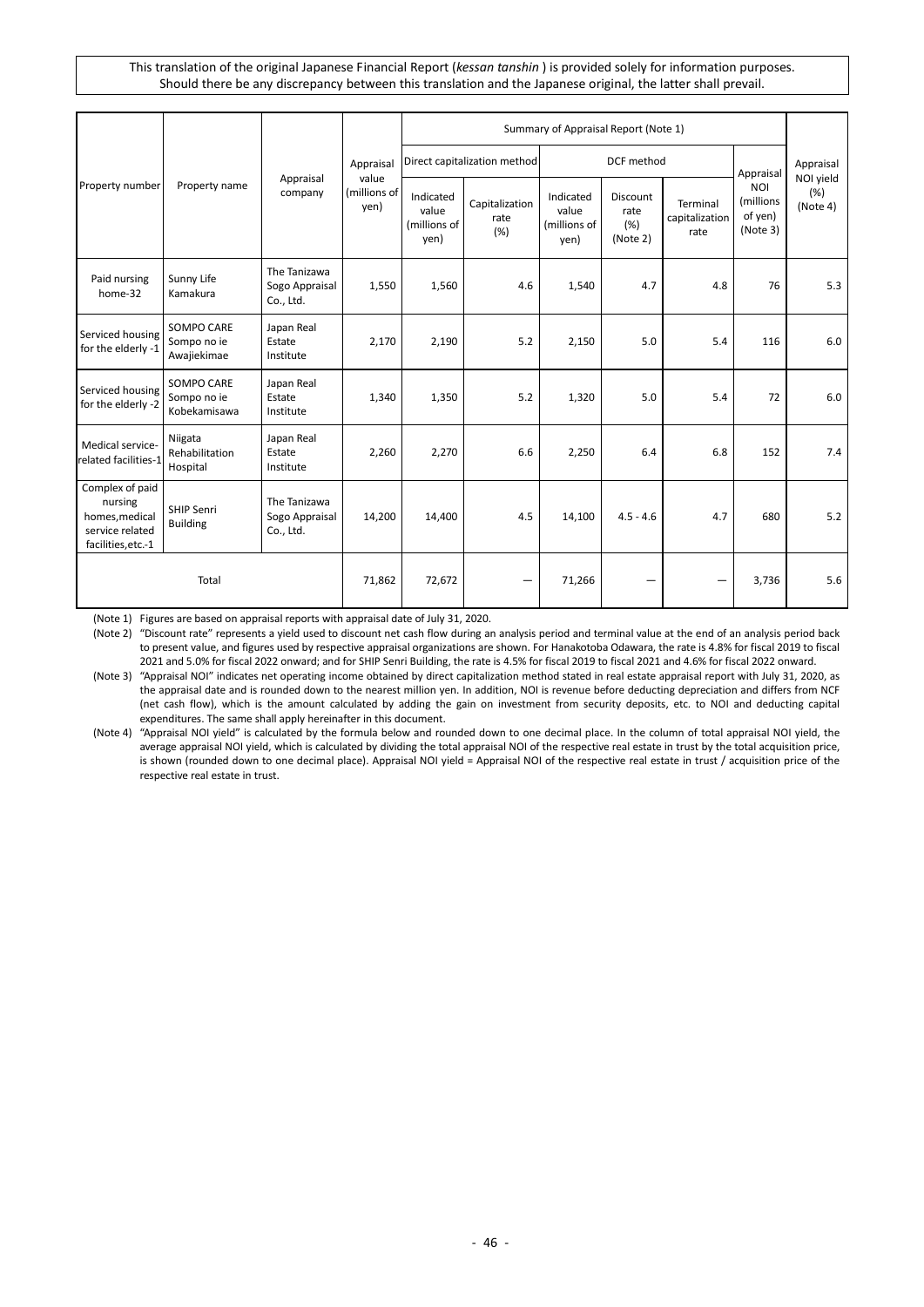This translation of the original Japanese Financial Report (*kessan tanshin* ) is provided solely for information purposes. Should there be any discrepancy between this translation and the Japanese original, the latter shall prevail.

| Property number | Property name | Appraisal company | Appraisal value (millions of yen) | Summary of Appraisal Report (Note 1) | | | | | | | Appraisal NOI yield (%) (Note 4) |
|---|---|---|---|---|---|---|---|---|---|---|---|
| | | | | Direct capitalization method | | DCF method | | | Appraisal NOI (millions of yen) (Note 3) | | |
| | | | | Indicated value (millions of yen) | Capitalization rate (%) | Indicated value (millions of yen) | Discount rate (%) (Note 2) | Terminal capitalization rate | | | |
| Paid nursing home-32 | Sunny Life Kamakura | The Tanizawa Sogo Appraisal Co., Ltd. | 1,550 | 1,560 | 4.6 | 1,540 | 4.7 | 4.8 | 76 | | 5.3 |
| Serviced housing for the elderly -1 | SOMPO CARE Sompo no ie Awajiekimae | Japan Real Estate Institute | 2,170 | 2,190 | 5.2 | 2,150 | 5.0 | 5.4 | 116 | | 6.0 |
| Serviced housing for the elderly -2 | SOMPO CARE Sompo no ie Kobekamisawa | Japan Real Estate Institute | 1,340 | 1,350 | 5.2 | 1,320 | 5.0 | 5.4 | 72 | | 6.0 |
| Medical service-related facilities-1 | Niigata Rehabilitation Hospital | Japan Real Estate Institute | 2,260 | 2,270 | 6.6 | 2,250 | 6.4 | 6.8 | 152 | | 7.4 |
| Complex of paid nursing homes,medical service related facilities,etc.-1 | SHIP Senri Building | The Tanizawa Sogo Appraisal Co., Ltd. | 14,200 | 14,400 | 4.5 | 14,100 | 4.5 - 4.6 | 4.7 | 680 | | 5.2 |
| Total | | | 71,862 | 72,672 | ― | 71,266 | ― | ― | 3,736 | | 5.6 |

(Note 1) Figures are based on appraisal reports with appraisal date of July 31, 2020.

(Note 2) "Discount rate" represents a yield used to discount net cash flow during an analysis period and terminal value at the end of an analysis period back to present value, and figures used by respective appraisal organizations are shown. For Hanakotoba Odawara, the rate is 4.8% for fiscal 2019 to fiscal 2021 and 5.0% for fiscal 2022 onward; and for SHIP Senri Building, the rate is 4.5% for fiscal 2019 to fiscal 2021 and 4.6% for fiscal 2022 onward.

(Note 3) "Appraisal NOI" indicates net operating income obtained by direct capitalization method stated in real estate appraisal report with July 31, 2020, as the appraisal date and is rounded down to the nearest million yen. In addition, NOI is revenue before deducting depreciation and differs from NCF (net cash flow), which is the amount calculated by adding the gain on investment from security deposits, etc. to NOI and deducting capital expenditures. The same shall apply hereinafter in this document.

(Note 4) "Appraisal NOI yield" is calculated by the formula below and rounded down to one decimal place. In the column of total appraisal NOI yield, the average appraisal NOI yield, which is calculated by dividing the total appraisal NOI of the respective real estate in trust by the total acquisition price, is shown (rounded down to one decimal place). Appraisal NOI yield = Appraisal NOI of the respective real estate in trust / acquisition price of the respective real estate in trust.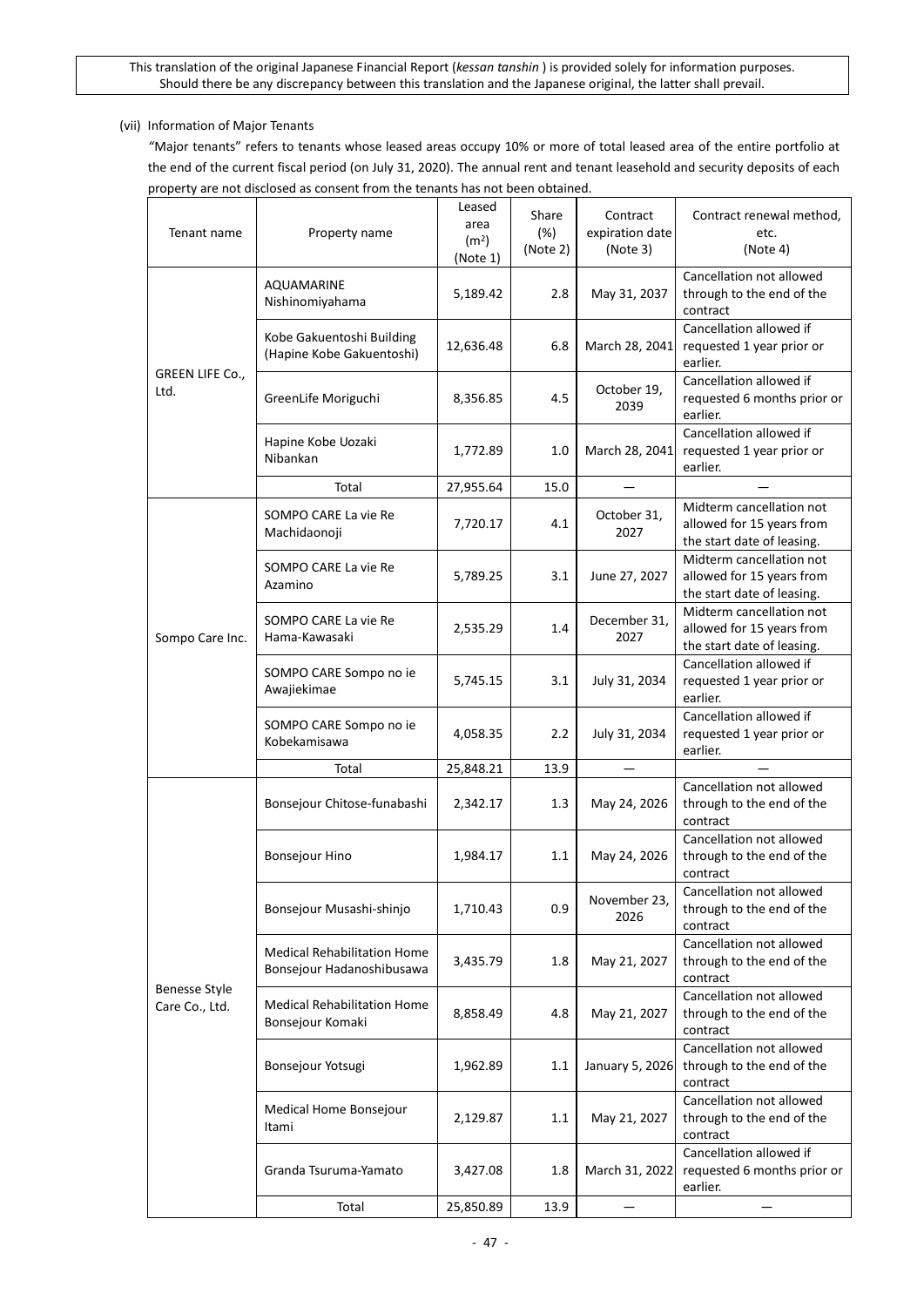This translation of the original Japanese Financial Report (*kessan tanshin* ) is provided solely for information purposes. Should there be any discrepancy between this translation and the Japanese original, the latter shall prevail.

(vii) Information of Major Tenants

"Major tenants" refers to tenants whose leased areas occupy 10% or more of total leased area of the entire portfolio at the end of the current fiscal period (on July 31, 2020). The annual rent and tenant leasehold and security deposits of each property are not disclosed as consent from the tenants has not been obtained.

| Tenant name | Property name | Leased area ($m^2$) (Note 1) | Share (%) (Note 2) | Contract expiration date (Note 3) | Contract renewal method, etc. (Note 4) |
|---|---|---|---|---|---|
| GREEN LIFE Co., Ltd. | AQUAMARINE Nishinomiyahama | 5,189.42 | 2.8 | May 31, 2037 | Cancellation not allowed through to the end of the contract |
| | Kobe Gakuentoshi Building (Hapine Kobe Gakuentoshi) | 12,636.48 | 6.8 | March 28, 2041 | Cancellation allowed if requested 1 year prior or earlier. |
| | GreenLife Moriguchi | 8,356.85 | 4.5 | October 19, 2039 | Cancellation allowed if requested 6 months prior or earlier. |
| | Hapine Kobe Uozaki Nibankan | 1,772.89 | 1.0 | March 28, 2041 | Cancellation allowed if requested 1 year prior or earlier. |
| | Total | 27,955.64 | 15.0 | ― | ― |
| Sompo Care Inc. | SOMPO CARE La vie Re Machidaonoji | 7,720.17 | 4.1 | October 31, 2027 | Midterm cancellation not allowed for 15 years from the start date of leasing. |
| | SOMPO CARE La vie Re Azamino | 5,789.25 | 3.1 | June 27, 2027 | Midterm cancellation not allowed for 15 years from the start date of leasing. |
| | SOMPO CARE La vie Re Hama-Kawasaki | 2,535.29 | 1.4 | December 31, 2027 | Midterm cancellation not allowed for 15 years from the start date of leasing. |
| | SOMPO CARE Sompo no ie Awajiekimae | 5,745.15 | 3.1 | July 31, 2034 | Cancellation allowed if requested 1 year prior or earlier. |
| | SOMPO CARE Sompo no ie Kobekamisawa | 4,058.35 | 2.2 | July 31, 2034 | Cancellation allowed if requested 1 year prior or earlier. |
| | Total | 25,848.21 | 13.9 | ― | ― |
| Benesse Style Care Co., Ltd. | Bonsejour Chitose-funabashi | 2,342.17 | 1.3 | May 24, 2026 | Cancellation not allowed through to the end of the contract |
| | Bonsejour Hino | 1,984.17 | 1.1 | May 24, 2026 | Cancellation not allowed through to the end of the contract |
| | Bonsejour Musashi-shinjo | 1,710.43 | 0.9 | November 23, 2026 | Cancellation not allowed through to the end of the contract |
| | Medical Rehabilitation Home Bonsejour Hadanoshibusawa | 3,435.79 | 1.8 | May 21, 2027 | Cancellation not allowed through to the end of the contract |
| | Medical Rehabilitation Home Bonsejour Komaki | 8,858.49 | 4.8 | May 21, 2027 | Cancellation not allowed through to the end of the contract |
| | Bonsejour Yotsugi | 1,962.89 | 1.1 | January 5, 2026 | Cancellation not allowed through to the end of the contract |
| | Medical Home Bonsejour Itami | 2,129.87 | 1.1 | May 21, 2027 | Cancellation not allowed through to the end of the contract |
| | Granda Tsuruma-Yamato | 3,427.08 | 1.8 | March 31, 2022 | Cancellation allowed if requested 6 months prior or earlier. |
| | Total | 25,850.89 | 13.9 | ― | ― |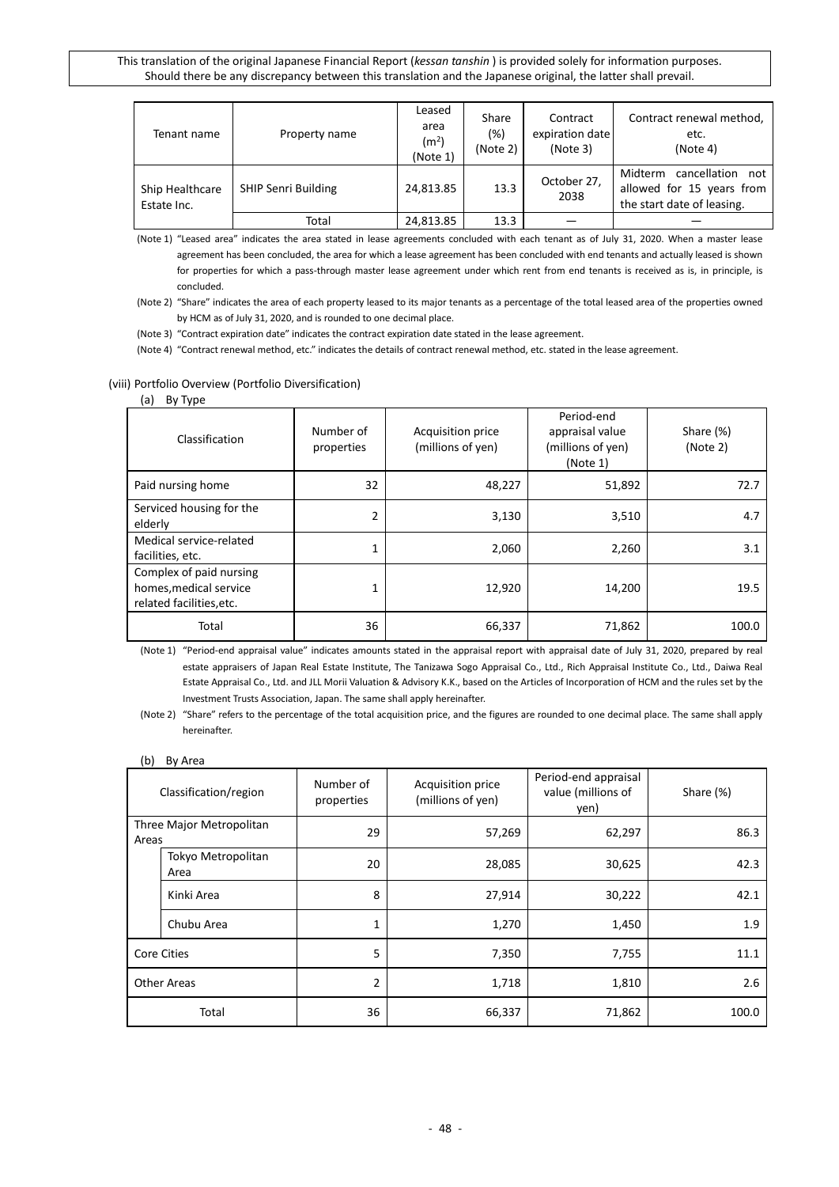This translation of the original Japanese Financial Report (*kessan tanshin* ) is provided solely for information purposes. Should there be any discrepancy between this translation and the Japanese original, the latter shall prevail.

| Tenant name | Property name | Leased area ($m^2$) (Note 1) | Share (%) (Note 2) | Contract expiration date (Note 3) | Contract renewal method, etc. (Note 4) |
|---|---|---|---|---|---|
| Ship Healthcare Estate Inc. | SHIP Senri Building | 24,813.85 | 13.3 | October 27, 2038 | Midterm cancellation not allowed for 15 years from the start date of leasing. |
| | Total | 24,813.85 | 13.3 | ― | ― |

(Note 1) "Leased area" indicates the area stated in lease agreements concluded with each tenant as of July 31, 2020. When a master lease agreement has been concluded, the area for which a lease agreement has been concluded with end tenants and actually leased is shown for properties for which a pass-through master lease agreement under which rent from end tenants is received as is, in principle, is concluded.

(Note 2) "Share" indicates the area of each property leased to its major tenants as a percentage of the total leased area of the properties owned by HCM as of July 31, 2020, and is rounded to one decimal place.

(Note 3) "Contract expiration date" indicates the contract expiration date stated in the lease agreement.

(Note 4) "Contract renewal method, etc." indicates the details of contract renewal method, etc. stated in the lease agreement.

(viii) Portfolio Overview (Portfolio Diversification)

(a) By Type

| Classification | Number of properties | Acquisition price (millions of yen) | Period-end appraisal value (millions of yen) (Note 1) | Share (%) (Note 2) |
|---|---|---|---|---|
| Paid nursing home | 32 | 48,227 | 51,892 | 72.7 |
| Serviced housing for the elderly | 2 | 3,130 | 3,510 | 4.7 |
| Medical service-related facilities, etc. | 1 | 2,060 | 2,260 | 3.1 |
| Complex of paid nursing homes,medical service related facilities,etc. | 1 | 12,920 | 14,200 | 19.5 |
| Total | 36 | 66,337 | 71,862 | 100.0 |

(Note 1) "Period-end appraisal value" indicates amounts stated in the appraisal report with appraisal date of July 31, 2020, prepared by real estate appraisers of Japan Real Estate Institute, The Tanizawa Sogo Appraisal Co., Ltd., Rich Appraisal Institute Co., Ltd., Daiwa Real Estate Appraisal Co., Ltd. and JLL Morii Valuation & Advisory K.K., based on the Articles of Incorporation of HCM and the rules set by the Investment Trusts Association, Japan. The same shall apply hereinafter.

(Note 2) "Share" refers to the percentage of the total acquisition price, and the figures are rounded to one decimal place. The same shall apply hereinafter.

(b) By Area

| Classification/region | | Number of properties | Acquisition price (millions of yen) | Period-end appraisal value (millions of yen) | Share (%) |
|---|---|---|---|---|---|
| Three Major Metropolitan Areas | | 29 | 57,269 | 62,297 | 86.3 |
| | Tokyo Metropolitan Area | 20 | 28,085 | 30,625 | 42.3 |
| | Kinki Area | 8 | 27,914 | 30,222 | 42.1 |
| | Chubu Area | 1 | 1,270 | 1,450 | 1.9 |
| Core Cities | | 5 | 7,350 | 7,755 | 11.1 |
| Other Areas | | 2 | 1,718 | 1,810 | 2.6 |
| Total | | 36 | 66,337 | 71,862 | 100.0 |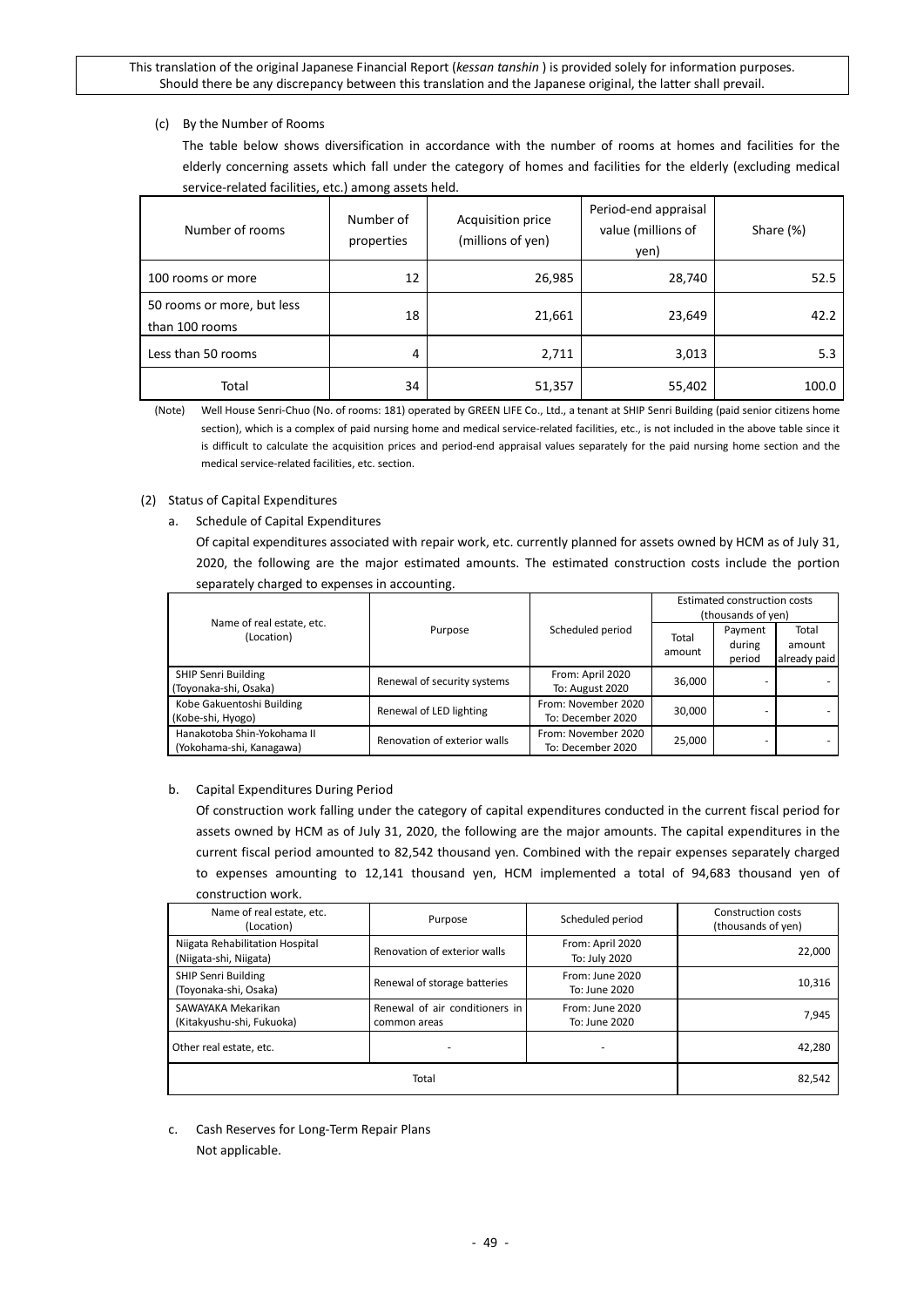This translation of the original Japanese Financial Report (*kessan tanshin* ) is provided solely for information purposes. Should there be any discrepancy between this translation and the Japanese original, the latter shall prevail.

(c) By the Number of Rooms

The table below shows diversification in accordance with the number of rooms at homes and facilities for the elderly concerning assets which fall under the category of homes and facilities for the elderly (excluding medical service-related facilities, etc.) among assets held.

| Number of rooms | Number of properties | Acquisition price (millions of yen) | Period-end appraisal value (millions of yen) | Share (%) |
|---|---|---|---|---|
| 100 rooms or more | 12 | 26,985 | 28,740 | 52.5 |
| 50 rooms or more, but less than 100 rooms | 18 | 21,661 | 23,649 | 42.2 |
| Less than 50 rooms | 4 | 2,711 | 3,013 | 5.3 |
| Total | 34 | 51,357 | 55,402 | 100.0 |

(Note) Well House Senri-Chuo (No. of rooms: 181) operated by GREEN LIFE Co., Ltd., a tenant at SHIP Senri Building (paid senior citizens home section), which is a complex of paid nursing home and medical service-related facilities, etc., is not included in the above table since it is difficult to calculate the acquisition prices and period-end appraisal values separately for the paid nursing home section and the medical service-related facilities, etc. section.

(2) Status of Capital Expenditures

a. Schedule of Capital Expenditures

Of capital expenditures associated with repair work, etc. currently planned for assets owned by HCM as of July 31, 2020, the following are the major estimated amounts. The estimated construction costs include the portion separately charged to expenses in accounting.

| Name of real estate, etc. (Location) | Purpose | Scheduled period | Estimated construction costs (thousands of yen) | | |
|---|---|---|---|---|---|
| | | | Total amount | Payment during period | Total amount already paid |
| SHIP Senri Building (Toyonaka-shi, Osaka) | Renewal of security systems | From: April 2020 To: August 2020 | 36,000 | - | - |
| Kobe Gakuentoshi Building (Kobe-shi, Hyogo) | Renewal of LED lighting | From: November 2020 To: December 2020 | 30,000 | - | - |
| Hanakotoba Shin-Yokohama II (Yokohama-shi, Kanagawa) | Renovation of exterior walls | From: November 2020 To: December 2020 | 25,000 | - | - |

b. Capital Expenditures During Period

Of construction work falling under the category of capital expenditures conducted in the current fiscal period for assets owned by HCM as of July 31, 2020, the following are the major amounts. The capital expenditures in the current fiscal period amounted to 82,542 thousand yen. Combined with the repair expenses separately charged to expenses amounting to 12,141 thousand yen, HCM implemented a total of 94,683 thousand yen of construction work.

| Name of real estate, etc. (Location) | Purpose | Scheduled period | Construction costs (thousands of yen) |
|---|---|---|---|
| Niigata Rehabilitation Hospital (Niigata-shi, Niigata) | Renovation of exterior walls | From: April 2020 To: July 2020 | 22,000 |
| SHIP Senri Building (Toyonaka-shi, Osaka) | Renewal of storage batteries | From: June 2020 To: June 2020 | 10,316 |
| SAWAYAKA Mekarikan (Kitakyushu-shi, Fukuoka) | Renewal of air conditioners in common areas | From: June 2020 To: June 2020 | 7,945 |
| Other real estate, etc. | - | - | 42,280 |
| Total | | | 82,542 |

c. Cash Reserves for Long-Term Repair Plans

Not applicable.